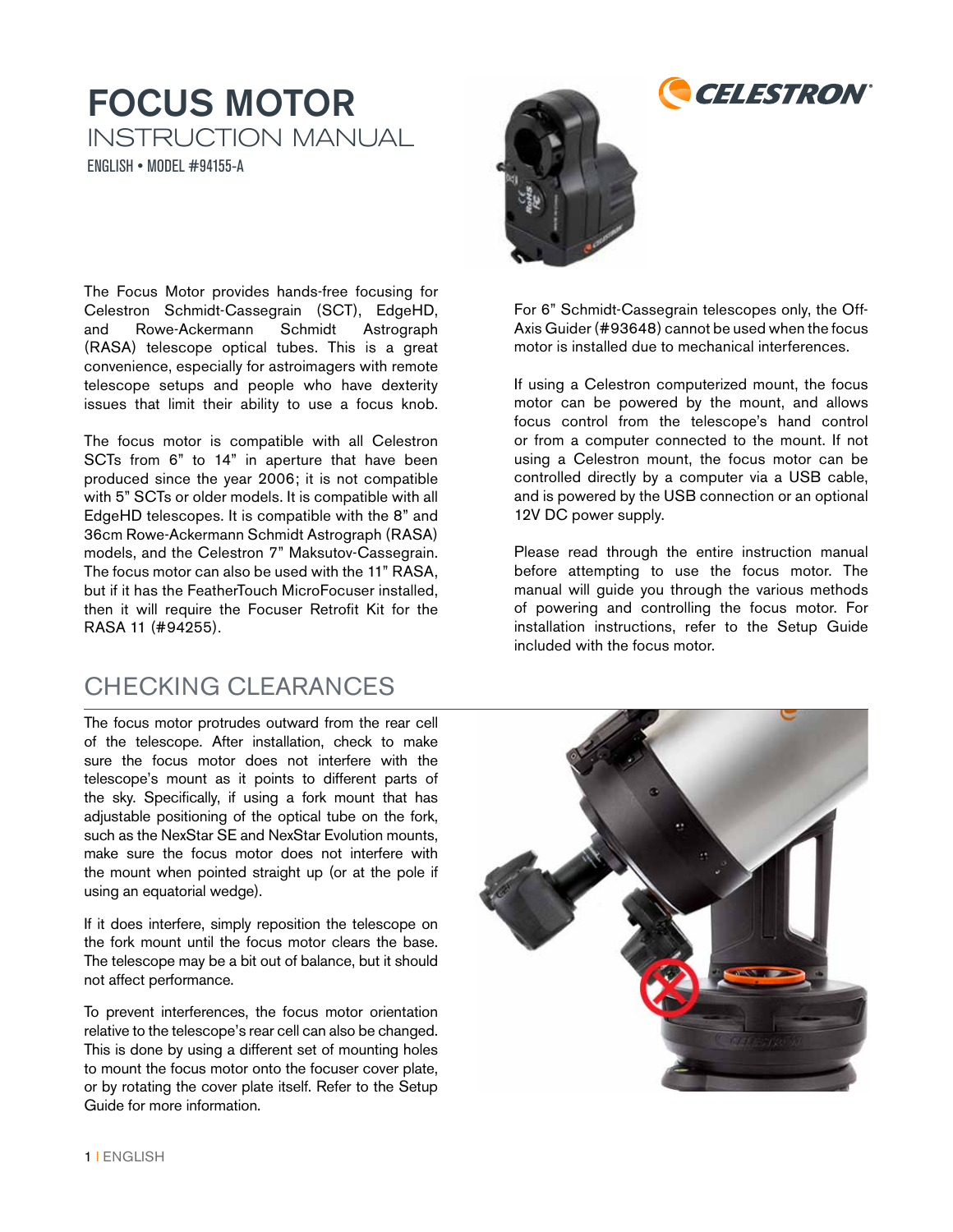# FOCUS MOTOR

## INSTRUCTION MANUAL

ENGLISH • MODEL #94155-A

The Focus Motor provides hands-free focusing for Celestron Schmidt-Cassegrain (SCT), EdgeHD, and Rowe-Ackermann Schmidt Astrograph (RASA) telescope optical tubes. This is a great convenience, especially for astroimagers with remote telescope setups and people who have dexterity issues that limit their ability to use a focus knob.

The focus motor is compatible with all Celestron SCTs from 6" to 14" in aperture that have been produced since the year 2006; it is not compatible with 5" SCTs or older models. It is compatible with all EdgeHD telescopes. It is compatible with the 8" and 36cm Rowe-Ackermann Schmidt Astrograph (RASA) models, and the Celestron 7" Maksutov-Cassegrain. The focus motor can also be used with the 11" RASA, but if it has the FeatherTouch MicroFocuser installed, then it will require the Focuser Retrofit Kit for the RASA 11 (#94255).

For 6" Schmidt-Cassegrain telescopes only, the Off-Axis Guider (#93648) cannot be used when the focus motor is installed due to mechanical interferences.

If using a Celestron computerized mount, the focus motor can be powered by the mount, and allows focus control from the telescope's hand control or from a computer connected to the mount. If not using a Celestron mount, the focus motor can be controlled directly by a computer via a USB cable, and is powered by the USB connection or an optional 12V DC power supply.

Please read through the entire instruction manual before attempting to use the focus motor. The manual will guide you through the various methods of powering and controlling the focus motor. For installation instructions, refer to the Setup Guide included with the focus motor.

## CHECKING CLEARANCES

The focus motor protrudes outward from the rear cell of the telescope. After installation, check to make sure the focus motor does not interfere with the telescope's mount as it points to different parts of the sky. Specifically, if using a fork mount that has adjustable positioning of the optical tube on the fork, such as the NexStar SE and NexStar Evolution mounts, make sure the focus motor does not interfere with the mount when pointed straight up (or at the pole if using an equatorial wedge).

If it does interfere, simply reposition the telescope on the fork mount until the focus motor clears the base. The telescope may be a bit out of balance, but it should not affect performance.

To prevent interferences, the focus motor orientation relative to the telescope's rear cell can also be changed. This is done by using a different set of mounting holes to mount the focus motor onto the focuser cover plate, or by rotating the cover plate itself. Refer to the Setup Guide for more information.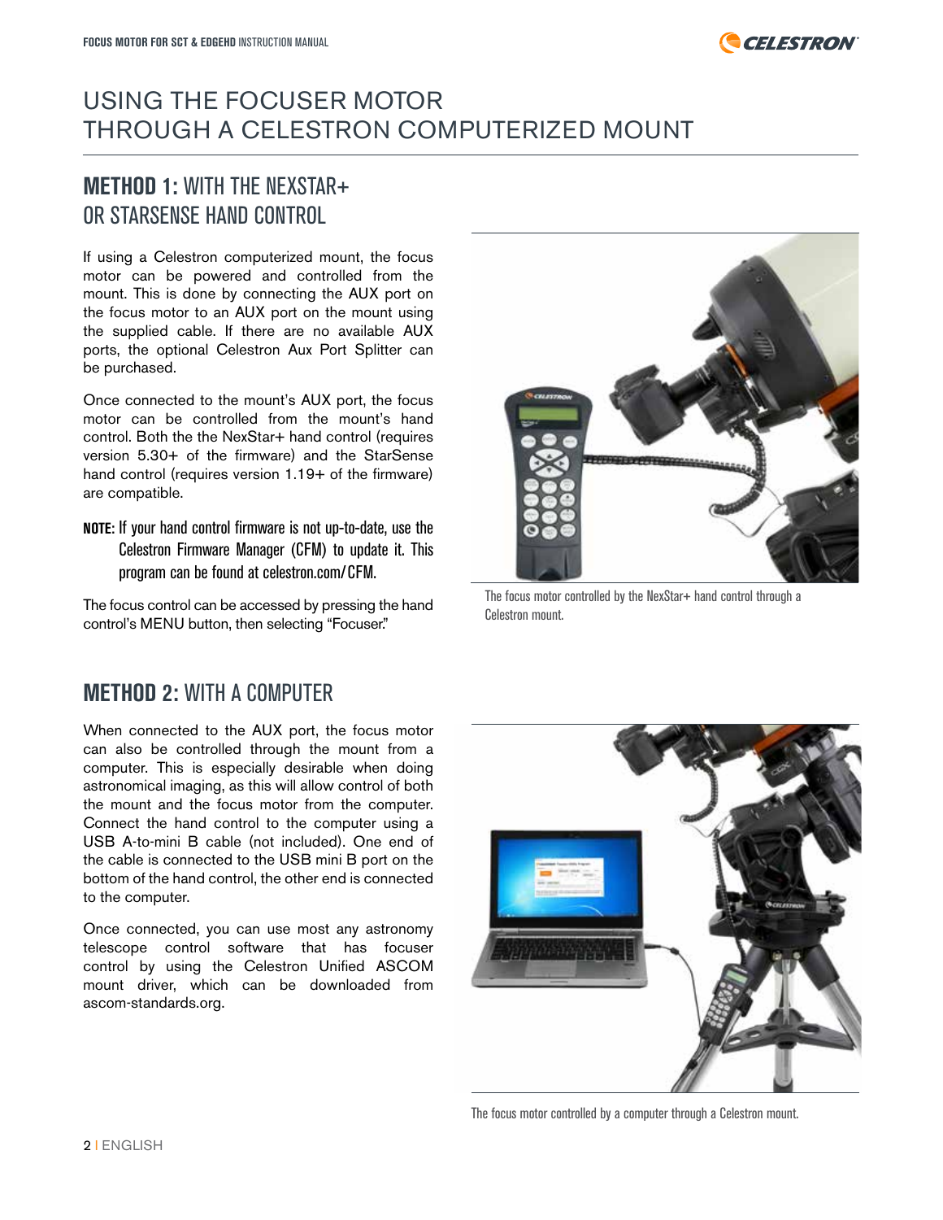# USING THE FOCUSER MOTOR THROUGH A CELESTRON COMPUTERIZED MOUNT

## METHOD 1: WITH THE NEXSTAR+ OR STARSENSE HAND CONTROL

If using a Celestron computerized mount, the focus motor can be powered and controlled from the mount. This is done by connecting the AUX port on the focus motor to an AUX port on the mount using the supplied cable. If there are no available AUX ports, the optional Celestron Aux Port Splitter can be purchased.

Once connected to the mount's AUX port, the focus motor can be controlled from the mount's hand control. Both the the NexStar+ hand control (requires version 5.30+ of the firmware) and the StarSense hand control (requires version 1.19+ of the firmware) are compatible.

**NOTE:** If your hand control firmware is not up-to-date, use the Celestron Firmware Manager (CFM) to update it. This program can be found at celestron.com/CFM.

The focus control can be accessed by pressing the hand control's MENU button, then selecting "Focuser."

The focus motor controlled by the NexStar+ hand control through a Celestron mount.

## METHOD 2: WITH A COMPUTER

When connected to the AUX port, the focus motor can also be controlled through the mount from a computer. This is especially desirable when doing astronomical imaging, as this will allow control of both the mount and the focus motor from the computer. Connect the hand control to the computer using a USB A-to-mini B cable (not included). One end of the cable is connected to the USB mini B port on the bottom of the hand control, the other end is connected to the computer.

Once connected, you can use most any astronomy telescope control software that has focuser control by using the Celestron Unified ASCOM mount driver, which can be downloaded from ascom-standards.org.

The focus motor controlled by a computer through a Celestron mount.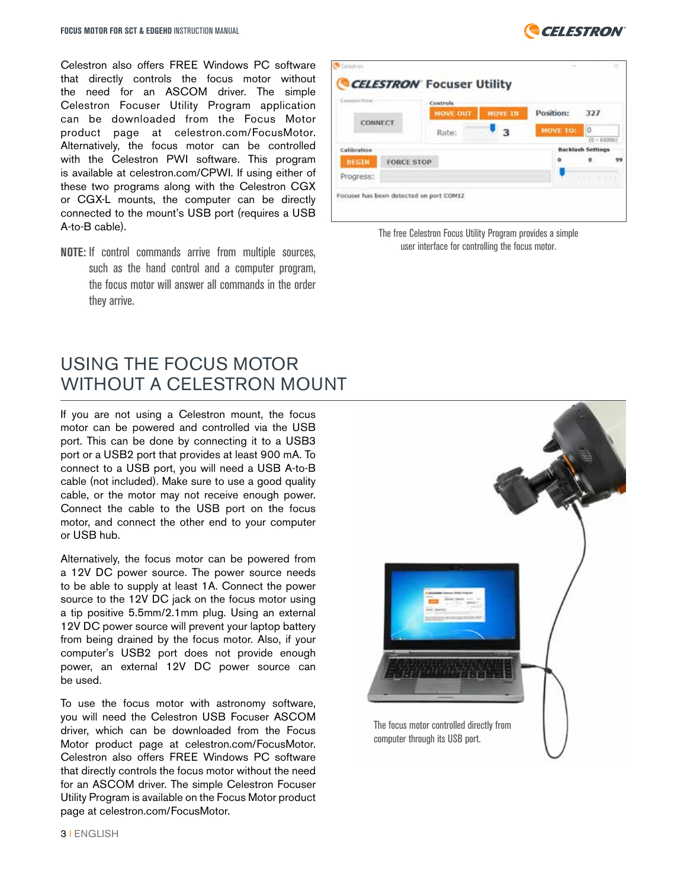Celestron also offers FREE Windows PC software that directly controls the focus motor without the need for an ASCOM driver. The simple Celestron Focuser Utility Program application can be downloaded from the Focus Motor product page at celestron.com/FocusMotor. Alternatively, the focus motor can be controlled with the Celestron PWI software. This program is available at celestron.com/CPWI. If using either of these two programs along with the Celestron CGX or CGX-L mounts, the computer can be directly connected to the mount's USB port (requires a USB A-to-B cable).

**NOTE:** If control commands arrive from multiple sources, such as the hand control and a computer program, the focus motor will answer all commands in the order they arrive.

The free Celestron Focus Utility Program provides a simple user interface for controlling the focus motor.

## USING THE FOCUS MOTOR WITHOUT A CELESTRON MOUNT

If you are not using a Celestron mount, the focus motor can be powered and controlled via the USB port. This can be done by connecting it to a USB3 port or a USB2 port that provides at least 900 mA. To connect to a USB port, you will need a USB A-to-B cable (not included). Make sure to use a good quality cable, or the motor may not receive enough power. Connect the cable to the USB port on the focus motor, and connect the other end to your computer or USB hub.

Alternatively, the focus motor can be powered from a 12V DC power source. The power source needs to be able to supply at least 1A. Connect the power source to the 12V DC jack on the focus motor using a tip positive 5.5mm/2.1mm plug. Using an external 12V DC power source will prevent your laptop battery from being drained by the focus motor. Also, if your computer's USB2 port does not provide enough power, an external 12V DC power source can be used.

To use the focus motor with astronomy software, you will need the Celestron USB Focuser ASCOM driver, which can be downloaded from the Focus Motor product page at celestron.com/FocusMotor. Celestron also offers FREE Windows PC software that directly controls the focus motor without the need for an ASCOM driver. The simple Celestron Focuser Utility Program is available on the Focus Motor product page at celestron.com/FocusMotor.

The focus motor controlled directly from computer through its USB port.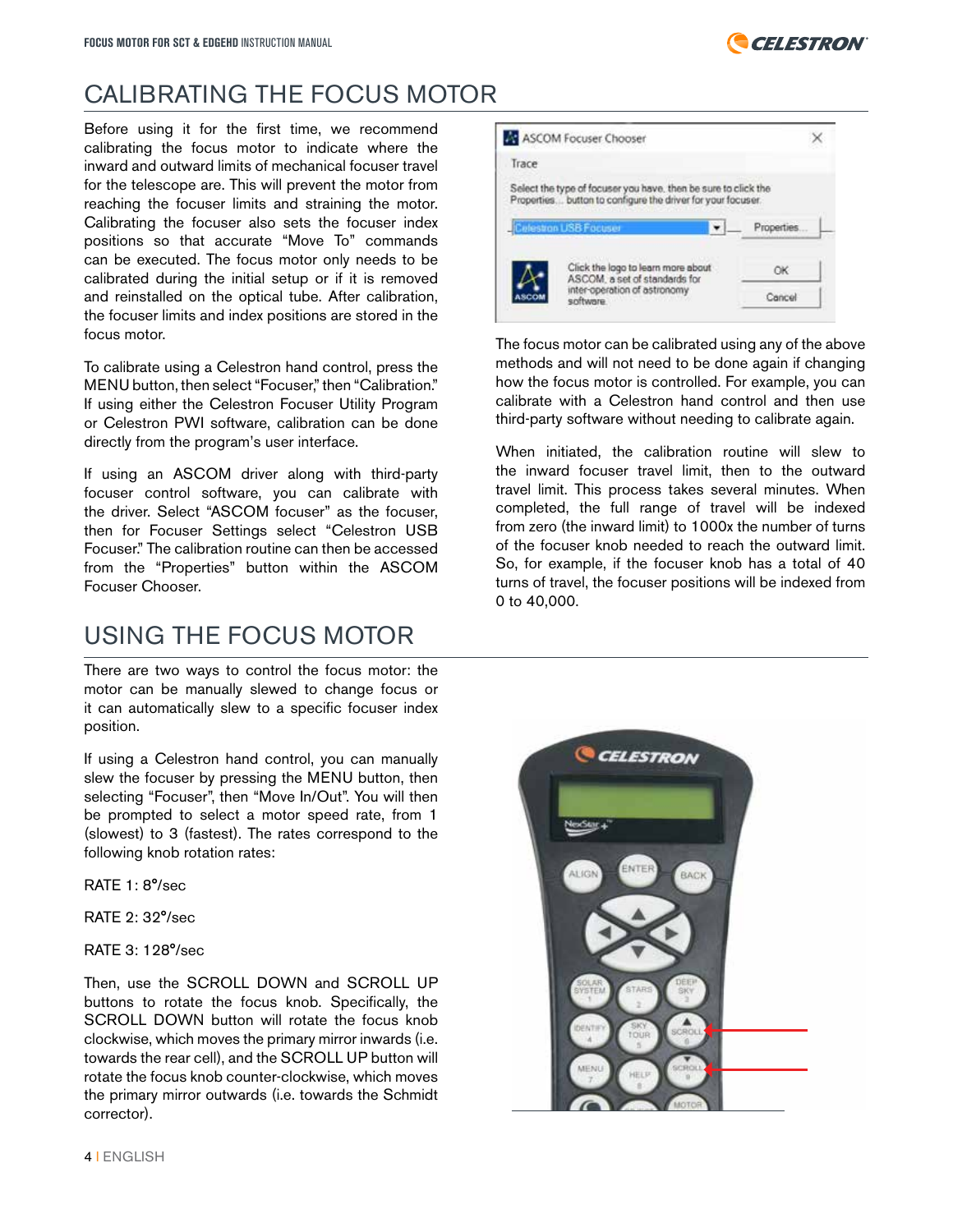# CALIBRATING THE FOCUS MOTOR

Before using it for the first time, we recommend calibrating the focus motor to indicate where the inward and outward limits of mechanical focuser travel for the telescope are. This will prevent the motor from reaching the focuser limits and straining the motor. Calibrating the focuser also sets the focuser index positions so that accurate "Move To" commands can be executed. The focus motor only needs to be calibrated during the initial setup or if it is removed and reinstalled on the optical tube. After calibration, the focuser limits and index positions are stored in the focus motor.

To calibrate using a Celestron hand control, press the MENU button, then select "Focuser," then "Calibration." If using either the Celestron Focuser Utility Program or Celestron PWI software, calibration can be done directly from the program's user interface.

If using an ASCOM driver along with third-party focuser control software, you can calibrate with the driver. Select "ASCOM focuser" as the focuser, then for Focuser Settings select "Celestron USB Focuser." The calibration routine can then be accessed from the "Properties" button within the ASCOM Focuser Chooser.

The focus motor can be calibrated using any of the above methods and will not need to be done again if changing how the focus motor is controlled. For example, you can calibrate with a Celestron hand control and then use third-party software without needing to calibrate again.

When initiated, the calibration routine will slew to the inward focuser travel limit, then to the outward travel limit. This process takes several minutes. When completed, the full range of travel will be indexed from zero (the inward limit) to 1000x the number of turns of the focuser knob needed to reach the outward limit. So, for example, if the focuser knob has a total of 40 turns of travel, the focuser positions will be indexed from 0 to 40,000.

# USING THE FOCUS MOTOR

There are two ways to control the focus motor: the motor can be manually slewed to change focus or it can automatically slew to a specific focuser index position.

If using a Celestron hand control, you can manually slew the focuser by pressing the MENU button, then selecting "Focuser", then "Move In/Out". You will then be prompted to select a motor speed rate, from 1 (slowest) to 3 (fastest). The rates correspond to the following knob rotation rates:

RATE 1: 8°/sec

RATE 2: 32°/sec

RATE 3: 128°/sec

Then, use the SCROLL DOWN and SCROLL UP buttons to rotate the focus knob. Specifically, the SCROLL DOWN button will rotate the focus knob clockwise, which moves the primary mirror inwards (i.e. towards the rear cell), and the SCROLL UP button will rotate the focus knob counter-clockwise, which moves the primary mirror outwards (i.e. towards the Schmidt corrector).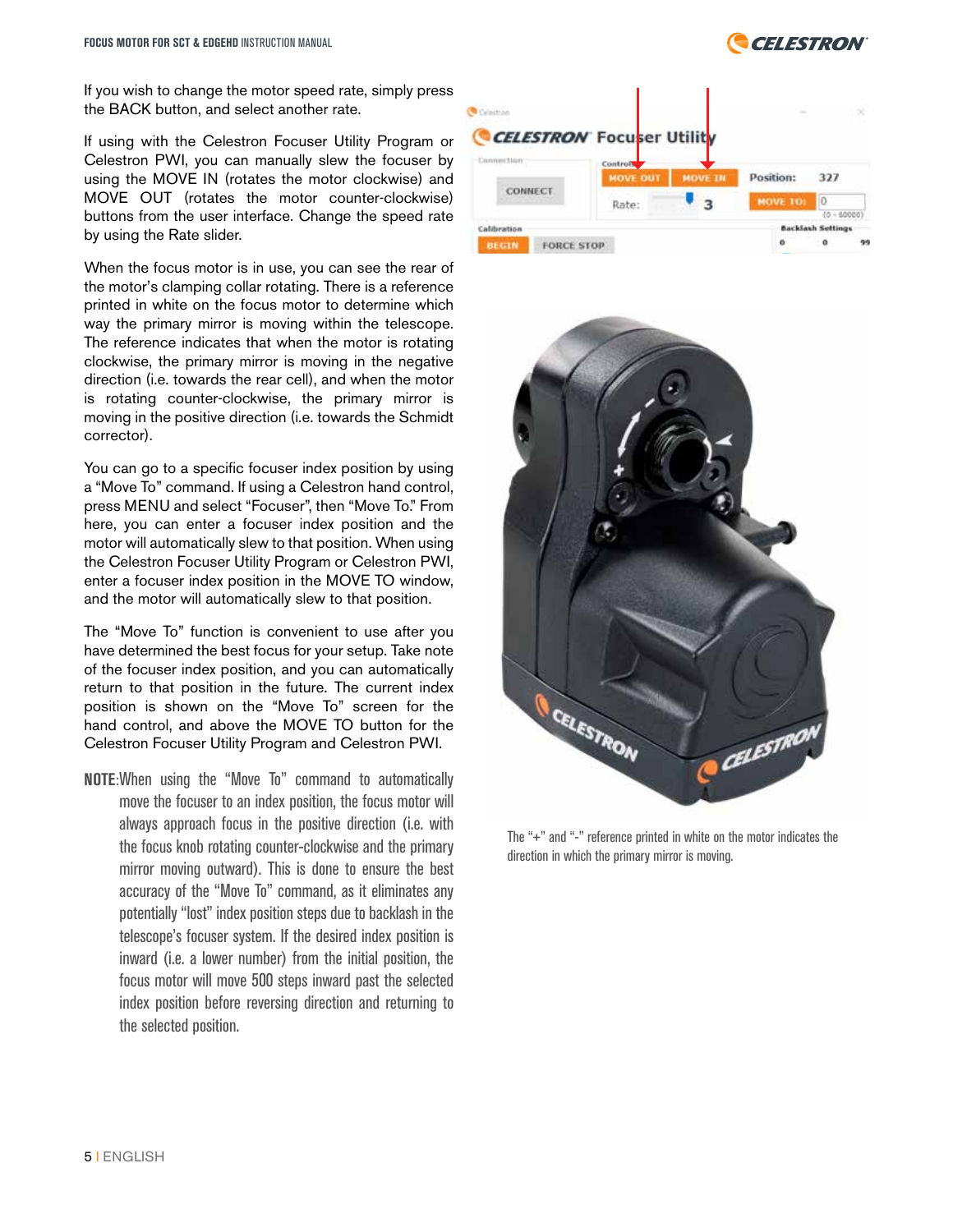If you wish to change the motor speed rate, simply press the BACK button, and select another rate.

If using the Celestron Focuser Utility Program or Celestron PWI, you can manually slew the focuser by using the MOVE IN (rotates the motor clockwise) and MOVE OUT (rotates the motor counter-clockwise) buttons from the user interface. Change the speed rate by using the Rate slider.

When the focus motor is in use, you can see the rear of the motor's clamping collar rotating. There is a reference printed in white on the focus motor to determine which way the primary mirror is moving within the telescope. The reference indicates that when the motor is rotating clockwise, the primary mirror is moving in the negative direction (i.e. towards the rear cell), and when the motor is rotating counter-clockwise, the primary mirror is moving in the positive direction (i.e. towards the Schmidt corrector).

You can go to a specific focuser index position by using a "Move To" command. If using a Celestron hand control, press MENU and select "Focuser", then "Move To." From here, you can enter a focuser index position and the motor will automatically slew to that position. When using the Celestron Focuser Utility Program or Celestron PWI, enter a focuser index position in the MOVE TO window, and the motor will automatically slew to that position.

The "Move To" function is convenient to use after you have determined the best focus for your setup. Take note of the focuser index position, and you can automatically return to that position in the future. The current index position is shown on the "Move To" screen for the hand control, and above the MOVE TO button for the Celestron Focuser Utility Program and Celestron PWI.

**NOTE**: When using the "Move To" command to automatically move the focuser to an index position, the focus motor will always approach focus in the positive direction (i.e. with the focus knob rotating counter-clockwise and the primary mirror moving outward). This is done to ensure the best accuracy of the "Move To" command, as it eliminates any potentially "lost" index position steps due to backlash in the telescope's focuser system. If the desired index position is inward (i.e. a lower number) from the initial position, the focus motor will move 500 steps inward past the selected index position before reversing direction and returning to the selected position.

The "+" and "-" reference printed in white on the motor indicates the direction in which the primary mirror is moving.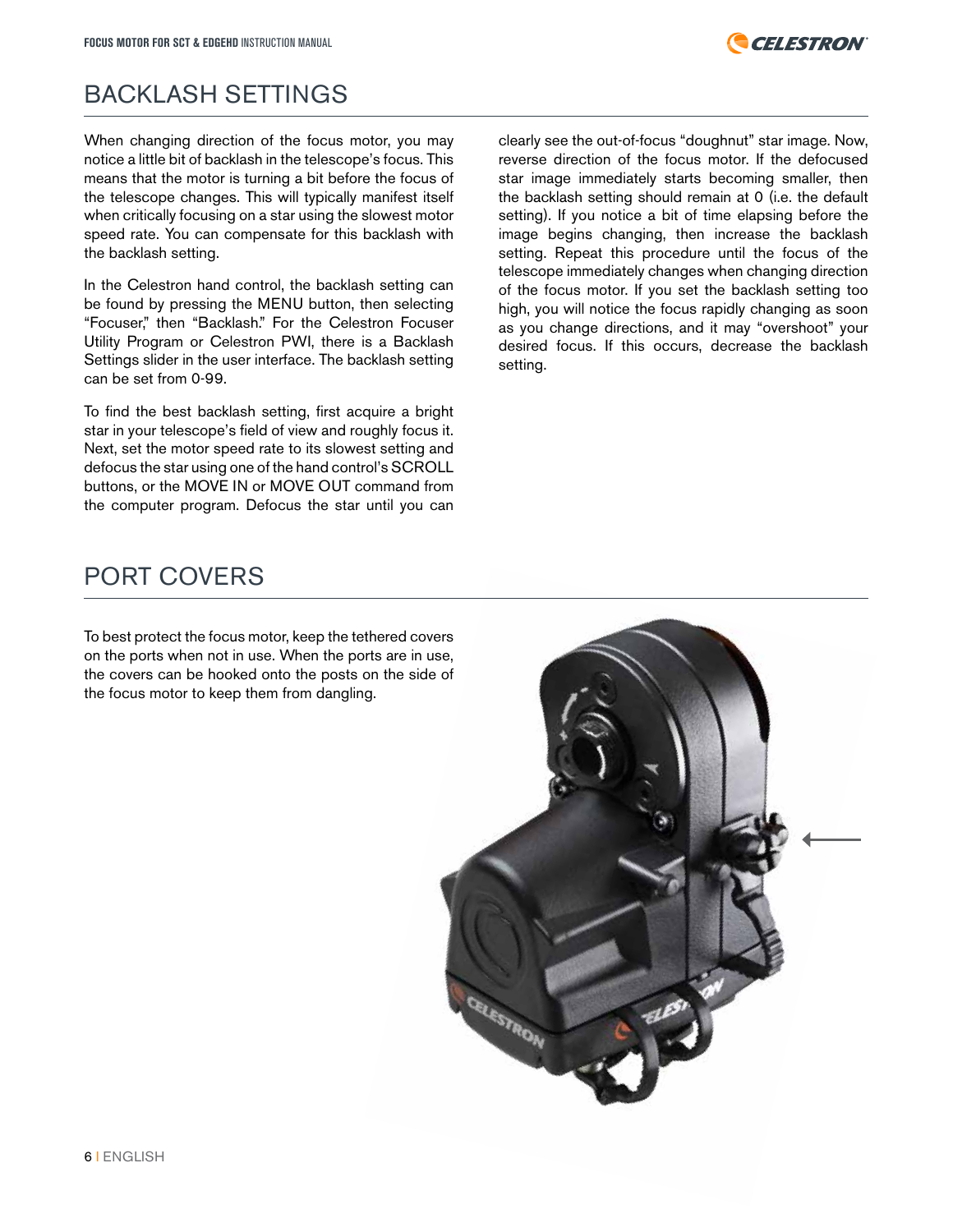## BACKLASH SETTINGS

When changing direction of the focus motor, you may notice a little bit of backlash in the telescope's focus. This means that the motor is turning a bit before the focus of the telescope changes. This will typically manifest itself when critically focusing on a star using the slowest motor speed rate. You can compensate for this backlash with the backlash setting.

In the Celestron hand control, the backlash setting can be found by pressing the MENU button, then selecting "Focuser," then "Backlash." For the Celestron Focuser Utility Program or Celestron PWI, there is a Backlash Settings slider in the user interface. The backlash setting can be set from 0-99.

To find the best backlash setting, first acquire a bright star in your telescope's field of view and roughly focus it. Next, set the motor speed rate to its slowest setting and defocus the star using one of the hand control's SCROLL buttons, or the MOVE IN or MOVE OUT command from the computer program. Defocus the star until you can clearly see the out-of-focus "doughnut" star image. Now, reverse direction of the focus motor. If the defocused star image immediately starts becoming smaller, then the backlash setting should remain at 0 (i.e. the default setting). If you notice a bit of time elapsing before the image begins changing, then increase the backlash setting. Repeat this procedure until the focus of the telescope immediately changes when changing direction of the focus motor. If you set the backlash setting too high, you will notice the focus rapidly changing as soon as you change directions, and it may "overshoot" your desired focus. If this occurs, decrease the backlash setting.

## PORT COVERS

To best protect the focus motor, keep the tethered covers on the ports when not in use. When the ports are in use, the covers can be hooked onto the posts on the side of the focus motor to keep them from dangling.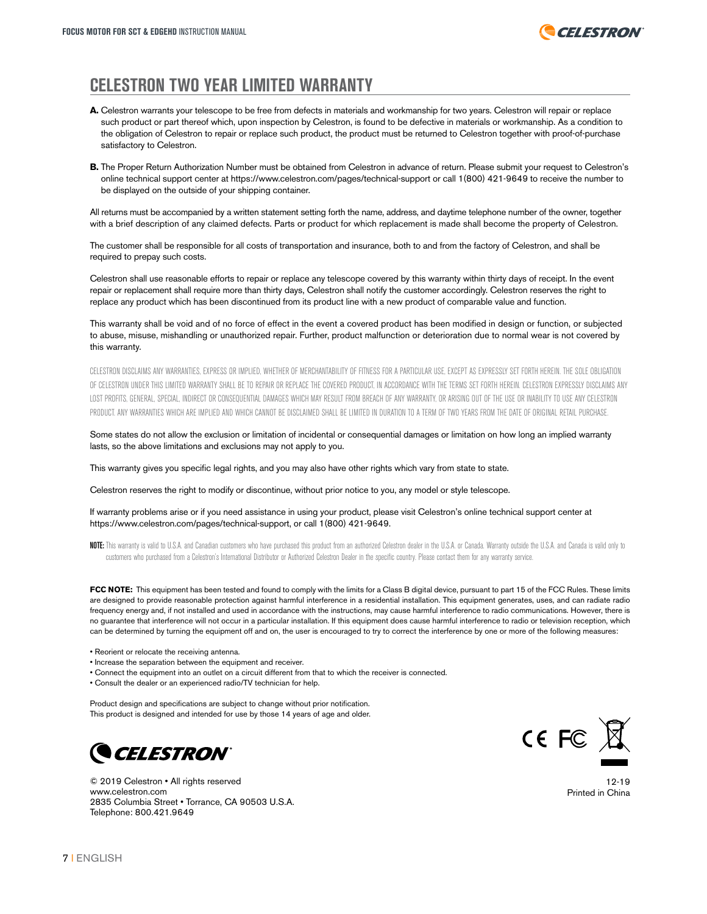# CELESTRON TWO YEAR LIMITED WARRANTY

**A.** Celestron warrants your telescope to be free from defects in materials and workmanship for two years. Celestron will repair or replace such product or part thereof which, upon inspection by Celestron, is found to be defective in materials or workmanship. As a condition to the obligation of Celestron to repair or replace such product, the product must be returned to Celestron together with proof-of-purchase satisfactory to Celestron.

**B.** The Proper Return Authorization Number must be obtained from Celestron in advance of return. Please submit your request to Celestron's online technical support center at https://www.celestron.com/pages/technical-support or call 1(800) 421-9649 to receive the number to be displayed on the outside of your shipping container.

All returns must be accompanied by a written statement setting forth the name, address, and daytime telephone number of the owner, together with a brief description of any claimed defects. Parts or product for which replacement is made shall become the property of Celestron.

The customer shall be responsible for all costs of transportation and insurance, both to and from the factory of Celestron, and shall be required to prepay such costs.

Celestron shall use reasonable efforts to repair or replace any telescope covered by this warranty within thirty days of receipt. In the event repair or replacement shall require more than thirty days, Celestron shall notify the customer accordingly. Celestron reserves the right to replace any product which has been discontinued from its product line with a new product of comparable value and function.

This warranty shall be void and of no force of effect in the event a covered product has been modified in design or function, or subjected to abuse, misuse, mishandling or unauthorized repair. Further, product malfunction or deterioration due to normal wear is not covered by this warranty.

CELESTRON DISCLAIMS ANY WARRANTIES, EXPRESS OR IMPLIED, WHETHER OF MERCHANTABILITY OF FITNESS FOR A PARTICULAR USE, EXCEPT AS EXPRESSLY SET FORTH HEREIN. THE SOLE OBLIGATION OF CELESTRON UNDER THIS LIMITED WARRANTY SHALL BE TO REPAIR OR REPLACE THE COVERED PRODUCT, IN ACCORDANCE WITH THE TERMS SET FORTH HEREIN. CELESTRON EXPRESSLY DISCLAIMS ANY LOST PROFITS, GENERAL, SPECIAL, INDIRECT OR CONSEQUENTIAL DAMAGES WHICH MAY RESULT FROM BREACH OF ANY WARRANTY, OR ARISING OUT OF THE USE OR INABILITY TO USE ANY CELESTRON PRODUCT. ANY WARRANTIES WHICH ARE IMPLIED AND WHICH CANNOT BE DISCLAIMED SHALL BE LIMITED IN DURATION TO A TERM OF TWO YEARS FROM THE DATE OF ORIGINAL RETAIL PURCHASE.

Some states do not allow the exclusion or limitation of incidental or consequential damages or limitation on how long an implied warranty lasts, so the above limitations and exclusions may not apply to you.

This warranty gives you specific legal rights, and you may also have other rights which vary from state to state.

Celestron reserves the right to modify or discontinue, without prior notice to you, any model or style telescope.

If warranty problems arise or if you need assistance in using your product, please visit Celestron's online technical support center at https://www.celestron.com/pages/technical-support, or call 1(800) 421-9649.

**NOTE:** This warranty is valid to U.S.A. and Canadian customers who have purchased this product from an authorized Celestron dealer in the U.S.A. or Canada. Warranty outside the U.S.A. and Canada is valid only to customers who purchased from a Celestron's International Distributor or Authorized Celestron Dealer in the specific country. Please contact them for any warranty service.

**FCC NOTE:** This equipment has been tested and found to comply with the limits for a Class B digital device, pursuant to part 15 of the FCC Rules. These limits are designed to provide reasonable protection against harmful interference in a residential installation. This equipment generates, uses, and can radiate radio frequency energy and, if not installed and used in accordance with the instructions, may cause harmful interference to radio communications. However, there is no guarantee that interference will not occur in a particular installation. If this equipment does cause harmful interference to radio or television reception, which can be determined by turning the equipment off and on, the user is encouraged to try to correct the interference by one or more of the following measures:

- Reorient or relocate the receiving antenna.
- Increase the separation between the equipment and receiver.
- Connect the equipment into an outlet on a circuit different from that to which the receiver is connected.
- Consult the dealer or an experienced radio/TV technician for help.

Product design and specifications are subject to change without prior notification.
This product is designed and intended for use by those 14 years of age and older.

© 2019 Celestron • All rights reserved
www.celestron.com
2835 Columbia Street • Torrance, CA 90503 U.S.A.
Telephone: 800.421.9649

12-19
Printed in China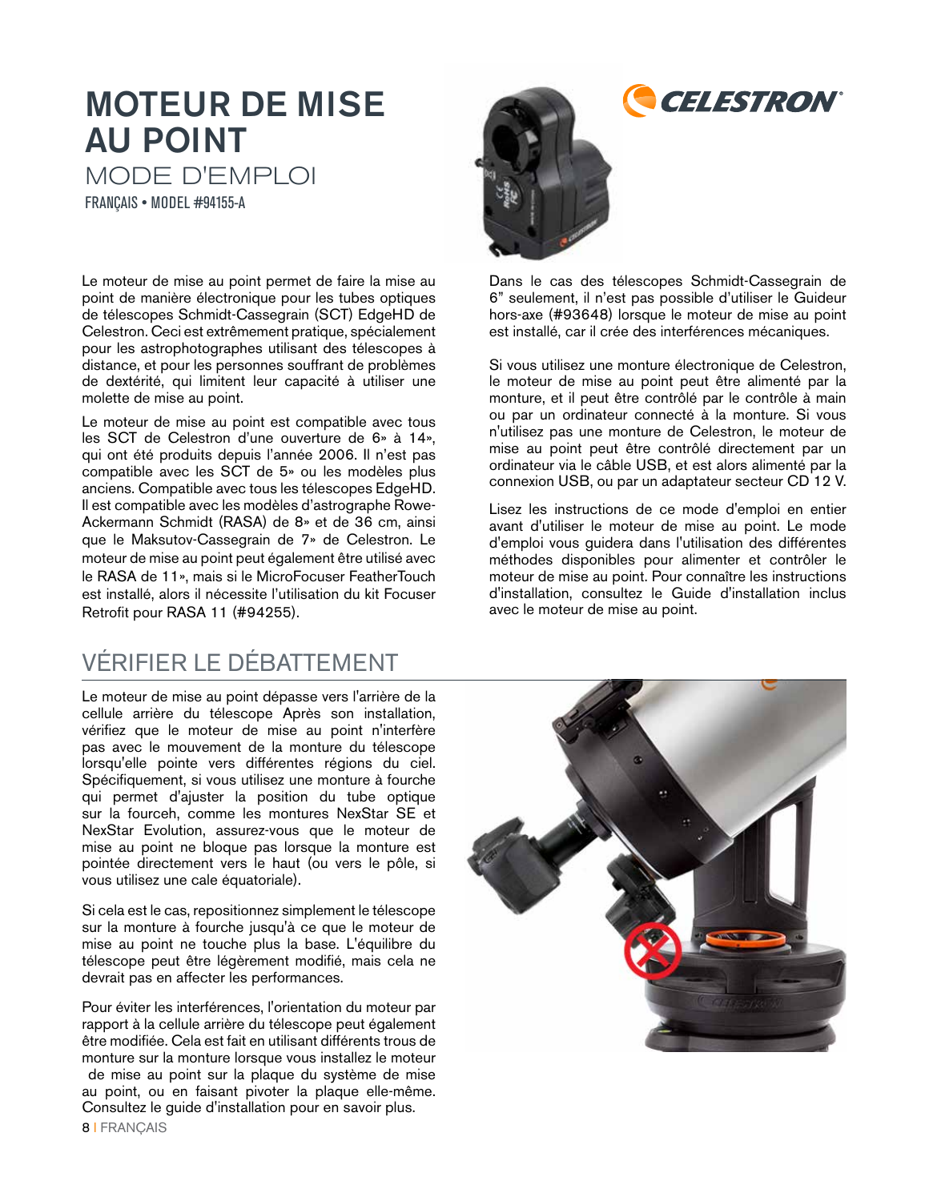# MOTEUR DE MISE AU POINT

## MODE D'EMPLOI

FRANÇAIS • MODEL #94155-A

Le moteur de mise au point permet de faire la mise au point de manière électronique pour les tubes optiques de télescopes Schmidt-Cassegrain (SCT) EdgeHD de Celestron. Ceci est extrêmement pratique, spécialement pour les astrophotographes utilisant des télescopes à distance, et pour les personnes souffrant de problèmes de dextérité, qui limitent leur capacité à utiliser une molette de mise au point.

Le moteur de mise au point est compatible avec tous les SCT de Celestron d'une ouverture de 6» à 14», qui ont été produits depuis l'année 2006. Il n'est pas compatible avec les SCT de 5» ou les modèles plus anciens. Compatible avec tous les télescopes EdgeHD. Il est compatible avec les modèles d'astrographe Rowe-Ackermann Schmidt (RASA) de 8» et de 36 cm, ainsi que le Maksutov-Cassegrain de 7» de Celestron. Le moteur de mise au point peut également être utilisé avec le RASA de 11», mais si le MicroFocuser FeatherTouch est installé, alors il nécessite l'utilisation du kit Focuser Retrofit pour RASA 11 (#94255).

Dans le cas des télescopes Schmidt-Cassegrain de 6" seulement, il n'est pas possible d'utiliser le Guideur hors-axe (#93648) lorsque le moteur de mise au point est installé, car il crée des interférences mécaniques.

Si vous utilisez une monture électronique de Celestron, le moteur de mise au point peut être alimenté par la monture, et il peut être contrôlé par le contrôle à main ou par un ordinateur connecté à la monture. Si vous n'utilisez pas une monture de Celestron, le moteur de mise au point peut être contrôlé directement par un ordinateur via le câble USB, et est alors alimenté par la connexion USB, ou par un adaptateur secteur CD 12 V.

Lisez les instructions de ce mode d'emploi en entier avant d'utiliser le moteur de mise au point. Le mode d'emploi vous guidera dans l'utilisation des différentes méthodes disponibles pour alimenter et contrôler le moteur de mise au point. Pour connaître les instructions d'installation, consultez le Guide d'installation inclus avec le moteur de mise au point.

## VÉRIFIER LE DÉBATTEMENT

Le moteur de mise au point dépasse vers l'arrière de la cellule arrière du télescope Après son installation, vérifiez que le moteur de mise au point n'interfère pas avec le mouvement de la monture du télescope lorsqu'elle pointe vers différentes régions du ciel. Spécifiquement, si vous utilisez une monture à fourche qui permet d'ajuster la position du tube optique sur la fourceh, comme les montures NexStar SE et NexStar Evolution, assurez-vous que le moteur de mise au point ne bloque pas lorsque la monture est pointée directement vers le haut (ou vers le pôle, si vous utilisez une cale équatoriale).

Si cela est le cas, repositionnez simplement le télescope sur la monture à fourche jusqu'à ce que le moteur de mise au point ne touche plus la base. L'équilibre du télescope peut être légèrement modifié, mais cela ne devrait pas en affecter les performances.

Pour éviter les interférences, l'orientation du moteur par rapport à la cellule arrière du télescope peut également être modifiée. Cela est fait en utilisant différents trous de monture sur la monture lorsque vous installez le moteur de mise au point sur la plaque du système de mise au point, ou en faisant pivoter la plaque elle-même. Consultez le guide d'installation pour en savoir plus.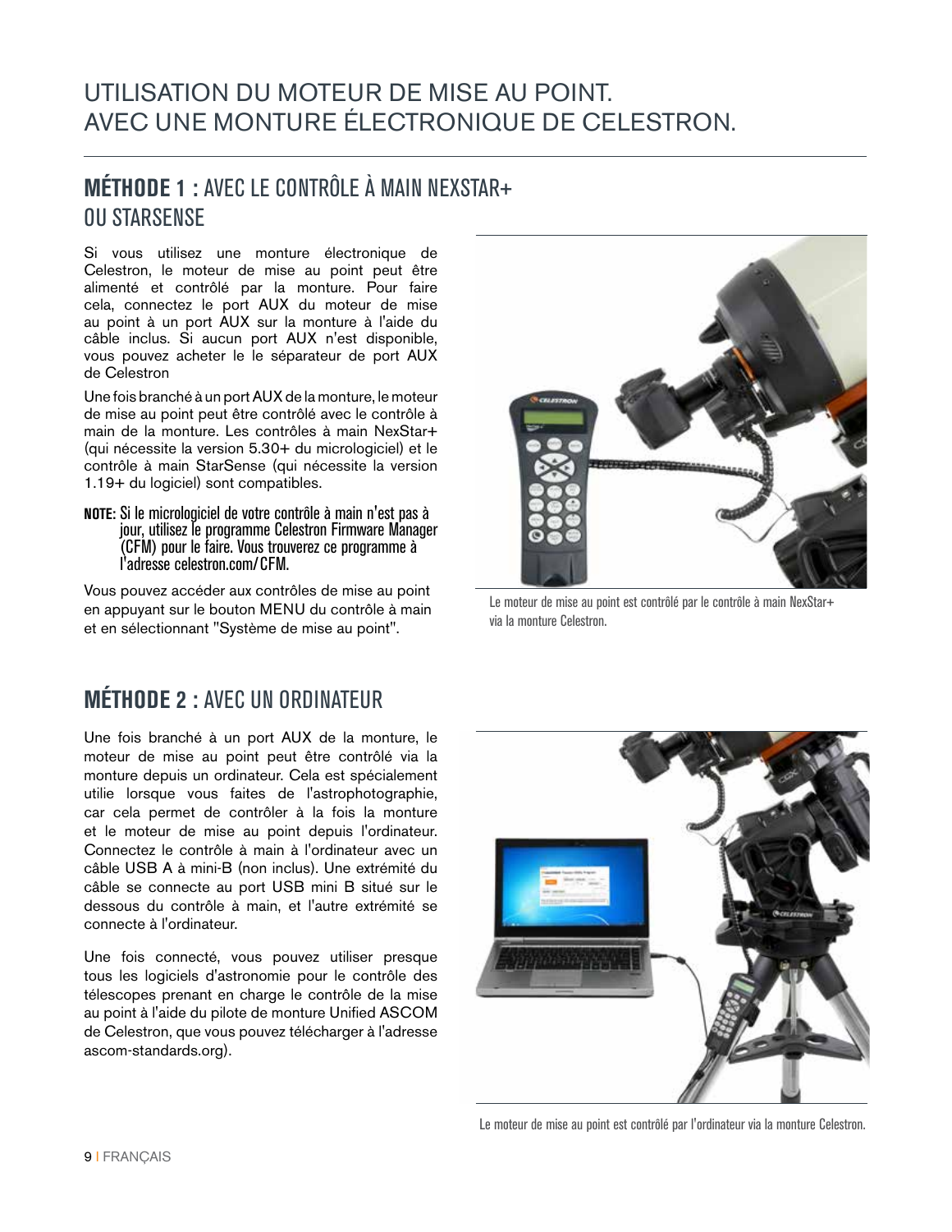# UTILISATION DU MOTEUR DE MISE AU POINT. AVEC UNE MONTURE ÉLECTRONIQUE DE CELESTRON.

## MÉTHODE 1 : AVEC LE CONTRÔLE À MAIN NEXSTAR+ OU STARSENSE

Si vous utilisez une monture électronique de Celestron, le moteur de mise au point peut être alimenté et contrôlé par la monture. Pour faire cela, connectez le port AUX du moteur de mise au point à un port AUX sur la monture à l'aide du câble inclus. Si aucun port AUX n'est disponible, vous pouvez acheter le le séparateur de port AUX de Celestron

Une fois branché à un port AUX de la monture, le moteur de mise au point peut être contrôlé avec le contrôle à main de la monture. Les contrôles à main NexStar+ (qui nécessite la version 5.30+ du micrologiciel) et le contrôle à main StarSense (qui nécessite la version 1.19+ du logiciel) sont compatibles.

**NOTE:** Si le micrologiciel de votre contrôle à main n'est pas à jour, utilisez le programme Celestron Firmware Manager (CFM) pour le faire. Vous trouverez ce programme à l'adresse celestron.com/CFM.

Vous pouvez accéder aux contrôles de mise au point en appuyant sur le bouton MENU du contrôle à main et en sélectionnant "Système de mise au point".

Le moteur de mise au point est contrôlé par le contrôle à main NexStar+ via la monture Celestron.

## MÉTHODE 2 : AVEC UN ORDINATEUR

Une fois branché à un port AUX de la monture, le moteur de mise au point peut être contrôlé via la monture depuis un ordinateur. Cela est spécialement utile lorsque vous faites de l'astrophotographie, car cela permet de contrôler à la fois la monture et le moteur de mise au point depuis l'ordinateur. Connectez le contrôle à main à l'ordinateur avec un câble USB A à mini-B (non inclus). Une extrémité du câble se connecte au port USB mini B situé sur le dessous du contrôle à main, et l'autre extrémité se connecte à l'ordinateur.

Une fois connecté, vous pouvez utiliser presque tous les logiciels d'astronomie pour le contrôle des télescopes prenant en charge le contrôle de la mise au point à l'aide du pilote de monture Unified ASCOM de Celestron, que vous pouvez télécharger à l'adresse ascom-standards.org).

Le moteur de mise au point est contrôlé par l'ordinateur via la monture Celestron.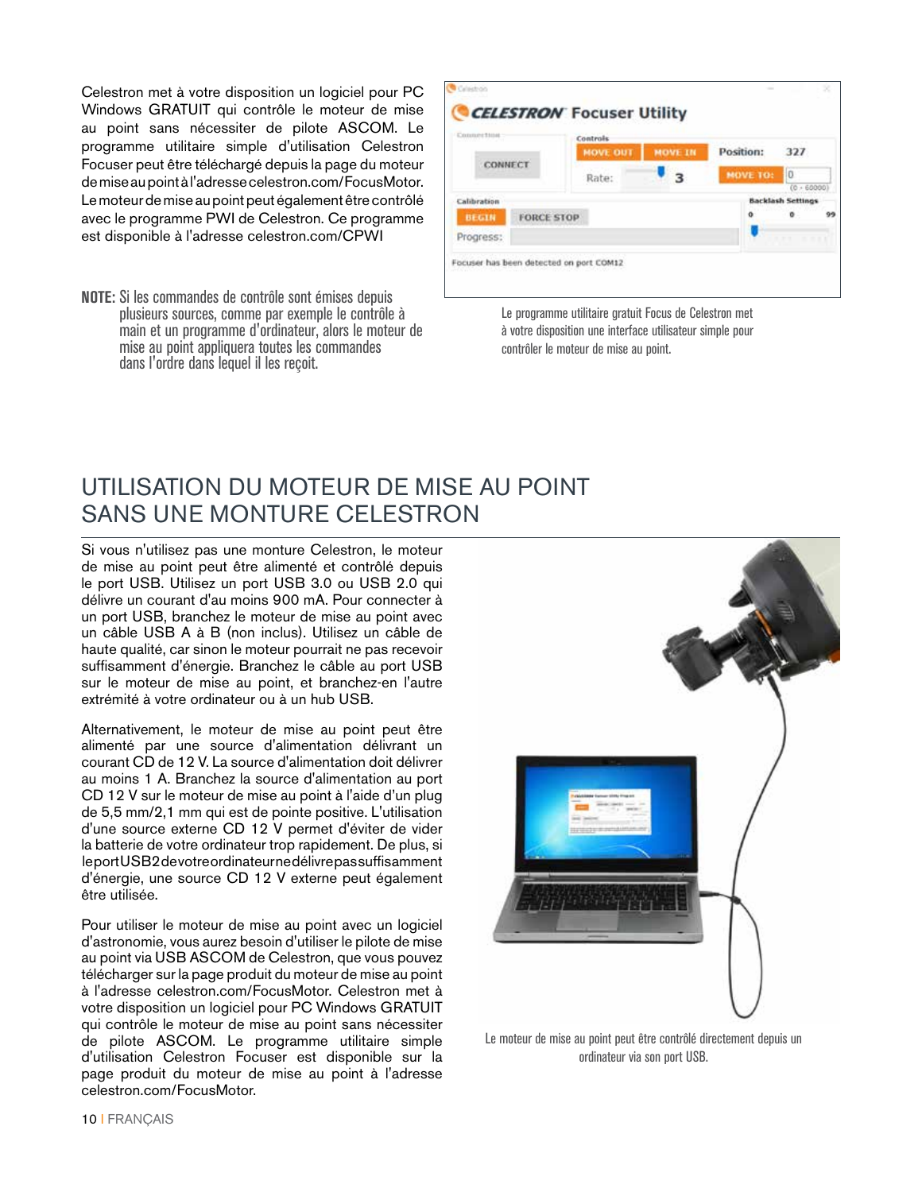Celestron met à votre disposition un logiciel pour PC Windows GRATUIT qui contrôle le moteur de mise au point sans nécessiter de pilote ASCOM. Le programme utilitaire simple d'utilisation Celestron Focuser peut être téléchargé depuis la page du moteur de mise au point à l'adresse celestron.com/FocusMotor. Le moteur de mise au point peut également être contrôlé avec le programme PWI de Celestron. Ce programme est disponible à l'adresse celestron.com/CPWI

**NOTE:** Si les commandes de contrôle sont émises depuis plusieurs sources, comme par exemple le contrôle à main et un programme d'ordinateur, alors le moteur de mise au point appliquera toutes les commandes dans l'ordre dans lequel il les reçoit.

Le programme utilitaire gratuit Focus de Celestron met à votre disposition une interface utilisateur simple pour contrôler le moteur de mise au point.

## UTILISATION DU MOTEUR DE MISE AU POINT SANS UNE MONTURE CELESTRON

Si vous n'utilisez pas une monture Celestron, le moteur de mise au point peut être alimenté et contrôlé depuis le port USB. Utilisez un port USB 3.0 ou USB 2.0 qui délivre un courant d'au moins 900 mA. Pour connecter à un port USB, branchez le moteur de mise au point avec un câble USB A à B (non inclus). Utilisez un câble de haute qualité, car sinon le moteur pourrait ne pas recevoir suffisamment d'énergie. Branchez le câble au port USB sur le moteur de mise au point, et branchez-en l'autre extrémité à votre ordinateur ou à un hub USB.

Alternativement, le moteur de mise au point peut être alimenté par une source d'alimentation délivrant un courant CD de 12 V. La source d'alimentation doit délivrer au moins 1 A. Branchez la source d'alimentation au port CD 12 V sur le moteur de mise au point à l'aide d'un plug de 5,5 mm/2,1 mm qui est de pointe positive. L'utilisation d'une source externe CD 12 V permet d'éviter de vider la batterie de votre ordinateur trop rapidement. De plus, si le port USB2 de votre ordinateur ne délivre pas suffisamment d'énergie, une source CD 12 V externe peut également être utilisée.

Pour utiliser le moteur de mise au point avec un logiciel d'astronomie, vous aurez besoin d'utiliser le pilote de mise au point via USB ASCOM de Celestron, que vous pouvez télécharger sur la page produit du moteur de mise au point à l'adresse celestron.com/FocusMotor. Celestron met à votre disposition un logiciel pour PC Windows GRATUIT qui contrôle le moteur de mise au point sans nécessiter de pilote ASCOM. Le programme utilitaire simple d'utilisation Celestron Focuser est disponible sur la page produit du moteur de mise au point à l'adresse celestron.com/FocusMotor.

Le moteur de mise au point peut être contrôlé directement depuis un ordinateur via son port USB.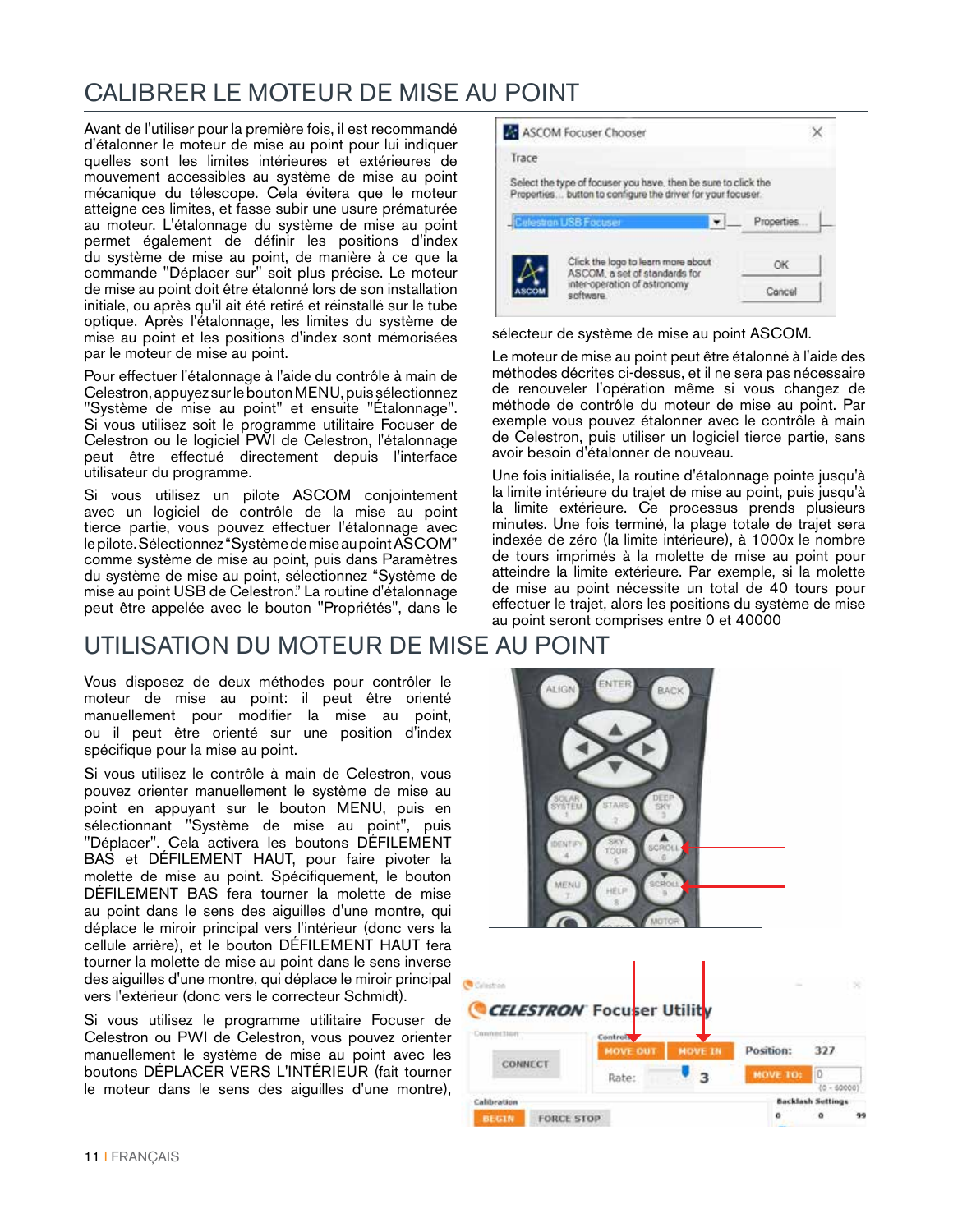# CALIBRER LE MOTEUR DE MISE AU POINT

Avant de l'utiliser pour la première fois, il est recommandé d'étalonner le moteur de mise au point pour lui indiquer quelles sont les limites intérieures et extérieures de mouvement accessibles au système de mise au point mécanique du télescope. Cela évitera que le moteur atteigne ces limites, et fasse subir une usure prématurée au moteur. L'étalonnage du système de mise au point permet également de définir les positions d'index du système de mise au point, de manière à ce que la commande "Déplacer sur" soit plus précise. Le moteur de mise au point doit être étalonné lors de son installation initiale, ou après qu'il ait été retiré et réinstallé sur le tube optique. Après l'étalonnage, les limites du système de mise au point et les positions d'index sont mémorisées par le moteur de mise au point.

Pour effectuer l'étalonnage à l'aide du contrôle à main de Celestron, appuyez sur le bouton MENU, puis sélectionnez "Système de mise au point" et ensuite "Étalonnage". Si vous utilisez soit le programme utilitaire Focuser de Celestron ou le logiciel PWI de Celestron, l'étalonnage peut être effectué directement depuis l'interface utilisateur du programme.

Si vous utilisez un pilote ASCOM conjointement avec un logiciel de contrôle de la mise au point tierce partie, vous pouvez effectuer l'étalonnage avec le pilote. Sélectionnez "Système de mise au point ASCOM" comme système de mise au point, puis dans Paramètres du système de mise au point, sélectionnez "Système de mise au point USB de Celestron." La routine d'étalonnage peut être appelée avec le bouton "Propriétés", dans le sélecteur de système de mise au point ASCOM.

Le moteur de mise au point peut être étalonné à l'aide des méthodes décrites ci-dessus, et il ne sera pas nécessaire de renouveler l'opération même si vous changez de méthode de contrôle du moteur de mise au point. Par exemple vous pouvez étalonner avec le contrôle à main de Celestron, puis utiliser un logiciel tierce partie, sans avoir besoin d'étalonner de nouveau.

Une fois initialisée, la routine d'étalonnage pointe jusqu'à la limite intérieure du trajet de mise au point, puis jusqu'à la limite extérieure. Ce processus prends plusieurs minutes. Une fois terminé, la plage totale de trajet sera indexée de zéro (la limite intérieure), à 1000x le nombre de tours imprimés à la molette de mise au point pour atteindre la limite extérieure. Par exemple, si la molette de mise au point nécessite un total de 40 tours pour effectuer le trajet, alors les positions du système de mise au point seront comprises entre 0 et 40000

# UTILISATION DU MOTEUR DE MISE AU POINT

Vous disposez de deux méthodes pour contrôler le moteur de mise au point: il peut être orienté manuellement pour modifier la mise au point, ou il peut être orienté sur une position d'index spécifique pour la mise au point.

Si vous utilisez le contrôle à main de Celestron, vous pouvez orienter manuellement le système de mise au point en appuyant sur le bouton MENU, puis en sélectionnant "Système de mise au point", puis "Déplacer". Cela activera les boutons DÉFILEMENT BAS et DÉFILEMENT HAUT, pour faire pivoter la molette de mise au point. Spécifiquement, le bouton DÉFILEMENT BAS fera tourner la molette de mise au point dans le sens des aiguilles d'une montre, qui déplace le miroir principal vers l'intérieur (donc vers la cellule arrière), et le bouton DÉFILEMENT HAUT fera tourner la molette de mise au point dans le sens inverse des aiguilles d'une montre, qui déplace le miroir principal vers l'extérieur (donc vers le correcteur Schmidt).

Si vous utilisez le programme utilitaire Focuser de Celestron ou PWI de Celestron, vous pouvez orienter manuellement le système de mise au point avec les boutons DÉPLACER VERS L'INTÉRIEUR (fait tourner le moteur dans le sens des aiguilles d'une montre),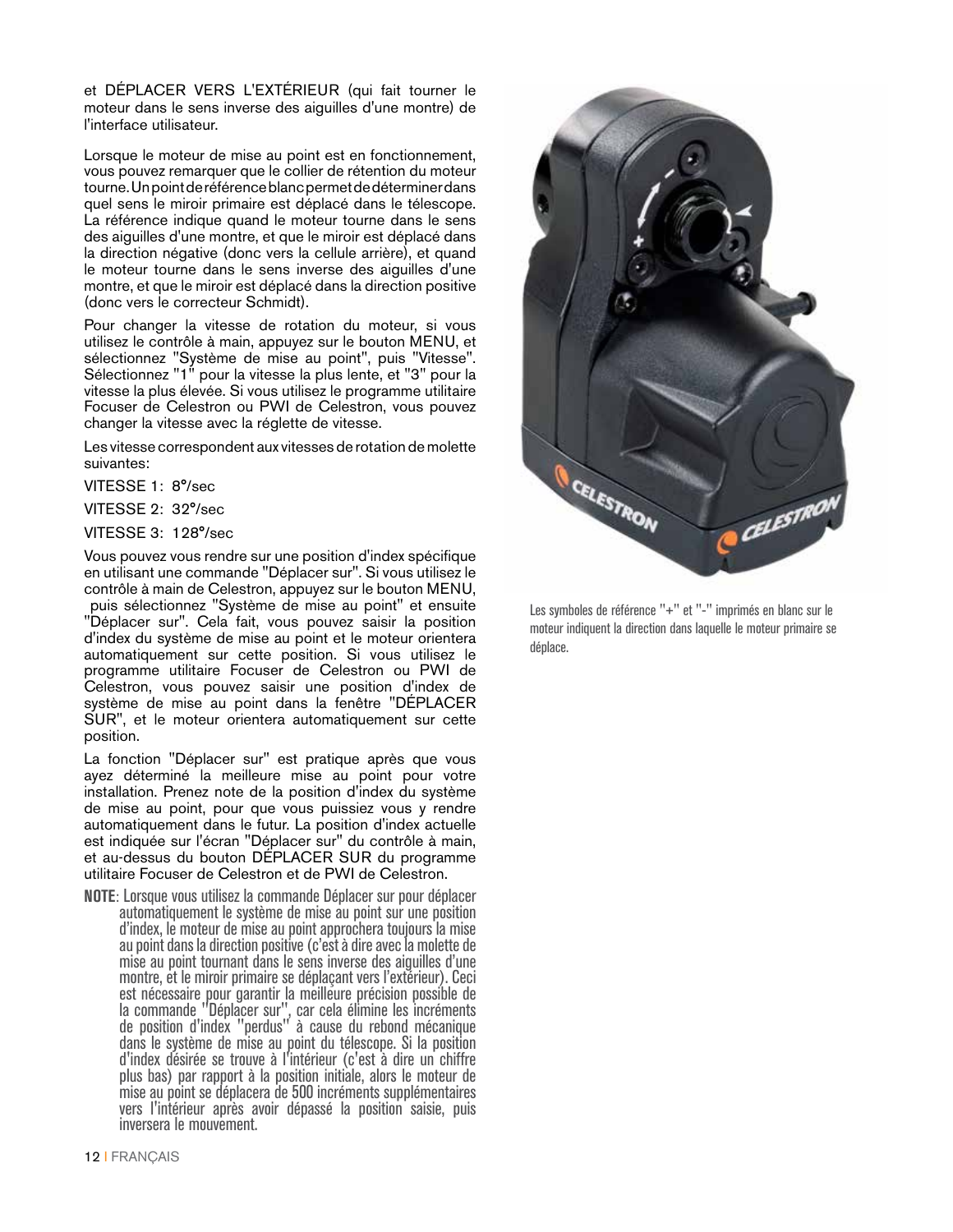et DÉPLACER VERS L'EXTÉRIEUR (qui fait tourner le moteur dans le sens inverse des aiguilles d'une montre) de l'interface utilisateur.

Lorsque le moteur de mise au point est en fonctionnement, vous pouvez remarquer que le collier de rétention du moteur tourne. Un point de référence blanc permet de déterminer dans quel sens le miroir primaire est déplacé dans le télescope. La référence indique quand le moteur tourne dans le sens des aiguilles d'une montre, et que le miroir est déplacé dans la direction négative (donc vers la cellule arrière), et quand le moteur tourne dans le sens inverse des aiguilles d'une montre, et que le miroir est déplacé dans la direction positive (donc vers le correcteur Schmidt).

Pour changer la vitesse de rotation du moteur, si vous utilisez le contrôle à main, appuyez sur le bouton MENU, et sélectionnez "Système de mise au point", puis "Vitesse". Sélectionnez "1" pour la vitesse la plus lente, et "3" pour la vitesse la plus élevée. Si vous utilisez le programme utilitaire Focuser de Celestron ou PWI de Celestron, vous pouvez changer la vitesse avec la réglette de vitesse.

Les vitesse correspondent aux vitesses de rotation de molette suivantes:

VITESSE 1: 8°/sec

VITESSE 2: 32°/sec

VITESSE 3: 128°/sec

Vous pouvez vous rendre sur une position d'index spécifique en utilisant une commande "Déplacer sur". Si vous utilisez le contrôle à main de Celestron, appuyez sur le bouton MENU, puis sélectionnez "Système de mise au point" et ensuite "Déplacer sur". Cela fait, vous pouvez saisir la position d'index du système de mise au point et le moteur orientera automatiquement sur cette position. Si vous utilisez le programme utilitaire Focuser de Celestron ou PWI de Celestron, vous pouvez saisir une position d'index de système de mise au point dans la fenêtre "DÉPLACER SUR", et le moteur orientera automatiquement sur cette position.

La fonction "Déplacer sur" est pratique après que vous ayez déterminé la meilleure mise au point pour votre installation. Prenez note de la position d'index du système de mise au point, pour que vous puissiez vous y rendre automatiquement dans le futur. La position d'index actuelle est indiquée sur l'écran "Déplacer sur" du contrôle à main, et au-dessus du bouton DÉPLACER SUR du programme utilitaire Focuser de Celestron et de PWI de Celestron.

**NOTE**: Lorsque vous utilisez la commande Déplacer sur pour déplacer automatiquement le système de mise au point sur une position d'index, le moteur de mise au point approchera toujours la mise au point dans la direction positive (c'est à dire avec la molette de mise au point tournant dans le sens inverse des aiguilles d'une montre, et le miroir primaire se déplaçant vers l'extérieur). Ceci est nécessaire pour garantir la meilleure précision possible de la commande "Déplacer sur", car cela élimine les incréments de position d'index "perdus" à cause du rebond mécanique dans le système de mise au point du télescope. Si la position d'index désirée se trouve à l'intérieur (c'est à dire un chiffre plus bas) par rapport à la position initiale, alors le moteur de mise au point se déplacera de 500 incréments supplémentaires vers l'intérieur après avoir dépassé la position saisie, puis inversera le mouvement.

Les symboles de référence "+" et "-" imprimés en blanc sur le moteur indiquent la direction dans laquelle le moteur primaire se déplace.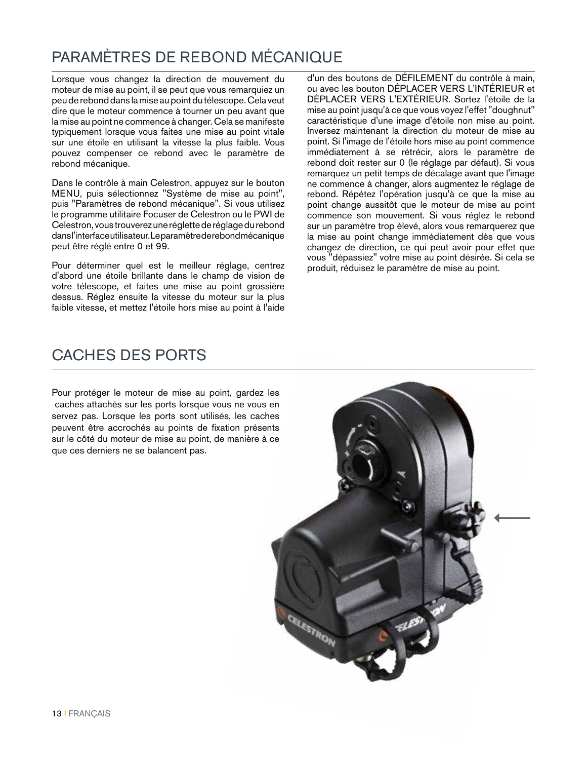# PARAMÈTRES DE REBOND MÉCANIQUE

Lorsque vous changez la direction de mouvement du moteur de mise au point, il se peut que vous remarquiez un peu de rebond dans la mise au point du télescope. Cela veut dire que le moteur commence à tourner un peu avant que la mise au point ne commence à changer. Cela se manifeste typiquement lorsque vous faites une mise au point vitale sur une étoile en utilisant la vitesse la plus faible. Vous pouvez compenser ce rebond avec le paramètre de rebond mécanique.

Dans le contrôle à main Celestron, appuyez sur le bouton MENU, puis sélectionnez "Système de mise au point", puis "Paramètres de rebond mécanique". Si vous utilisez le programme utilitaire Focuser de Celestron ou le PWI de Celestron, vous trouverez une réglette de réglage du rebond dans l'interface utilisateur. Le paramètre de rebond mécanique peut être réglé entre 0 et 99.

Pour déterminer quel est le meilleur réglage, centrez d'abord une étoile brillante dans le champ de vision de votre télescope, et faites une mise au point grossière dessus. Réglez ensuite la vitesse du moteur sur la plus faible vitesse, et mettez l'étoile hors mise au point à l'aide d'un des boutons de DÉFILEMENT du contrôle à main, ou avec les bouton DÉPLACER VERS L'INTÉRIEUR et DÉPLACER VERS L'EXTÉRIEUR. Sortez l'étoile de la mise au point jusqu'à ce que vous voyez l'effet "doughnut" caractéristique d'une image d'étoile non mise au point. Inversez maintenant la direction du moteur de mise au point. Si l'image de l'étoile hors mise au point commence immédiatement à se rétrécir, alors le paramètre de rebond doit rester sur 0 (le réglage par défaut). Si vous remarquez un petit temps de décalage avant que l'image ne commence à changer, alors augmentez le réglage de rebond. Répétez l'opération jusqu'à ce que la mise au point change aussitôt que le moteur de mise au point commence son mouvement. Si vous réglez le rebond sur un paramètre trop élevé, alors vous remarquerez que la mise au point change immédiatement dès que vous changez de direction, ce qui peut avoir pour effet que vous "dépassiez" votre mise au point désirée. Si cela se produit, réduisez le paramètre de mise au point.

# CACHES DES PORTS

Pour protéger le moteur de mise au point, gardez les caches attachés sur les ports lorsque vous ne vous en servez pas. Lorsque les ports sont utilisés, les caches peuvent être accrochés au points de fixation présents sur le côté du moteur de mise au point, de manière à ce que ces derniers ne se balancent pas.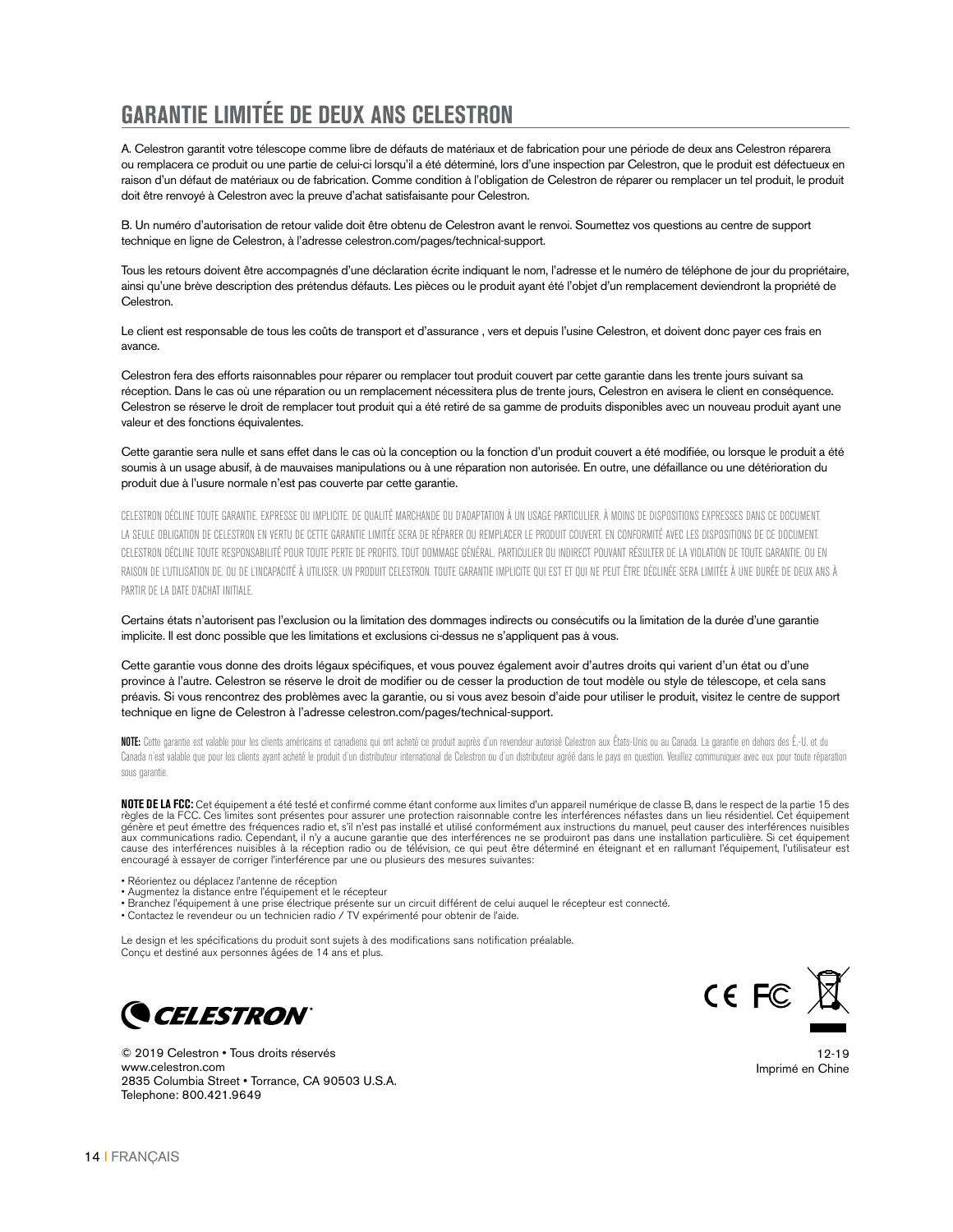## GARANTIE LIMITÉE DE DEUX ANS CELESTRON

A. Celestron garantit votre télescope comme libre de défauts de matériaux et de fabrication pour une période de deux ans Celestron réparera ou remplacera ce produit ou une partie de celui-ci lorsqu'il a été déterminé, lors d'une inspection par Celestron, que le produit est défectueux en raison d'un défaut de matériaux ou de fabrication. Comme condition à l'obligation de Celestron de réparer ou remplacer un tel produit, le produit doit être renvoyé à Celestron avec la preuve d'achat satisfaisante pour Celestron.

B. Un numéro d'autorisation de retour valide doit être obtenu de Celestron avant le renvoi. Soumettez vos questions au centre de support technique en ligne de Celestron, à l'adresse celestron.com/pages/technical-support.

Tous les retours doivent être accompagnés d'une déclaration écrite indiquant le nom, l'adresse et le numéro de téléphone de jour du propriétaire, ainsi qu'une brève description des prétendus défauts. Les pièces ou le produit ayant été l'objet d'un remplacement deviendront la propriété de Celestron.

Le client est responsable de tous les coûts de transport et d'assurance , vers et depuis l'usine Celestron, et doivent donc payer ces frais en avance.

Celestron fera des efforts raisonnables pour réparer ou remplacer tout produit couvert par cette garantie dans les trente jours suivant sa réception. Dans le cas où une réparation ou un remplacement nécessitera plus de trente jours, Celestron en avisera le client en conséquence. Celestron se réserve le droit de remplacer tout produit qui a été retiré de sa gamme de produits disponibles avec un nouveau produit ayant une valeur et des fonctions équivalentes.

Cette garantie sera nulle et sans effet dans le cas où la conception ou la fonction d'un produit couvert a été modifiée, ou lorsque le produit a été soumis à un usage abusif, à de mauvaises manipulations ou à une réparation non autorisée. En outre, une défaillance ou une détérioration du produit due à l'usure normale n'est pas couverte par cette garantie.

CELESTRON DÉCLINE TOUTE GARANTIE, EXPRESSE OU IMPLICITE, DE QUALITÉ MARCHANDE OU D'ADAPTATION À UN USAGE PARTICULIER, À MOINS DE DISPOSITIONS EXPRESSES DANS CE DOCUMENT. LA SEULE OBLIGATION DE CELESTRON EN VERTU DE CETTE GARANTIE LIMITÉE SERA DE RÉPARER OU REMPLACER LE PRODUIT COUVERT, EN CONFORMITÉ AVEC LES DISPOSITIONS DE CE DOCUMENT. CELESTRON DÉCLINE TOUTE RESPONSABILITÉ POUR TOUTE PERTE DE PROFITS, TOUT DOMMAGE GÉNÉRAL, PARTICULIER OU INDIRECT POUVANT RÉSULTER DE LA VIOLATION DE TOUTE GARANTIE, OU EN RAISON DE L'UTILISATION DE, OU DE L'INCAPACITÉ À UTILISER, UN PRODUIT CELESTRON. TOUTE GARANTIE IMPLICITE QUI EST ET QUI NE PEUT ÊTRE DÉCLINÉE SERA LIMITÉE À UNE DURÉE DE DEUX ANS À PARTIR DE LA DATE D'ACHAT INITIALE.

Certains états n'autorisent pas l'exclusion ou la limitation des dommages indirects ou consécutifs ou la limitation de la durée d'une garantie implicite. Il est donc possible que les limitations et exclusions ci-dessus ne s'appliquent pas à vous.

Cette garantie vous donne des droits légaux spécifiques, et vous pouvez également avoir d'autres droits qui varient d'un état ou d'une province à l'autre. Celestron se réserve le droit de modifier ou de cesser la production de tout modèle ou style de télescope, et cela sans préavis. Si vous rencontrez des problèmes avec la garantie, ou si vous avez besoin d'aide pour utiliser le produit, visitez le centre de support technique en ligne de Celestron à l'adresse celestron.com/pages/technical-support.

**NOTE:** Cette garantie est valable pour les clients américains et canadiens qui ont acheté ce produit auprès d'un revendeur autorisé Celestron aux États-Unis ou au Canada. La garantie en dehors des É.-U. et du Canada n'est valable que pour les clients ayant acheté le produit d'un distributeur international de Celestron ou d'un distributeur agréé dans le pays en question. Veuillez communiquer avec eux pour toute réparation sous garantie.

**NOTE DE LA FCC:** Cet équipement a été testé et confirmé comme étant conforme aux limites d'un appareil numérique de classe B, dans le respect de la partie 15 des règles de la FCC. Ces limites sont présentes pour assurer une protection raisonnable contre les interférences néfastes dans un lieu résidentiel. Cet équipement génère et peut émettre des fréquences radio et, s'il n'est pas installé et utilisé conformément aux instructions du manuel, peut causer des interférences nuisibles aux communications radio. Cependant, il n'y a aucune garantie que des interférences ne se produiront pas dans une installation particulière. Si cet équipement cause des interférences nuisibles à la réception radio ou de télévision, ce qui peut être déterminé en éteignant et en rallumant l'équipement, l'utilisateur est encouragé à essayer de corriger l'interférence par une ou plusieurs des mesures suivantes:

- Réorientez ou déplacez l'antenne de réception
- Augmentez la distance entre l'équipement et le récepteur
- Branchez l'équipement à une prise électrique présente sur un circuit différent de celui auquel le récepteur est connecté.
- Contactez le revendeur ou un technicien radio / TV expérimenté pour obtenir de l'aide.

Le design et les spécifications du produit sont sujets à des modifications sans notification préalable.
Conçu et destiné aux personnes âgées de 14 ans et plus.

CELESTRON

© 2019 Celestron • Tous droits réservés
www.celestron.com
2835 Columbia Street • Torrance, CA 90503 U.S.A.
Telephone: 800.421.9649

12-19
Imprimé en Chine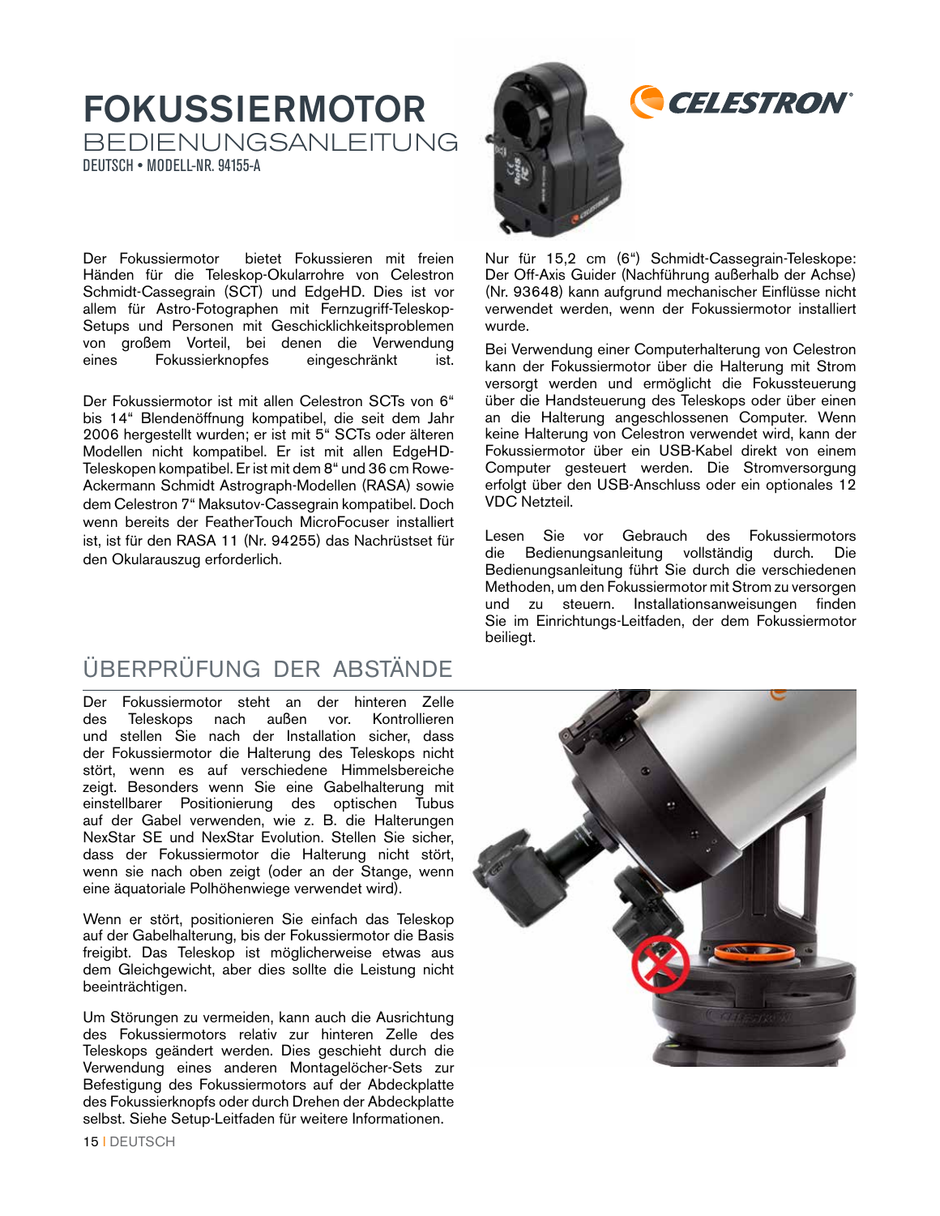# FOKUSSIERMOTOR

## BEDIENUNGSANLEITUNG

DEUTSCH • MODELL-NR. 94155-A

Der Fokussiermotor bietet Fokussieren mit freien Händen für die Teleskop-Okularrohre von Celestron Schmidt-Cassegrain (SCT) und EdgeHD. Dies ist vor allem für Astro-Fotographen mit Fernzugriff-Teleskop-Setups und Personen mit Geschicklichkeitsproblemen von großem Vorteil, bei denen die Verwendung eines Fokussierknopfes eingeschränkt ist.

Der Fokussiermotor ist mit allen Celestron SCTs von 6" bis 14" Blendenöffnung kompatibel, die seit dem Jahr 2006 hergestellt wurden; er ist mit 5" SCTs oder älteren Modellen nicht kompatibel. Er ist mit allen EdgeHD-Teleskopen kompatibel. Er ist mit dem 8" und 36 cm Rowe-Ackermann Schmidt Astrograph-Modellen (RASA) sowie dem Celestron 7" Maksutov-Cassegrain kompatibel. Doch wenn bereits der FeatherTouch MicroFocuser installiert ist, ist für den RASA 11 (Nr. 94255) das Nachrüstset für den Okularauszug erforderlich.

Nur für 15,2 cm (6") Schmidt-Cassegrain-Teleskope: Der Off-Axis Guider (Nachführung außerhalb der Achse) (Nr. 93648) kann aufgrund mechanischer Einflüsse nicht verwendet werden, wenn der Fokussiermotor installiert wurde.

Bei Verwendung einer Computerhalterung von Celestron kann der Fokussiermotor über die Halterung mit Strom versorgt werden und ermöglicht die Fokussteuerung über die Handsteuerung des Teleskops oder über einen an die Halterung angeschlossenen Computer. Wenn keine Halterung von Celestron verwendet wird, kann der Fokussiermotor über ein USB-Kabel direkt von einem Computer gesteuert werden. Die Stromversorgung erfolgt über den USB-Anschluss oder ein optionales 12 VDC Netzteil.

Lesen Sie vor Gebrauch des Fokussiermotors die Bedienungsanleitung vollständig durch. Die Bedienungsanleitung führt Sie durch die verschiedenen Methoden, um den Fokussiermotor mit Strom zu versorgen und zu steuern. Installationsanweisungen finden Sie im Einrichtungs-Leitfaden, der dem Fokussiermotor beiliegt.

## ÜBERPRÜFUNG DER ABSTÄNDE

Der Fokussiermotor steht an der hinteren Zelle des Teleskops nach außen vor. Kontrollieren und stellen Sie nach der Installation sicher, dass der Fokussiermotor die Halterung des Teleskops nicht stört, wenn es auf verschiedene Himmelsbereiche zeigt. Besonders wenn Sie eine Gabelhalterung mit einstellbarer Positionierung des optischen Tubus auf der Gabel verwenden, wie z. B. die Halterungen NexStar SE und NexStar Evolution. Stellen Sie sicher, dass der Fokussiermotor die Halterung nicht stört, wenn sie nach oben zeigt (oder an der Stange, wenn eine äquatoriale Polhöhenwiege verwendet wird).

Wenn er stört, positionieren Sie einfach das Teleskop auf der Gabelhalterung, bis der Fokussiermotor die Basis freigibt. Das Teleskop ist möglicherweise etwas aus dem Gleichgewicht, aber dies sollte die Leistung nicht beeinträchtigen.

Um Störungen zu vermeiden, kann auch die Ausrichtung des Fokussiermotors relativ zur hinteren Zelle des Teleskops geändert werden. Dies geschieht durch die Verwendung eines anderen Montagelöcher-Sets zur Befestigung des Fokussiermotors auf der Abdeckplatte des Fokussierknopfs oder durch Drehen der Abdeckplatte selbst. Siehe Setup-Leitfaden für weitere Informationen.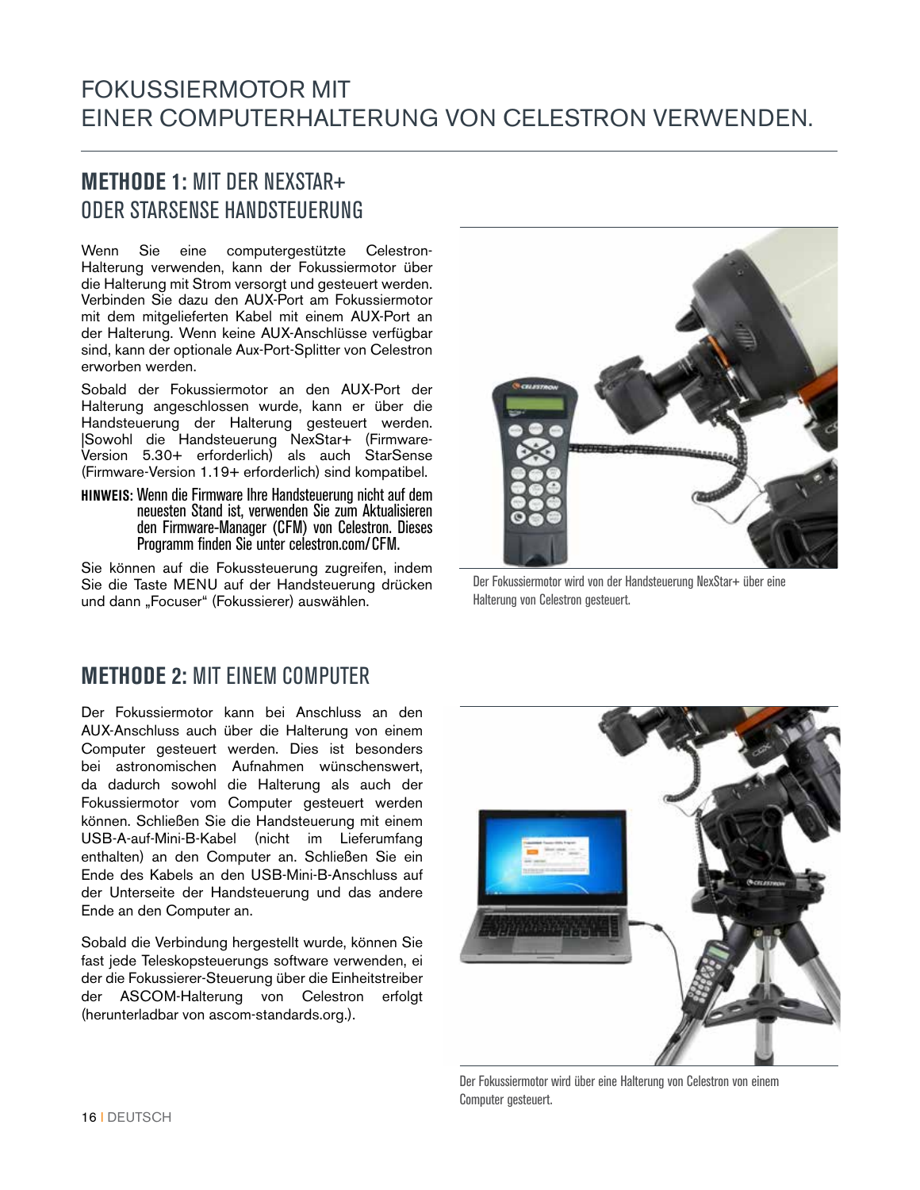# FOKUSSIERMOTOR MIT EINER COMPUTERHALTERUNG VON CELESTRON VERWENDEN.

## METHODE 1: MIT DER NEXSTAR+ ODER STARSENSE HANDSTEUERUNG

Wenn Sie eine computergestützte Celestron-Halterung verwenden, kann der Fokussiermotor über die Halterung mit Strom versorgt und gesteuert werden. Verbinden Sie dazu den AUX-Port am Fokussiermotor mit dem mitgelieferten Kabel mit einem AUX-Port an der Halterung. Wenn keine AUX-Anschlüsse verfügbar sind, kann der optionale Aux-Port-Splitter von Celestron erworben werden.

Sobald der Fokussiermotor an den AUX-Port der Halterung angeschlossen wurde, kann er über die Handsteuerung der Halterung gesteuert werden. |Sowohl die Handsteuerung NexStar+ (Firmware-Version 5.30+ erforderlich) als auch StarSense (Firmware-Version 1.19+ erforderlich) sind kompatibel.

**HINWEIS:** Wenn die Firmware Ihre Handsteuerung nicht auf dem neuesten Stand ist, verwenden Sie zum Aktualisieren den Firmware-Manager (CFM) von Celestron. Dieses Programm finden Sie unter celestron.com/CFM.

Sie können auf die Fokussteuerung zugreifen, indem Sie die Taste MENU auf der Handsteuerung drücken und dann „Focuser" (Fokussierer) auswählen.

Der Fokussiermotor wird von der Handsteuerung NexStar+ über eine Halterung von Celestron gesteuert.

## METHODE 2: MIT EINEM COMPUTER

Der Fokussiermotor kann bei Anschluss an den AUX-Anschluss auch über die Halterung von einem Computer gesteuert werden. Dies ist besonders bei astronomischen Aufnahmen wünschenswert, da dadurch sowohl die Halterung als auch der Fokussiermotor vom Computer gesteuert werden können. Schließen Sie die Handsteuerung mit einem USB-A-auf-Mini-B-Kabel (nicht im Lieferumfang enthalten) an den Computer an. Schließen Sie ein Ende des Kabels an den USB-Mini-B-Anschluss auf der Unterseite der Handsteuerung und das andere Ende an den Computer an.

Sobald die Verbindung hergestellt wurde, können Sie fast jede Teleskopsteuerungs software verwenden, ei der die Fokussierer-Steuerung über die Einheitstreiber der ASCOM-Halterung von Celestron erfolgt (herunterladbar von ascom-standards.org.).

Der Fokussiermotor wird über eine Halterung von Celestron von einem Computer gesteuert.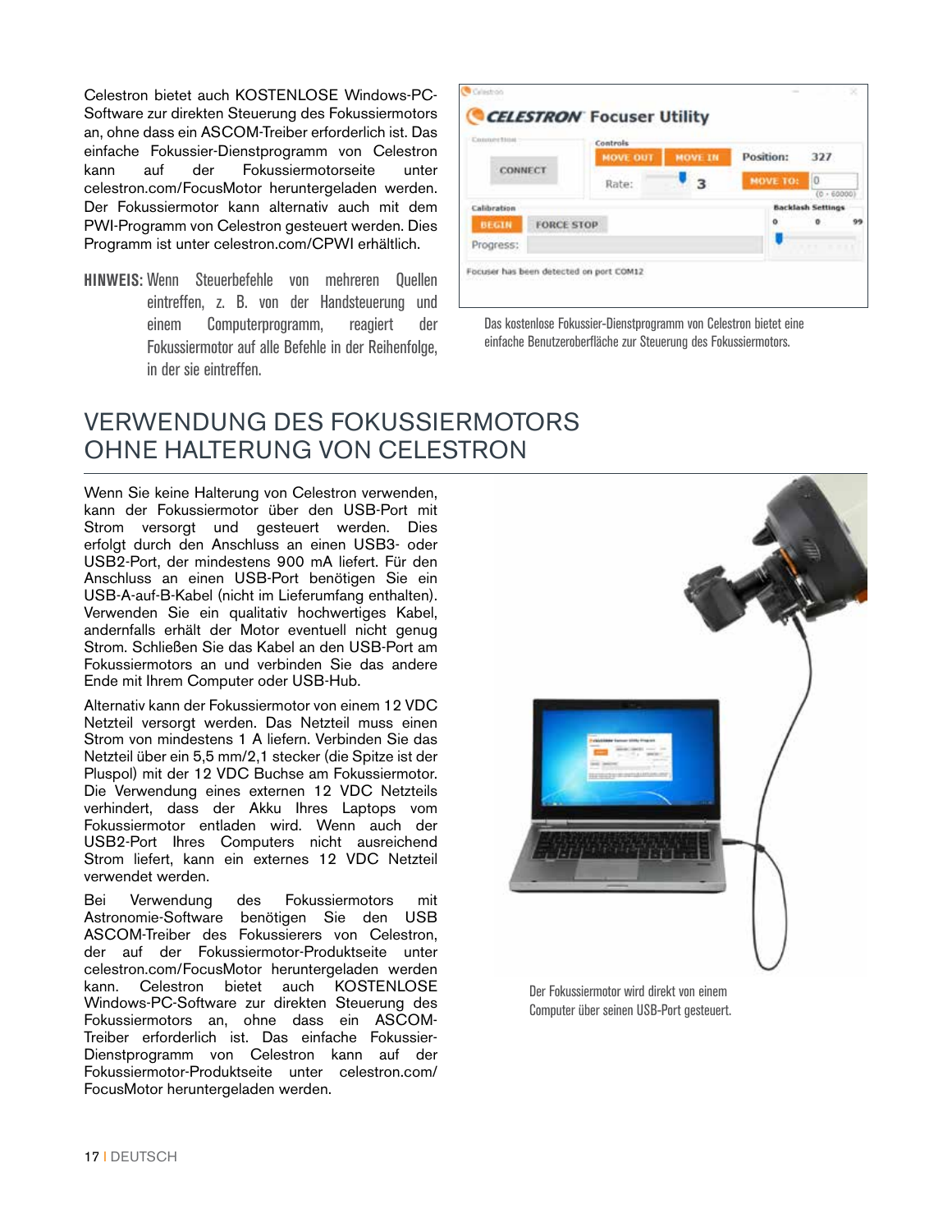Celestron bietet auch KOSTENLOSE Windows-PC-Software zur direkten Steuerung des Fokussiermotors an, ohne dass ein ASCOM-Treiber erforderlich ist. Das einfache Fokussier-Dienstprogramm von Celestron kann auf der Fokussiermotorseite unter celestron.com/FocusMotor heruntergeladen werden. Der Fokussiermotor kann alternativ auch mit dem PWI-Programm von Celestron gesteuert werden. Dies Programm ist unter celestron.com/CPWI erhältlich.

**HINWEIS:** Wenn Steuerbefehle von mehreren Quellen eintreffen, z. B. von der Handsteuerung und einem Computerprogramm, reagiert der Fokussiermotor auf alle Befehle in der Reihenfolge, in der sie eintreffen.

Das kostenlose Fokussier-Dienstprogramm von Celestron bietet eine einfache Benutzeroberfläche zur Steuerung des Fokussiermotors.

## VERWENDUNG DES FOKUSSIERMOTORS OHNE HALTERUNG VON CELESTRON

Wenn Sie keine Halterung von Celestron verwenden, kann der Fokussiermotor über den USB-Port mit Strom versorgt und gesteuert werden. Dies erfolgt durch den Anschluss an einen USB3- oder USB2-Port, der mindestens 900 mA liefert. Für den Anschluss an einen USB-Port benötigen Sie ein USB-A-auf-B-Kabel (nicht im Lieferumfang enthalten). Verwenden Sie ein qualitativ hochwertiges Kabel, andernfalls erhält der Motor eventuell nicht genug Strom. Schließen Sie das Kabel an den USB-Port am Fokussiermotors an und verbinden Sie das andere Ende mit Ihrem Computer oder USB-Hub.

Alternativ kann der Fokussiermotor von einem 12 VDC Netzteil versorgt werden. Das Netzteil muss einen Strom von mindestens 1 A liefern. Verbinden Sie das Netzteil über ein 5,5 mm/2,1 stecker (die Spitze ist der Pluspol) mit der 12 VDC Buchse am Fokussiermotor. Die Verwendung eines externen 12 VDC Netzteils verhindert, dass der Akku Ihres Laptops vom Fokussiermotor entladen wird. Wenn auch der USB2-Port Ihres Computers nicht ausreichend Strom liefert, kann ein externes 12 VDC Netzteil verwendet werden.

Bei Verwendung des Fokussiermotors mit Astronomie-Software benötigen Sie den USB ASCOM-Treiber des Fokussierers von Celestron, der auf der Fokussiermotor-Produktseite unter celestron.com/FocusMotor heruntergeladen werden kann. Celestron bietet auch KOSTENLOSE Windows-PC-Software zur direkten Steuerung des Fokussiermotors an, ohne dass ein ASCOM-Treiber erforderlich ist. Das einfache Fokussier-Dienstprogramm von Celestron kann auf der Fokussiermotor-Produktseite unter celestron.com/FocusMotor heruntergeladen werden.

Der Fokussiermotor wird direkt von einem Computer über seinen USB-Port gesteuert.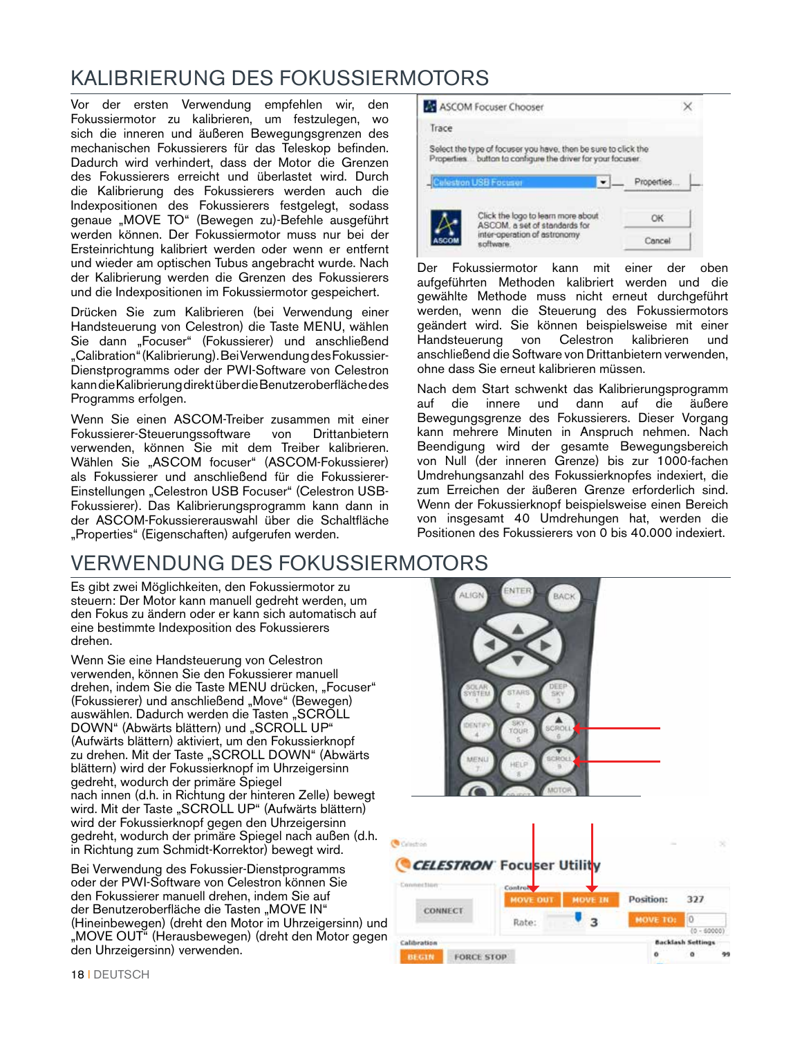# KALIBRIERUNG DES FOKUSSIERMOTORS

Vor der ersten Verwendung empfehlen wir, den Fokussiermotor zu kalibrieren, um festzulegen, wo sich die inneren und äußeren Bewegungsgrenzen des mechanischen Fokussierers für das Teleskop befinden. Dadurch wird verhindert, dass der Motor die Grenzen des Fokussierers erreicht und überlastet wird. Durch die Kalibrierung des Fokussierers werden auch die Indexpositionen des Fokussierers festgelegt, sodass genaue „MOVE TO" (Bewegen zu)-Befehle ausgeführt werden können. Der Fokussiermotor muss nur bei der Ersteinrichtung kalibriert werden oder wenn er entfernt und wieder am optischen Tubus angebracht wurde. Nach der Kalibrierung werden die Grenzen des Fokussierers und die Indexpositionen im Fokussiermotor gespeichert.

Drücken Sie zum Kalibrieren (bei Verwendung einer Handsteuerung von Celestron) die Taste MENU, wählen Sie dann „Focuser" (Fokussierer) und anschließend „Calibration" (Kalibrierung). Bei Verwendung des Fokussier-Dienstprogramms oder der PWI-Software von Celestron kann die Kalibrierung direkt über die Benutzeroberfläche des Programms erfolgen.

Wenn Sie einen ASCOM-Treiber zusammen mit einer Fokussierer-Steuerungssoftware von Drittanbietern verwenden, können Sie mit dem Treiber kalibrieren. Wählen Sie „ASCOM focuser" (ASCOM-Fokussierer) als Fokussierer und anschließend für die Fokussierer-Einstellungen „Celestron USB Focuser" (Celestron USB-Fokussierer). Das Kalibrierungsprogramm kann dann in der ASCOM-Fokussiererauswahl über die Schaltfläche „Properties" (Eigenschaften) aufgerufen werden.

Der Fokussiermotor kann mit einer der oben aufgeführten Methoden kalibriert werden und die gewählte Methode muss nicht erneut durchgeführt werden, wenn die Steuerung des Fokussiermotors geändert wird. Sie können beispielsweise mit einer Handsteuerung von Celestron kalibrieren und anschließend die Software von Drittanbietern verwenden, ohne dass Sie erneut kalibrieren müssen.

Nach dem Start schwenkt das Kalibrierungsprogramm auf die innere und dann auf die äußere Bewegungsgrenze des Fokussierers. Dieser Vorgang kann mehrere Minuten in Anspruch nehmen. Nach Beendigung wird der gesamte Bewegungsbereich von Null (der inneren Grenze) bis zur 1000-fachen Umdrehungsanzahl des Fokussierknopfes indexiert, die zum Erreichen der äußeren Grenze erforderlich sind. Wenn der Fokussierknopf beispielsweise einen Bereich von insgesamt 40 Umdrehungen hat, werden die Positionen des Fokussierers von 0 bis 40.000 indexiert.

# VERWENDUNG DES FOKUSSIERMOTORS

Es gibt zwei Möglichkeiten, den Fokussiermotor zu steuern: Der Motor kann manuell gedreht werden, um den Fokus zu ändern oder er kann sich automatisch auf eine bestimmte Indexposition des Fokussierers drehen.

Wenn Sie eine Handsteuerung von Celestron verwenden, können Sie den Fokussierer manuell drehen, indem Sie die Taste MENU drücken, „Focuser" (Fokussierer) und anschließend „Move" (Bewegen) auswählen. Dadurch werden die Tasten „SCROLL DOWN" (Abwärts blättern) und „SCROLL UP" (Aufwärts blättern) aktiviert, um den Fokussierknopf zu drehen. Mit der Taste „SCROLL DOWN" (Abwärts blättern) wird der Fokussierknopf im Uhrzeigersinn gedreht, wodurch der primäre Spiegel nach innen (d.h. in Richtung der hinteren Zelle) bewegt wird. Mit der Taste „SCROLL UP" (Aufwärts blättern) wird der Fokussierknopf gegen den Uhrzeigersinn gedreht, wodurch der primäre Spiegel nach außen (d.h. in Richtung zum Schmidt-Korrektor) bewegt wird.

Bei Verwendung des Fokussier-Dienstprogramms oder der PWI-Software von Celestron können Sie den Fokussierer manuell drehen, indem Sie auf der Benutzeroberfläche die Tasten „MOVE IN" (Hineinbewegen) (dreht den Motor im Uhrzeigersinn) und „MOVE OUT" (Herausbewegen) (dreht den Motor gegen den Uhrzeigersinn) verwenden.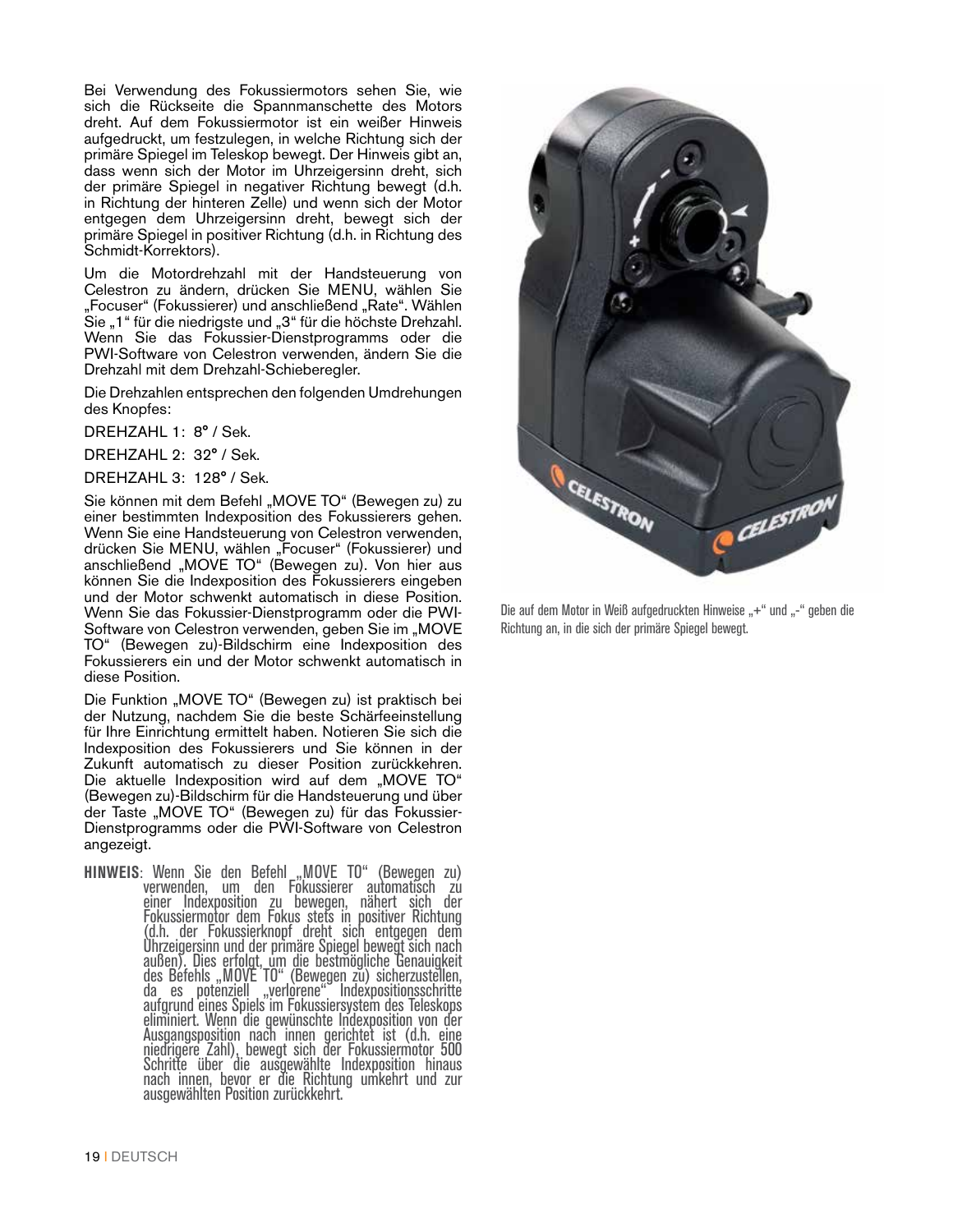Bei Verwendung des Fokussiermotors sehen Sie, wie sich die Rückseite die Spannmanschette des Motors dreht. Auf dem Fokussiermotor ist ein weißer Hinweis aufgedruckt, um festzulegen, in welche Richtung sich der primäre Spiegel im Teleskop bewegt. Der Hinweis gibt an, dass wenn sich der Motor im Uhrzeigersinn dreht, sich der primäre Spiegel in negativer Richtung bewegt (d.h. in Richtung der hinteren Zelle) und wenn sich der Motor entgegen dem Uhrzeigersinn dreht, bewegt sich der primäre Spiegel in positiver Richtung (d.h. in Richtung des Schmidt-Korrektors).

Um die Motordrehzahl mit der Handsteuerung von Celestron zu ändern, drücken Sie MENU, wählen Sie „Focuser" (Fokussierer) und anschließend „Rate". Wählen Sie „1" für die niedrigste und „3" für die höchste Drehzahl. Wenn Sie das Fokussier-Dienstprogramms oder die PWI-Software von Celestron verwenden, ändern Sie die Drehzahl mit dem Drehzahl-Schieberegler.

Die Drehzahlen entsprechen den folgenden Umdrehungen des Knopfes:

DREHZAHL 1: 8° / Sek.

DREHZAHL 2: 32° / Sek.

DREHZAHL 3: 128° / Sek.

Sie können mit dem Befehl „MOVE TO" (Bewegen zu) zu einer bestimmten Indexposition des Fokussierers gehen. Wenn Sie eine Handsteuerung von Celestron verwenden, drücken Sie MENU, wählen Sie „Focuser" (Fokussierer) und anschließend „MOVE TO" (Bewegen zu). Von hier aus können Sie die Indexposition des Fokussierers eingeben und der Motor schwenkt automatisch in diese Position. Wenn Sie das Fokussier-Dienstprogramm oder die PWI-Software von Celestron verwenden, geben Sie im „MOVE TO" (Bewegen zu)-Bildschirm eine Indexposition des Fokussierers ein und der Motor schwenkt automatisch in diese Position.

Die Funktion „MOVE TO" (Bewegen zu) ist praktisch bei der Nutzung, nachdem Sie die beste Schärfeeinstellung für Ihre Einrichtung ermittelt haben. Notieren Sie sich die Indexposition des Fokussierers und Sie können in der Zukunft automatisch zu dieser Position zurückkehren. Die aktuelle Indexposition wird auf dem „MOVE TO" (Bewegen zu)-Bildschirm für die Handsteuerung und über der Taste „MOVE TO" (Bewegen zu) für das Fokussier-Dienstprogramms oder die PWI-Software von Celestron angezeigt.

**HINWEIS**: Wenn Sie den Befehl „MOVE TO" (Bewegen zu) verwenden, um den Fokussierer automatisch zu einer Indexposition zu bewegen, nähert sich der Fokussiermotor dem Fokus stets in positiver Richtung (d.h. der Fokussierknopf dreht sich entgegen dem Uhrzeigersinn und der primäre Spiegel bewegt sich nach außen). Dies erfolgt, um die bestmögliche Genauigkeit des Befehls „MOVE TO" (Bewegen zu) sicherzustellen, da es potenziell „verlorene" Indexpositionsschritte aufgrund eines Spiels im Fokussiersystem des Teleskops eliminiert. Wenn die gewünschte Indexposition von der Ausgangsposition nach innen gerichtet ist (d.h. eine niedrigere Zahl), bewegt sich der Fokussiermotor 500 Schritte über die ausgewählte Indexposition hinaus nach innen, bevor er die Richtung umkehrt und zur ausgewählten Position zurückkehrt.

Die auf dem Motor in Weiß aufgedruckten Hinweise „+" und „-" geben die Richtung an, in die sich der primäre Spiegel bewegt.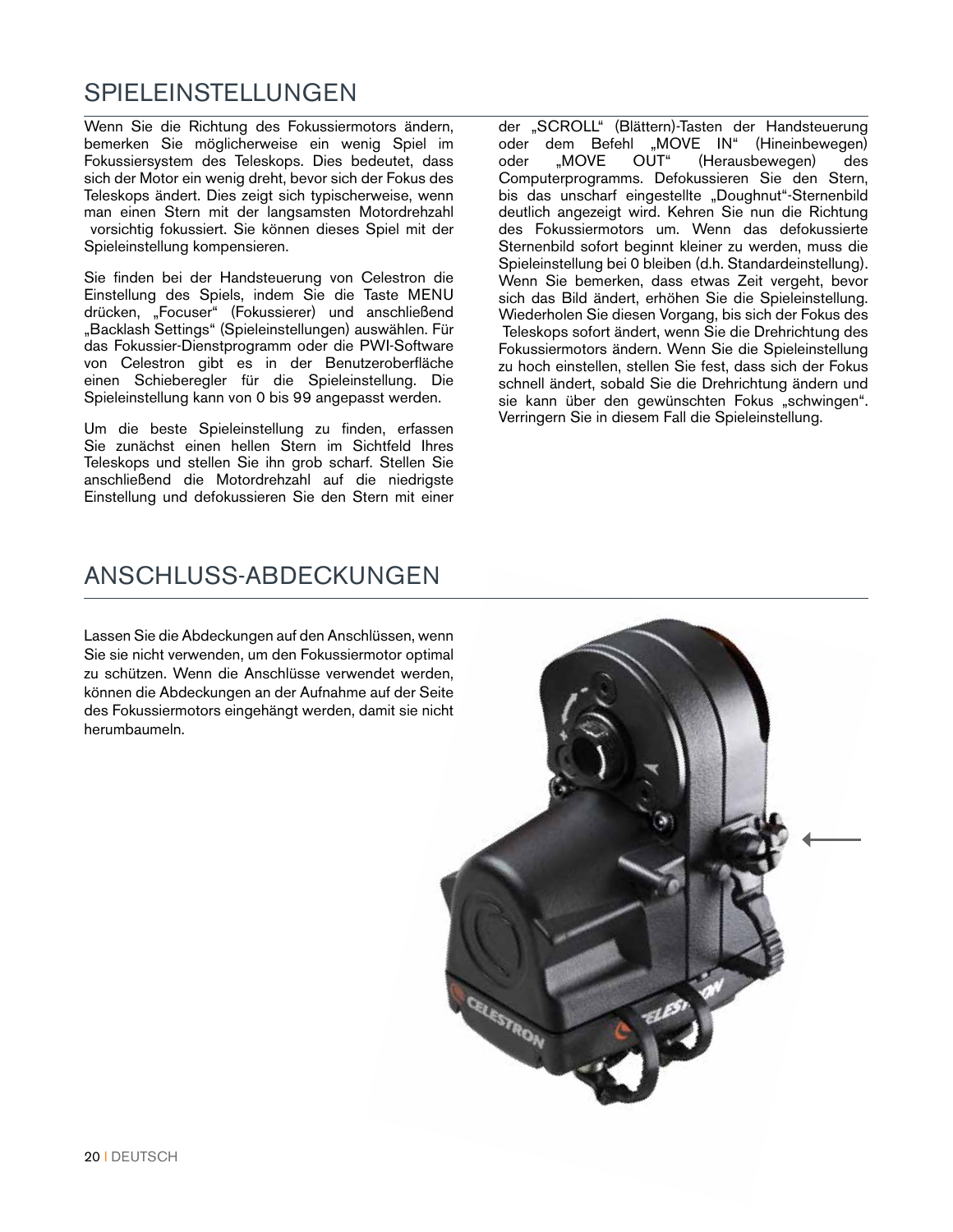## SPIELEINSTELLUNGEN

Wenn Sie die Richtung des Fokussiermotors ändern, bemerken Sie möglicherweise ein wenig Spiel im Fokussiersystem des Teleskops. Dies bedeutet, dass sich der Motor ein wenig dreht, bevor sich der Fokus des Teleskops ändert. Dies zeigt sich typischerweise, wenn man einen Stern mit der langsamsten Motordrehzahl vorsichtig fokussiert. Sie können dieses Spiel mit der Spieleinstellung kompensieren.

Sie finden bei der Handsteuerung von Celestron die Einstellung des Spiels, indem Sie die Taste MENU drücken, „Focuser" (Fokussierer) und anschließend „Backlash Settings" (Spieleinstellungen) auswählen. Für das Fokussier-Dienstprogramm oder die PWI-Software von Celestron gibt es in der Benutzeroberfläche einen Schieberegler für die Spieleinstellung. Die Spieleinstellung kann von 0 bis 99 angepasst werden.

Um die beste Spieleinstellung zu finden, erfassen Sie zunächst einen hellen Stern im Sichtfeld Ihres Teleskops und stellen Sie ihn grob scharf. Stellen Sie anschließend die Motordrehzahl auf die niedrigste Einstellung und defokussieren Sie den Stern mit einer der „SCROLL" (Blättern)-Tasten der Handsteuerung oder dem Befehl „MOVE IN" (Hineinbewegen) oder „MOVE OUT" (Herausbewegen) des Computerprogramms. Defokussieren Sie den Stern, bis das unscharf eingestellte „Doughnut"-Sternenbild deutlich angezeigt wird. Kehren Sie nun die Richtung des Fokussiermotors um. Wenn das defokussierte Sternenbild sofort beginnt kleiner zu werden, muss die Spieleinstellung bei 0 bleiben (d.h. Standardeinstellung). Wenn Sie bemerken, dass etwas Zeit vergeht, bevor sich das Bild ändert, erhöhen Sie die Spieleinstellung. Wiederholen Sie diesen Vorgang, bis sich der Fokus des Teleskops sofort ändert, wenn Sie die Drehrichtung des Fokussiermotors ändern. Wenn Sie die Spieleinstellung zu hoch einstellen, stellen Sie fest, dass sich der Fokus schnell ändert, sobald Sie die Drehrichtung ändern und sie kann über den gewünschten Fokus „schwingen". Verringern Sie in diesem Fall die Spieleinstellung.

## ANSCHLUSS-ABDECKUNGEN

Lassen Sie die Abdeckungen auf den Anschlüssen, wenn Sie sie nicht verwenden, um den Fokussiermotor optimal zu schützen. Wenn die Anschlüsse verwendet werden, können die Abdeckungen an der Aufnahme auf der Seite des Fokussiermotors eingehängt werden, damit sie nicht herumbaumeln.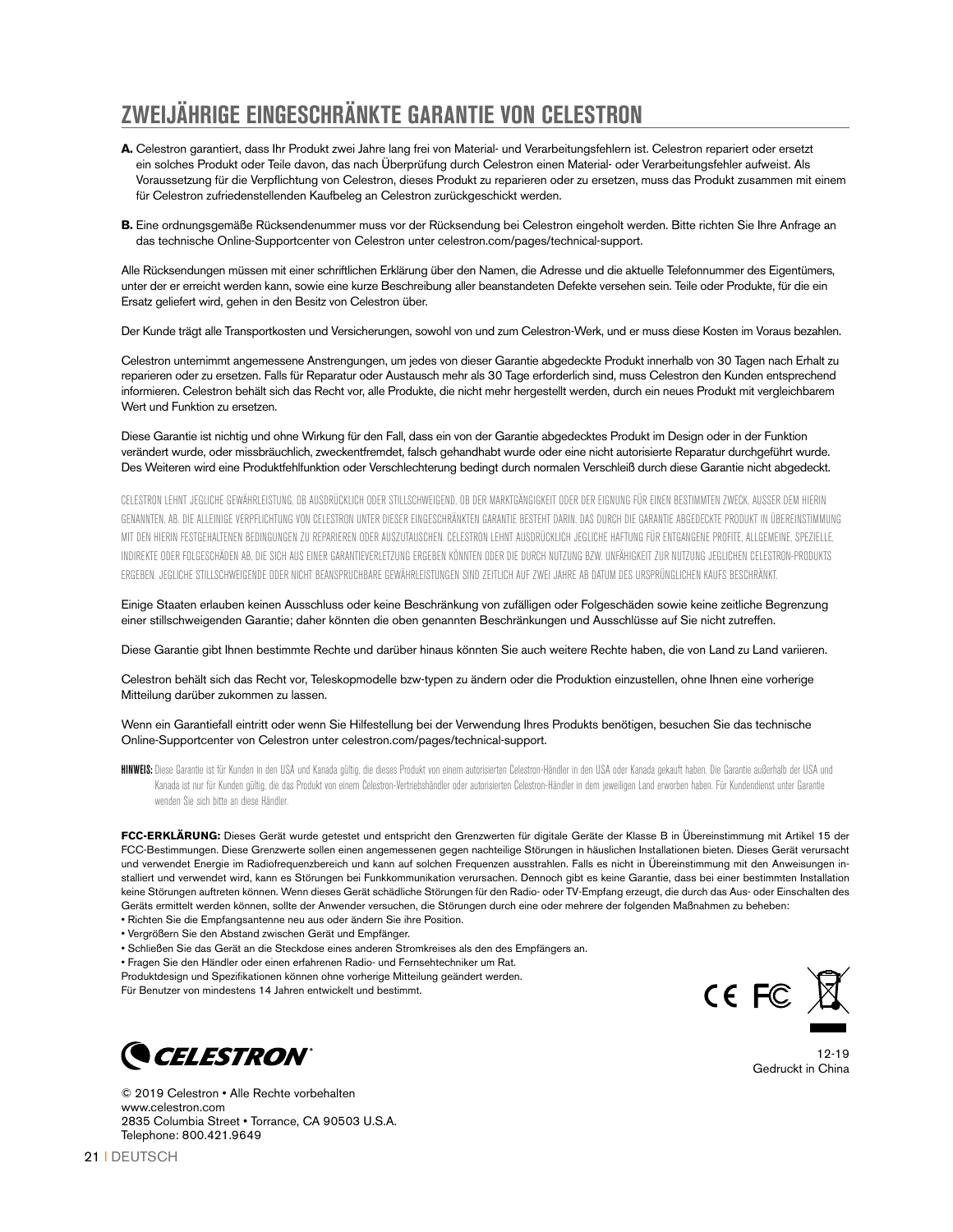## ZWEIJÄHRIGE EINGESCHRÄNKTE GARANTIE VON CELESTRON

**A.** Celestron garantiert, dass Ihr Produkt zwei Jahre lang frei von Material- und Verarbeitungsfehlern ist. Celestron repariert oder ersetzt ein solches Produkt oder Teile davon, das nach Überprüfung durch Celestron einen Material- oder Verarbeitungsfehler aufweist. Als Voraussetzung für die Verpflichtung von Celestron, dieses Produkt zu reparieren oder zu ersetzen, muss das Produkt zusammen mit einem für Celestron zufriedenstellenden Kaufbeleg an Celestron zurückgeschickt werden.

**B.** Eine ordnungsgemäße Rücksendenummer muss vor der Rücksendung bei Celestron eingeholt werden. Bitte richten Sie Ihre Anfrage an das technische Online-Supportcenter von Celestron unter celestron.com/pages/technical-support.

Alle Rücksendungen müssen mit einer schriftlichen Erklärung über den Namen, die Adresse und die aktuelle Telefonnummer des Eigentümers, unter der er erreicht werden kann, sowie eine kurze Beschreibung aller beanstandeten Defekte versehen sein. Teile oder Produkte, für die ein Ersatz geliefert wird, gehen in den Besitz von Celestron über.

Der Kunde trägt alle Transportkosten und Versicherungen, sowohl von und zum Celestron-Werk, und er muss diese Kosten im Voraus bezahlen.

Celestron unternimmt angemessene Anstrengungen, um jedes von dieser Garantie abgedeckte Produkt innerhalb von 30 Tagen nach Erhalt zu reparieren oder zu ersetzen. Falls für Reparatur oder Austausch mehr als 30 Tage erforderlich sind, muss Celestron den Kunden entsprechend informieren. Celestron behält sich das Recht vor, alle Produkte, die nicht mehr hergestellt werden, durch ein neues Produkt mit vergleichbarem Wert und Funktion zu ersetzen.

Diese Garantie ist nichtig und ohne Wirkung für den Fall, dass ein von der Garantie abgedecktes Produkt im Design oder in der Funktion verändert wurde, oder missbräuchlich, zweckentfremdet, falsch gehandhabt wurde oder eine nicht autorisierte Reparatur durchgeführt wurde. Des Weiteren wird eine Produktfehlfunktion oder Verschlechterung bedingt durch normalen Verschleiß durch diese Garantie nicht abgedeckt.

CELESTRON LEHNT JEGLICHE GEWÄHRLEISTUNG, OB AUSDRÜCKLICH ODER STILLSCHWEIGEND, OB DER MARKTGÄNGIGKEIT ODER DER EIGNUNG FÜR EINEN BESTIMMTEN ZWECK, AUSSER DEM HIERIN GENANNTEN, AB. DIE ALLEINIGE VERPFLICHTUNG VON CELESTRON UNTER DIESER EINGESCHRÄNKTEN GARANTIE BESTEHT DARIN, DAS DURCH DIE GARANTIE ABGEDECKTE PRODUKT IN ÜBEREINSTIMMUNG MIT DEN HIERIN FESTGEHALTENEN BEDINGUNGEN ZU REPARIEREN ODER AUSZUTAUSCHEN. CELESTRON LEHNT AUSDRÜCKLICH JEGLICHE HAFTUNG FÜR ENTGANGENE PROFITE, ALLGEMEINE, SPEZIELLE, INDIREKTE ODER FOLGESCHÄDEN AB, DIE SICH AUS EINER GARANTIEVERLETZUNG ERGEBEN KÖNNTEN ODER DIE DURCH NUTZUNG BZW. UNFÄHIGKEIT ZUR NUTZUNG JEGLICHEN CELESTRON-PRODUKTS ERGEBEN. JEGLICHE STILLSCHWEIGENDE ODER NICHT BEANSPRUCHBARE GEWÄHRLEISTUNGEN SIND ZEITLICH AUF ZWEI JAHRE AB DATUM DES URSPRÜNGLICHEN KAUFS BESCHRÄNKT.

Einige Staaten erlauben keinen Ausschluss oder keine Beschränkung von zufälligen oder Folgeschäden sowie keine zeitliche Begrenzung einer stillschweigenden Garantie; daher könnten die oben genannten Beschränkungen und Ausschlüsse auf Sie nicht zutreffen.

Diese Garantie gibt Ihnen bestimmte Rechte und darüber hinaus könnten Sie auch weitere Rechte haben, die von Land zu Land variieren.

Celestron behält sich das Recht vor, Teleskopmodelle bzw-typen zu ändern oder die Produktion einzustellen, ohne Ihnen eine vorherige Mitteilung darüber zukommen zu lassen.

Wenn ein Garantiefall eintritt oder wenn Sie Hilfestellung bei der Verwendung Ihres Produkts benötigen, besuchen Sie das technische Online-Supportcenter von Celestron unter celestron.com/pages/technical-support.

**HINWEIS:** Diese Garantie ist für Kunden in den USA und Kanada gültig, die dieses Produkt von einem autorisierten Celestron-Händler in den USA oder Kanada gekauft haben. Die Garantie außerhalb der USA und Kanada ist nur für Kunden gültig, die das Produkt von einem Celestron-Vertriebshändler oder autorisierten Celestron-Händler in dem jeweiligen Land erworben haben. Für Kundendienst unter Garantie wenden Sie sich bitte an diese Händler.

**FCC-ERKLÄRUNG:** Dieses Gerät wurde getestet und entspricht den Grenzwerten für digitale Geräte der Klasse B in Übereinstimmung mit Artikel 15 der FCC-Bestimmungen. Diese Grenzwerte sollen einen angemessenen gegen nachteilige Störungen in häuslichen Installationen bieten. Dieses Gerät verursacht und verwendet Energie im Radiofrequenzbereich und kann auf solchen Frequenzen ausstrahlen. Falls es nicht in Übereinstimmung mit den Anweisungen installiert und verwendet wird, kann es Störungen bei Funkkommunikation verursachen. Dennoch gibt es keine Garantie, dass bei einer bestimmten Installation keine Störungen auftreten können. Wenn dieses Gerät schädliche Störungen für den Radio- oder TV-Empfang erzeugt, die durch das Aus- oder Einschalten des Geräts ermittelt werden können, sollte der Anwender versuchen, die Störungen durch eine oder mehrere der folgenden Maßnahmen zu beheben:

- Richten Sie die Empfangsantenne neu aus oder ändern Sie ihre Position.
- Vergrößern Sie den Abstand zwischen Gerät und Empfänger.
- Schließen Sie das Gerät an die Steckdose eines anderen Stromkreises als den des Empfängers an.
- Fragen Sie den Händler oder einen erfahrenen Radio- und Fernsehtechniker um Rat.

Produktdesign und Spezifikationen können ohne vorherige Mitteilung geändert werden.
Für Benutzer von mindestens 14 Jahren entwickelt und bestimmt.

CELESTRON

12-19
Gedruckt in China

© 2019 Celestron • Alle Rechte vorbehalten
www.celestron.com
2835 Columbia Street • Torrance, CA 90503 U.S.A.
Telephone: 800.421.9649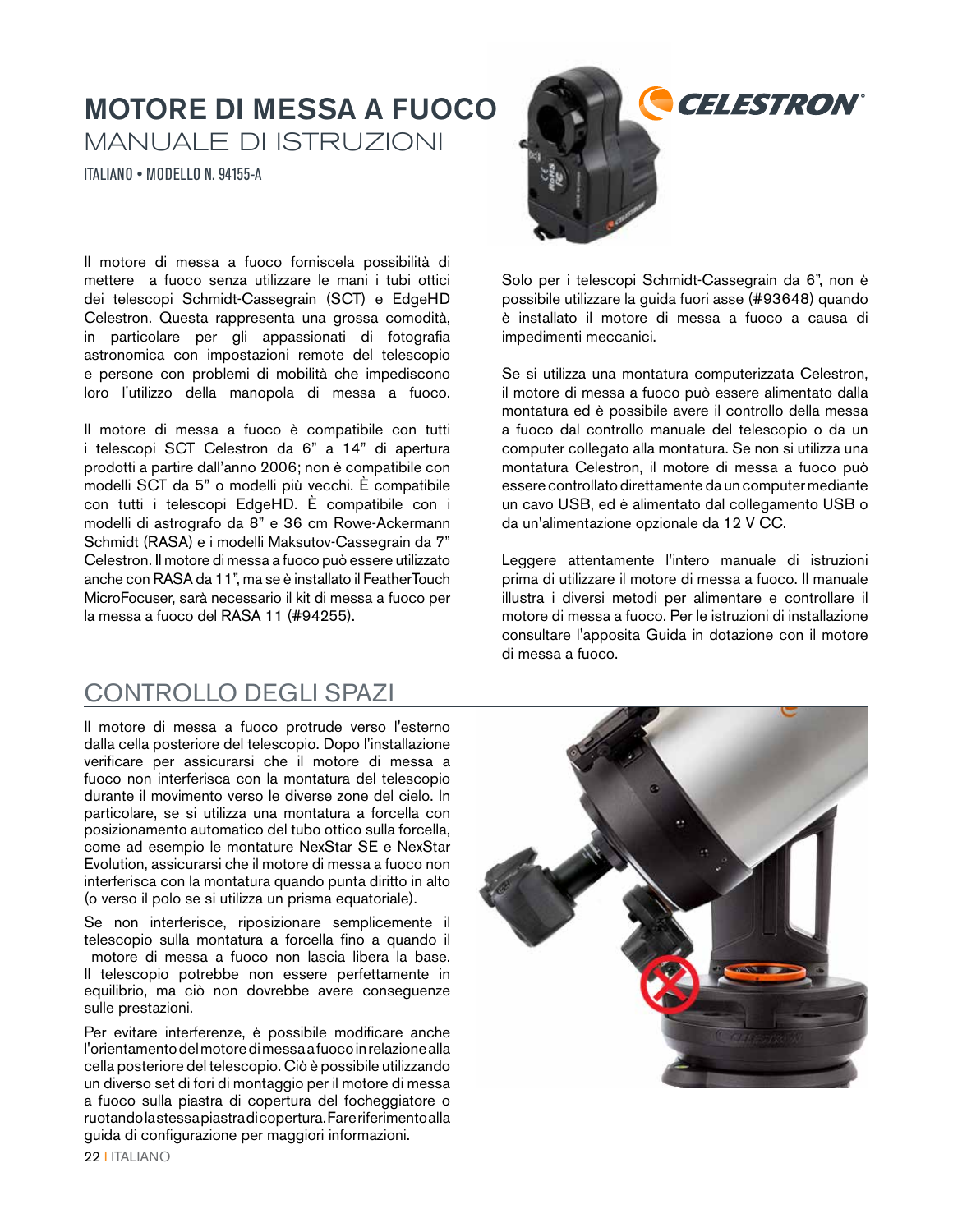# MOTORE DI MESSA A FUOCO

## MANUALE DI ISTRUZIONI

ITALIANO • MODELLO N. 94155-A

Il motore di messa a fuoco forniscela possibilità di mettere a fuoco senza utilizzare le mani i tubi ottici dei telescopi Schmidt-Cassegrain (SCT) e EdgeHD Celestron. Questa rappresenta una grossa comodità, in particolare per gli appassionati di fotografia astronomica con impostazioni remote del telescopio e persone con problemi di mobilità che impediscono loro l'utilizzo della manopola di messa a fuoco.

Il motore di messa a fuoco è compatibile con tutti i telescopi SCT Celestron da 6" a 14" di apertura prodotti a partire dall'anno 2006; non è compatibile con modelli SCT da 5" o modelli più vecchi. È compatibile con tutti i telescopi EdgeHD. È compatibile con i modelli di astrografo da 8" e 36 cm Rowe-Ackermann Schmidt (RASA) e i modelli Maksutov-Cassegrain da 7" Celestron. Il motore di messa a fuoco può essere utilizzato anche con RASA da 11", ma se è installato il FeatherTouch MicroFocuser, sarà necessario il kit di messa a fuoco per la messa a fuoco del RASA 11 (#94255).

Solo per i telescopi Schmidt-Cassegrain da 6", non è possibile utilizzare la guida fuori asse (#93648) quando è installato il motore di messa a fuoco a causa di impedimenti meccanici.

Se si utilizza una montatura computerizzata Celestron, il motore di messa a fuoco può essere alimentato dalla montatura ed è possibile avere il controllo della messa a fuoco dal controllo manuale del telescopio o da un computer collegato alla montatura. Se non si utilizza una montatura Celestron, il motore di messa a fuoco può essere controllato direttamente da un computer mediante un cavo USB, ed è alimentato dal collegamento USB o da un'alimentazione opzionale da 12 V CC.

Leggere attentamente l'intero manuale di istruzioni prima di utilizzare il motore di messa a fuoco. Il manuale illustra i diversi metodi per alimentare e controllare il motore di messa a fuoco. Per le istruzioni di installazione consultare l'apposita Guida in dotazione con il motore di messa a fuoco.

## CONTROLLO DEGLI SPAZI

Il motore di messa a fuoco protrude verso l'esterno dalla cella posteriore del telescopio. Dopo l'installazione verificare per assicurarsi che il motore di messa a fuoco non interferisca con la montatura del telescopio durante il movimento verso le diverse zone del cielo. In particolare, se si utilizza una montatura a forcella con posizionamento automatico del tubo ottico sulla forcella, come ad esempio le montature NexStar SE e NexStar Evolution, assicurarsi che il motore di messa a fuoco non interferisca con la montatura quando punta diritto in alto (o verso il polo se si utilizza un prisma equatoriale).

Se non interferisce, riposizionare semplicemente il telescopio sulla montatura a forcella fino a quando il motore di messa a fuoco non lascia libera la base. Il telescopio potrebbe non essere perfettamente in equilibrio, ma ciò non dovrebbe avere conseguenze sulle prestazioni.

Per evitare interferenze, è possibile modificare anche l'orientamento del motore di messa a fuoco in relazione alla cella posteriore del telescopio. Ciò è possibile utilizzando un diverso set di fori di montaggio per il motore di messa a fuoco sulla piastra di copertura del focheggiatore o ruotando la stessa piastra di copertura. Fare riferimento alla guida di configurazione per maggiori informazioni.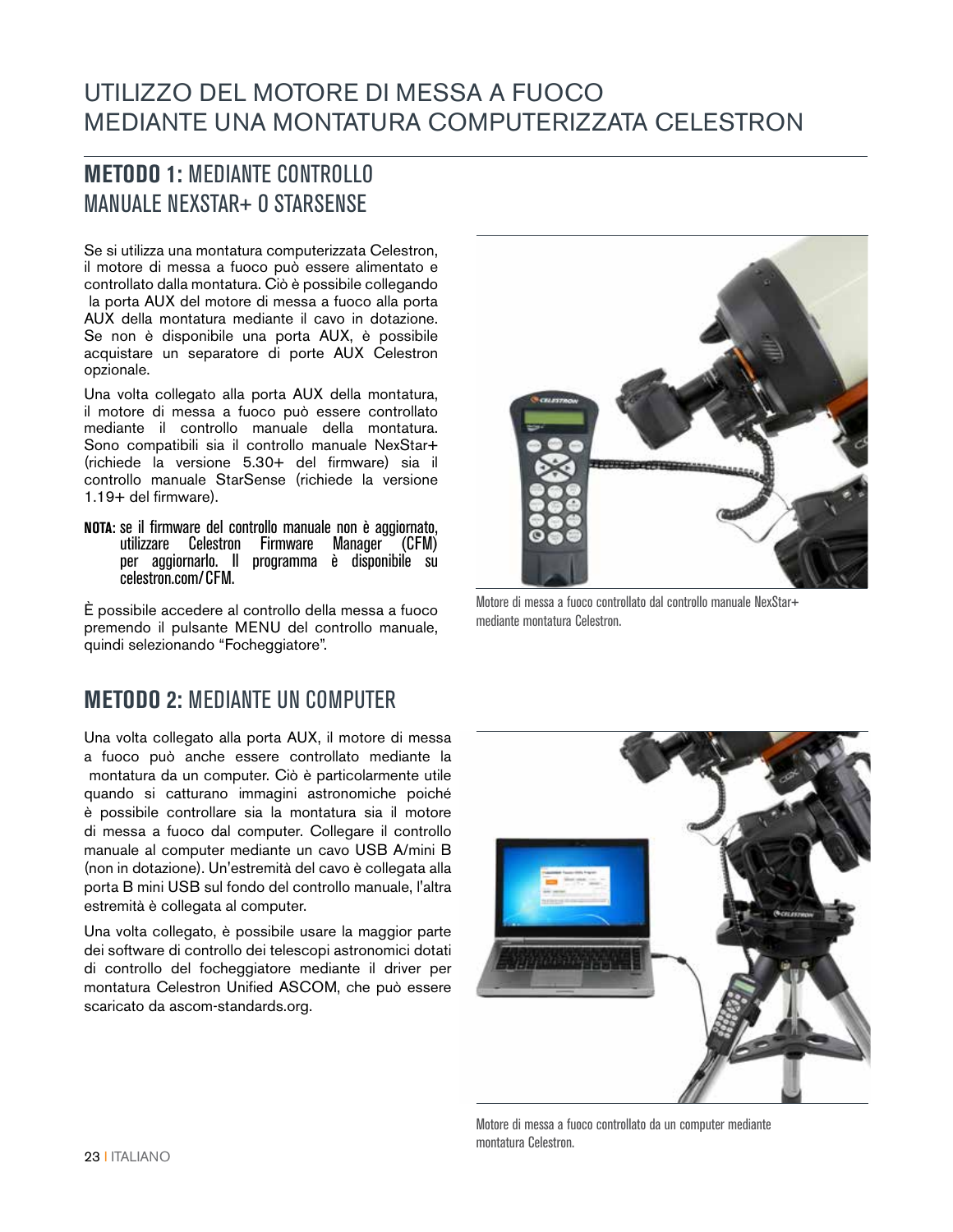# UTILIZZO DEL MOTORE DI MESSA A FUOCO MEDIANTE UNA MONTATURA COMPUTERIZZATA CELESTRON

## METODO 1: MEDIANTE CONTROLLO MANUALE NEXSTAR+ O STARSENSE

Se si utilizza una montatura computerizzata Celestron, il motore di messa a fuoco può essere alimentato e controllato dalla montatura. Ciò è possibile collegando la porta AUX del motore di messa a fuoco alla porta AUX della montatura mediante il cavo in dotazione. Se non è disponibile una porta AUX, è possibile acquistare un separatore di porte AUX Celestron opzionale.

Una volta collegato alla porta AUX della montatura, il motore di messa a fuoco può essere controllato mediante il controllo manuale della montatura. Sono compatibili sia il controllo manuale NexStar+ (richiede la versione 5.30+ del firmware) sia il controllo manuale StarSense (richiede la versione 1.19+ del firmware).

**NOTA:** se il firmware del controllo manuale non è aggiornato, utilizzare Celestron Firmware Manager (CFM) per aggiornarlo. Il programma è disponibile su celestron.com/CFM.

È possibile accedere al controllo della messa a fuoco premendo il pulsante MENU del controllo manuale, quindi selezionando "Focheggiatore".

Motore di messa a fuoco controllato dal controllo manuale NexStar+ mediante montatura Celestron.

## METODO 2: MEDIANTE UN COMPUTER

Una volta collegato alla porta AUX, il motore di messa a fuoco può anche essere controllato mediante la montatura da un computer. Ciò è particolarmente utile quando si catturano immagini astronomiche poiché è possibile controllare sia la montatura sia il motore di messa a fuoco dal computer. Collegare il controllo manuale al computer mediante un cavo USB A/mini B (non in dotazione). Un'estremità del cavo è collegata alla porta B mini USB sul fondo del controllo manuale, l'altra estremità è collegata al computer.

Una volta collegato, è possibile usare la maggior parte dei software di controllo dei telescopi astronomici dotati di controllo del focheggiatore mediante il driver per montatura Celestron Unified ASCOM, che può essere scaricato da ascom-standards.org.

Motore di messa a fuoco controllato da un computer mediante montatura Celestron.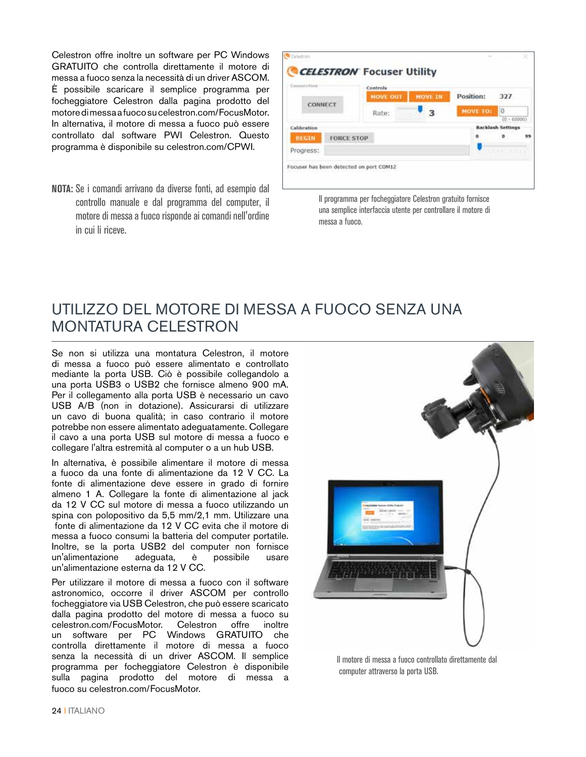Celestron offre inoltre un software per PC Windows GRATUITO che controlla direttamente il motore di messa a fuoco senza la necessità di un driver ASCOM. È possibile scaricare il semplice programma per focheggiatore Celestron dalla pagina prodotto del motore di messa a fuoco su celestron.com/FocusMotor. In alternativa, il motore di messa a fuoco può essere controllato dal software PWI Celestron. Questo programma è disponibile su celestron.com/CPWI.

**NOTA:** Se i comandi arrivano da diverse fonti, ad esempio dal controllo manuale e dal programma del computer, il motore di messa a fuoco risponde ai comandi nell'ordine in cui li riceve.

Il programma per focheggiatore Celestron gratuito fornisce una semplice interfaccia utente per controllare il motore di messa a fuoco.

## UTILIZZO DEL MOTORE DI MESSA A FUOCO SENZA UNA MONTATURA CELESTRON

Se non si utilizza una montatura Celestron, il motore di messa a fuoco può essere alimentato e controllato mediante la porta USB. Ciò è possibile collegandolo a una porta USB3 o USB2 che fornisce almeno 900 mA. Per il collegamento alla porta USB è necessario un cavo USB A/B (non in dotazione). Assicurarsi di utilizzare un cavo di buona qualità; in caso contrario il motore potrebbe non essere alimentato adeguatamente. Collegare il cavo a una porta USB sul motore di messa a fuoco e collegare l'altra estremità al computer o a un hub USB.

In alternativa, è possibile alimentare il motore di messa a fuoco da una fonte di alimentazione da 12 V CC. La fonte di alimentazione deve essere in grado di fornire almeno 1 A. Collegare la fonte di alimentazione al jack da 12 V CC sul motore di messa a fuoco utilizzando un spina con polopositivo da 5,5 mm/2,1 mm. Utilizzare una fonte di alimentazione da 12 V CC evita che il motore di messa a fuoco consumi la batteria del computer portatile. Inoltre, se la porta USB2 del computer non fornisce un'alimentazione adeguata, è possibile usare un'alimentazione esterna da 12 V CC.

Per utilizzare il motore di messa a fuoco con il software astronomico, occorre il driver ASCOM per controllo focheggiatore via USB Celestron, che può essere scaricato dalla pagina prodotto del motore di messa a fuoco su celestron.com/FocusMotor. Celestron offre inoltre un software per PC Windows GRATUITO che controlla direttamente il motore di messa a fuoco senza la necessità di un driver ASCOM. Il semplice programma per focheggiatore Celestron è disponibile sulla pagina prodotto del motore di messa a fuoco su celestron.com/FocusMotor.

Il motore di messa a fuoco controllato direttamente dal computer attraverso la porta USB.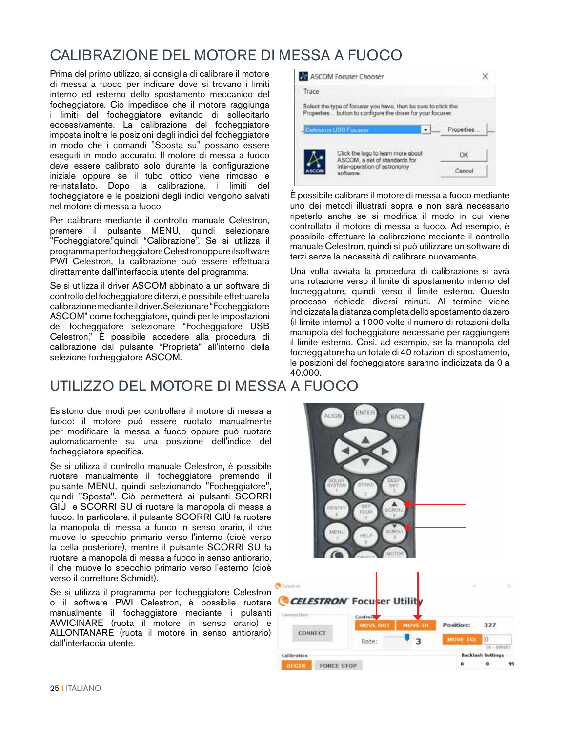# CALIBRAZIONE DEL MOTORE DI MESSA A FUOCO

Prima del primo utilizzo, si consiglia di calibrare il motore di messa a fuoco per indicare dove si trovano i limiti interno ed esterno dello spostamento meccanico del focheggiatore. Ciò impedisce che il motore raggiunga i limiti del focheggiatore evitando di sollecitarlo eccessivamente. La calibrazione del focheggiatore imposta inoltre le posizioni degli indici del focheggiatore in modo che i comandi "Sposta su" possano essere eseguiti in modo accurato. Il motore di messa a fuoco deve essere calibrato solo durante la configurazione iniziale oppure se il tubo ottico viene rimosso e re-installato. Dopo la calibrazione, i limiti del focheggiatore e le posizioni degli indici vengono salvati nel motore di messa a fuoco.

Per calibrare mediante il controllo manuale Celestron, premere il pulsante MENU, quindi selezionare "Focheggiatore," quindi "Calibrazione". Se si utilizza il programma per focheggiatore Celestron oppure il software PWI Celestron, la calibrazione può essere effettuata direttamente dall'interfaccia utente del programma.

Se si utilizza il driver ASCOM abbinato a un software di controllo del focheggiatore di terzi, è possibile effettuare la calibrazione mediante il driver. Selezionare "Focheggiatore ASCOM" come focheggiatore, quindi per le impostazioni del focheggiatore selezionare "Focheggiatore USB Celestron." È possibile accedere alla procedura di calibrazione dal pulsante "Proprietà" all'interno della selezione focheggiatore ASCOM.

È possibile calibrare il motore di messa a fuoco mediante uno dei metodi illustrati sopra e non sarà necessario ripeterlo anche se si modifica il modo in cui viene controllato il motore di messa a fuoco. Ad esempio, è possibile effettuare la calibrazione mediante il controllo manuale Celestron, quindi si può utilizzare un software di terzi senza la necessità di calibrare nuovamente.

Una volta avviata la procedura di calibrazione si avrà una rotazione verso il limite di spostamento interno del focheggiatore, quindi verso il limite esterno. Questo processo richiede diversi minuti. Al termine viene indicizzata la distanza completa dello spostamento da zero (il limite interno) a 1000 volte il numero di rotazioni della manopola del focheggiatore necessarie per raggiungere il limite esterno. Così, ad esempio, se la manopola del focheggiatore ha un totale di 40 rotazioni di spostamento, le posizioni del focheggiatore saranno indicizzata da 0 a 40.000.

# UTILIZZO DEL MOTORE DI MESSA A FUOCO

Esistono due modi per controllare il motore di messa a fuoco: il motore può essere ruotato manualmente per modificare la messa a fuoco oppure può ruotare automaticamente su una posizione dell'indice del focheggiatore specifica.

Se si utilizza il controllo manuale Celestron, è possibile ruotare manualmente il focheggiatore premendo il pulsante MENU, quindi selezionando "Focheggiatore", quindi "Sposta". Ciò permetterà ai pulsanti SCORRI GIÙ e SCORRI SU di ruotare la manopola di messa a fuoco. In particolare, il pulsante SCORRI GIÙ fa ruotare la manopola di messa a fuoco in senso orario, il che muove lo specchio primario verso l'interno (cioè verso la cella posteriore), mentre il pulsante SCORRI SU fa ruotare la manopola di messa a fuoco in senso antiorario, il che muove lo specchio primario verso l'esterno (cioè verso il correttore Schmidt).

Se si utilizza il programma per focheggiatore Celestron o il software PWI Celestron, è possibile ruotare manualmente il focheggiatore mediante i pulsanti AVVICINARE (ruota il motore in senso orario) e ALLONTANARE (ruota il motore in senso antiorario) dall'interfaccia utente.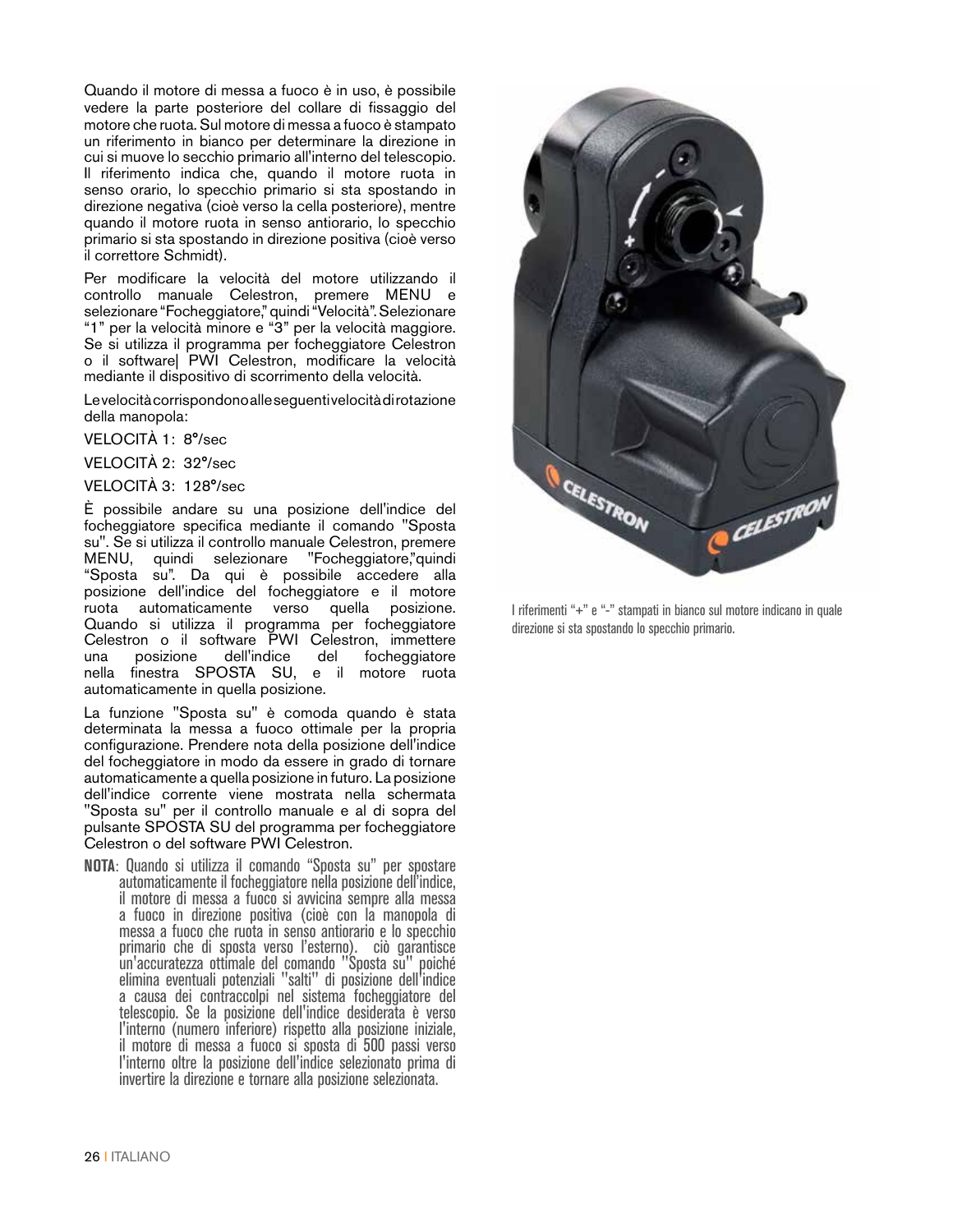Quando il motore di messa a fuoco è in uso, è possibile vedere la parte posteriore del collare di fissaggio del motore che ruota. Sul motore di messa a fuoco è stampato un riferimento in bianco per determinare la direzione in cui si muove lo secchio primario all'interno del telescopio. Il riferimento indica che, quando il motore ruota in senso orario, lo specchio primario si sta spostando in direzione negativa (cioè verso la cella posteriore), mentre quando il motore ruota in senso antiorario, lo specchio primario si sta spostando in direzione positiva (cioè verso il correttore Schmidt).

Per modificare la velocità del motore utilizzando il controllo manuale Celestron, premere MENU e selezionare "Focheggiatore," quindi "Velocità". Selezionare "1" per la velocità minore e "3" per la velocità maggiore. Se si utilizza il programma per focheggiatore Celestron o il software| PWI Celestron, modificare la velocità mediante il dispositivo di scorrimento della velocità.

Le velocità corrispondono alle seguenti velocità di rotazione della manopola:

VELOCITÀ 1: 8°/sec

VELOCITÀ 2: 32°/sec

VELOCITÀ 3: 128°/sec

È possibile andare su una posizione dell'indice del focheggiatore specifica mediante il comando "Sposta su". Se si utilizza il controllo manuale Celestron, premere MENU, quindi selezionare "Focheggiatore,"quindi "Sposta su". Da qui è possibile accedere alla posizione dell'indice del focheggiatore e il motore ruota automaticamente verso quella posizione. Quando si utilizza il programma per focheggiatore Celestron o il software PWI Celestron, immettere una posizione dell'indice del focheggiatore nella finestra SPOSTA SU, e il motore ruota automaticamente in quella posizione.

La funzione "Sposta su" è comoda quando è stata determinata la messa a fuoco ottimale per la propria configurazione. Prendere nota della posizione dell'indice del focheggiatore in modo da essere in grado di tornare automaticamente a quella posizione in futuro. La posizione dell'indice corrente viene mostrata nella schermata "Sposta su" per il controllo manuale e al di sopra del pulsante SPOSTA SU del programma per focheggiatore Celestron o del software PWI Celestron.

**NOTA**: Quando si utilizza il comando "Sposta su" per spostare automaticamente il focheggiatore nella posizione dell'indice, il motore di messa a fuoco si avvicina sempre alla messa a fuoco in direzione positiva (cioè con la manopola di messa a fuoco che ruota in senso antiorario e lo specchio primario che di sposta verso l'esterno). ciò garantisce un'accuratezza ottimale del comando "Sposta su" poiché elimina eventuali potenziali "salti" di posizione dell'indice a causa dei contraccolpi nel sistema focheggiatore del telescopio. Se la posizione dell'indice desiderata è verso l'interno (numero inferiore) rispetto alla posizione iniziale, il motore di messa a fuoco si sposta di 500 passi verso l'interno oltre la posizione dell'indice selezionato prima di invertire la direzione e tornare alla posizione selezionata.

I riferimenti "+" e "-" stampati in bianco sul motore indicano in quale direzione si sta spostando lo specchio primario.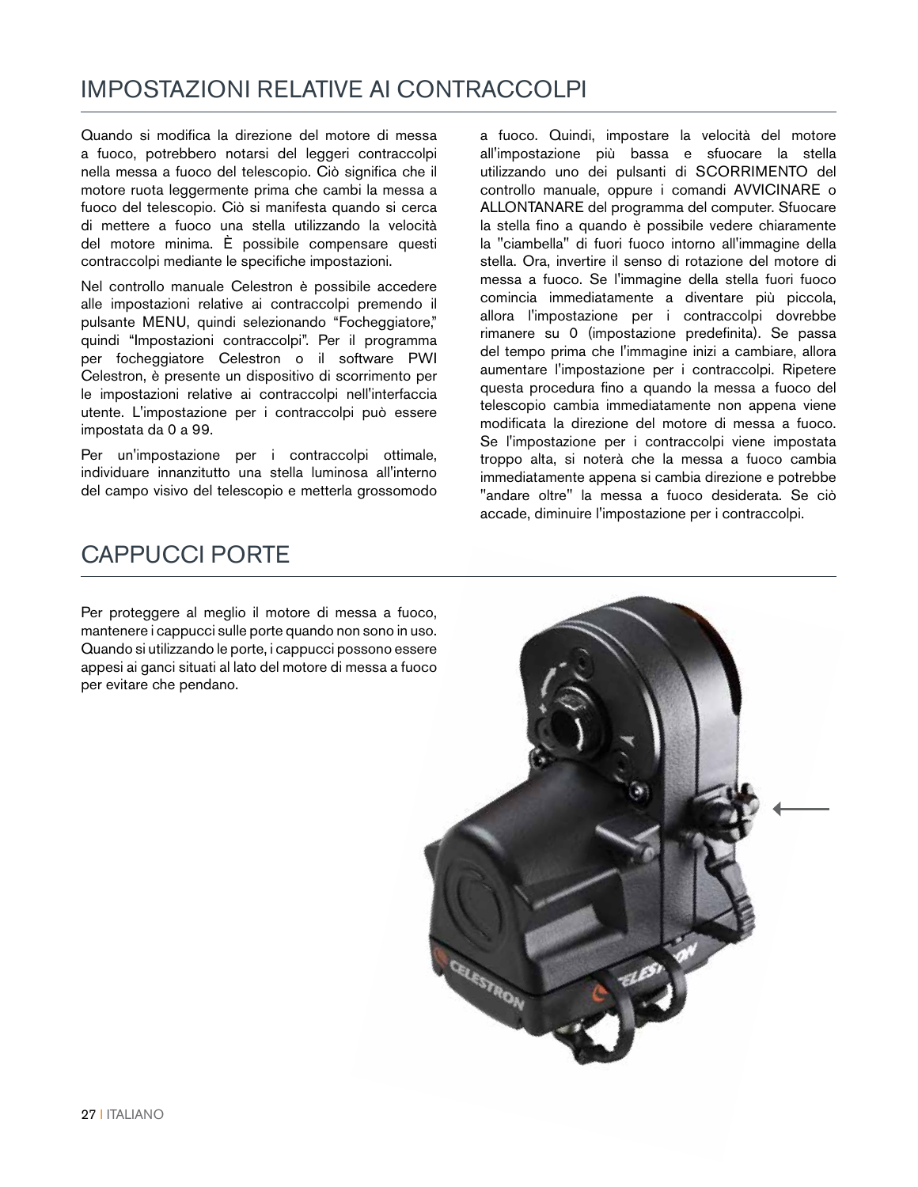# IMPOSTAZIONI RELATIVE AI CONTRACCOLPI

Quando si modifica la direzione del motore di messa a fuoco, potrebbero notarsi del leggeri contraccolpi nella messa a fuoco del telescopio. Ciò significa che il motore ruota leggermente prima che cambi la messa a fuoco del telescopio. Ciò si manifesta quando si cerca di mettere a fuoco una stella utilizzando la velocità del motore minima. È possibile compensare questi contraccolpi mediante le specifiche impostazioni.

Nel controllo manuale Celestron è possibile accedere alle impostazioni relative ai contraccolpi premendo il pulsante MENU, quindi selezionando "Focheggiatore," quindi "Impostazioni contraccolpi". Per il programma per focheggiatore Celestron o il software PWI Celestron, è presente un dispositivo di scorrimento per le impostazioni relative ai contraccolpi nell'interfaccia utente. L'impostazione per i contraccolpi può essere impostata da 0 a 99.

Per un'impostazione per i contraccolpi ottimale, individuare innanzitutto una stella luminosa all'interno del campo visivo del telescopio e metterla grossomodo a fuoco. Quindi, impostare la velocità del motore all'impostazione più bassa e sfuocare la stella utilizzando uno dei pulsanti di SCORRIMENTO del controllo manuale, oppure i comandi AVVICINARE o ALLONTANARE del programma del computer. Sfuocare la stella fino a quando è possibile vedere chiaramente la "ciambella" di fuori fuoco intorno all'immagine della stella. Ora, invertire il senso di rotazione del motore di messa a fuoco. Se l'immagine della stella fuori fuoco comincia immediatamente a diventare più piccola, allora l'impostazione per i contraccolpi dovrebbe rimanere su 0 (impostazione predefinita). Se passa del tempo prima che l'immagine inizi a cambiare, allora aumentare l'impostazione per i contraccolpi. Ripetere questa procedura fino a quando la messa a fuoco del telescopio cambia immediatamente non appena viene modificata la direzione del motore di messa a fuoco. Se l'impostazione per i contraccolpi viene impostata troppo alta, si noterà che la messa a fuoco cambia immediatamente appena si cambia direzione e potrebbe "andare oltre" la messa a fuoco desiderata. Se ciò accade, diminuire l'impostazione per i contraccolpi.

# CAPPUCCI PORTE

Per proteggere al meglio il motore di messa a fuoco, mantenere i cappucci sulle porte quando non sono in uso. Quando si utilizzando le porte, i cappucci possono essere appesi ai ganci situati al lato del motore di messa a fuoco per evitare che pendano.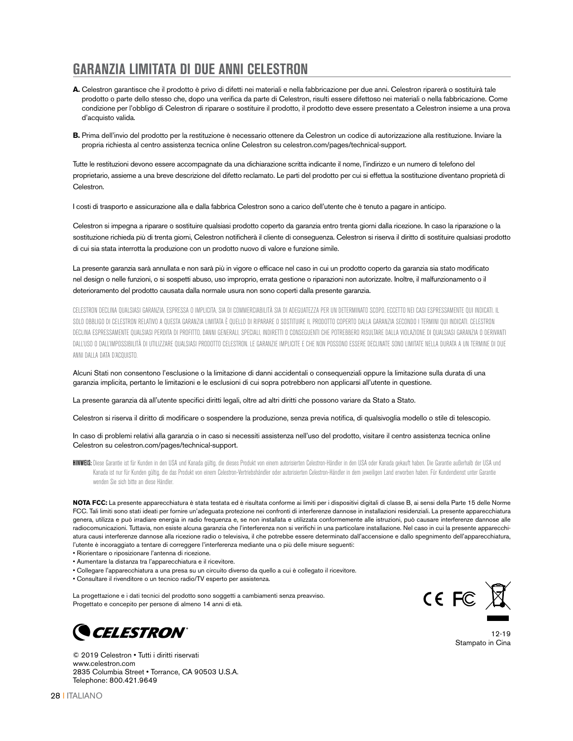## GARANZIA LIMITATA DI DUE ANNI CELESTRON

**A.** Celestron garantisce che il prodotto è privo di difetti nei materiali e nella fabbricazione per due anni. Celestron riparerà o sostituirà tale prodotto o parte dello stesso che, dopo una verifica da parte di Celestron, risulti essere difettoso nei materiali o nella fabbricazione. Come condizione per l'obbligo di Celestron di riparare o sostituire il prodotto, il prodotto deve essere presentato a Celestron insieme a una prova d'acquisto valida.

**B.** Prima dell'invio del prodotto per la restituzione è necessario ottenere da Celestron un codice di autorizzazione alla restituzione. Inviare la propria richiesta al centro assistenza tecnica online Celestron su celestron.com/pages/technical-support.

Tutte le restituzioni devono essere accompagnate da una dichiarazione scritta indicante il nome, l'indirizzo e un numero di telefono del proprietario, assieme a una breve descrizione del difetto reclamato. Le parti del prodotto per cui si effettua la sostituzione diventano proprietà di Celestron.

I costi di trasporto e assicurazione alla e dalla fabbrica Celestron sono a carico dell'utente che è tenuto a pagare in anticipo.

Celestron si impegna a riparare o sostituire qualsiasi prodotto coperto da garanzia entro trenta giorni dalla ricezione. In caso la riparazione o la sostituzione richieda più di trenta giorni, Celestron notificherà il cliente di conseguenza. Celestron si riserva il diritto di sostituire qualsiasi prodotto di cui sia stata interrotta la produzione con un prodotto nuovo di valore e funzione simile.

La presente garanzia sarà annullata e non sarà più in vigore o efficace nel caso in cui un prodotto coperto da garanzia sia stato modificato nel design o nelle funzioni, o si sospetti abuso, uso improprio, errata gestione o riparazioni non autorizzate. Inoltre, il malfunzionamento o il deterioramento del prodotto causata dalla normale usura non sono coperti dalla presente garanzia.

CELESTRON DECLINA QUALSIASI GARANZIA, ESPRESSA O IMPLICITA, SIA DI COMMERCIABILITÀ SIA DI ADEGUATEZZA PER UN DETERMINATO SCOPO, ECCETTO NEI CASI ESPRESSAMENTE QUI INDICATI. IL SOLO OBBLIGO DI CELESTRON RELATIVO A QUESTA GARANZIA LIMITATA È QUELLO DI RIPARARE O SOSTITUIRE IL PRODOTTO COPERTO DALLA GARANZIA SECONDO I TERMINI QUI INDICATI. CELESTRON DECLINA ESPRESSAMENTE QUALSIASI PERDITA DI PROFITTO, DANNI GENERALI, SPECIALI, INDIRETTI O CONSEGUENTI CHE POTREBBERO RISULTARE DALLA VIOLAZIONE DI QUALSIASI GARANZIA O DERIVANTI DALL'USO O DALL'IMPOSSIBILITÀ DI UTILIZZARE QUALSIASI PRODOTTO CELESTRON. LE GARANZIE IMPLICITE E CHE NON POSSONO ESSERE DECLINATE SONO LIMITATE NELLA DURATA A UN TERMINE DI DUE ANNI DALLA DATA D'ACQUISTO.

Alcuni Stati non consentono l'esclusione o la limitazione di danni accidentali o consequenziali oppure la limitazione sulla durata di una garanzia implicita, pertanto le limitazioni e le esclusioni di cui sopra potrebbero non applicarsi all'utente in questione.

La presente garanzia dà all'utente specifici diritti legali, oltre ad altri diritti che possono variare da Stato a Stato.

Celestron si riserva il diritto di modificare o sospendere la produzione, senza previa notifica, di qualsivoglia modello o stile di telescopio.

In caso di problemi relativi alla garanzia o in caso si necessiti assistenza nell'uso del prodotto, visitare il centro assistenza tecnica online Celestron su celestron.com/pages/technical-support.

**HINWEIS:** Diese Garantie ist für Kunden in den USA und Kanada gültig, die dieses Produkt von einem autorisierten Celestron-Händler in den USA oder Kanada gekauft haben. Die Garantie außerhalb der USA und Kanada ist nur für Kunden gültig, die das Produkt von einem Celestron-Vertriebshändler oder autorisierten Celestron-Händler in dem jeweiligen Land erworben haben. Für Kundendienst unter Garantie wenden Sie sich bitte an diese Händler.

**NOTA FCC:** La presente apparecchiatura è stata testata ed è risultata conforme ai limiti per i dispositivi digitali di classe B, ai sensi della Parte 15 delle Norme FCC. Tali limiti sono stati ideati per fornire un'adeguata protezione nei confronti di interferenze dannose in installazioni residenziali. La presente apparecchiatura genera, utilizza e può irradiare energia in radio frequenza e, se non installata e utilizzata conformemente alle istruzioni, può causare interferenze dannose alle radiocomunicazioni. Tuttavia, non esiste alcuna garanzia che l'interferenza non si verifichi in una particolare installazione. Nel caso in cui la presente apparecchiatura causi interferenze dannose alla ricezione radio o televisiva, il che potrebbe essere determinato dall'accensione e dallo spegnimento dell'apparecchiatura, l'utente è incoraggiato a tentare di correggere l'interferenza mediante una o più delle misure seguenti:

- Riorientare o riposizionare l'antenna di ricezione.
- Aumentare la distanza tra l'apparecchiatura e il ricevitore.
- Collegare l'apparecchiatura a una presa su un circuito diverso da quello a cui è collegato il ricevitore.
- Consultare il rivenditore o un tecnico radio/TV esperto per assistenza.

La progettazione e i dati tecnici del prodotto sono soggetti a cambiamenti senza preavviso.
Progettato e concepito per persone di almeno 14 anni di età.

CELESTRON

12-19
Stampato in Cina

© 2019 Celestron • Tutti i diritti riservati
www.celestron.com
2835 Columbia Street • Torrance, CA 90503 U.S.A.
Telephone: 800.421.9649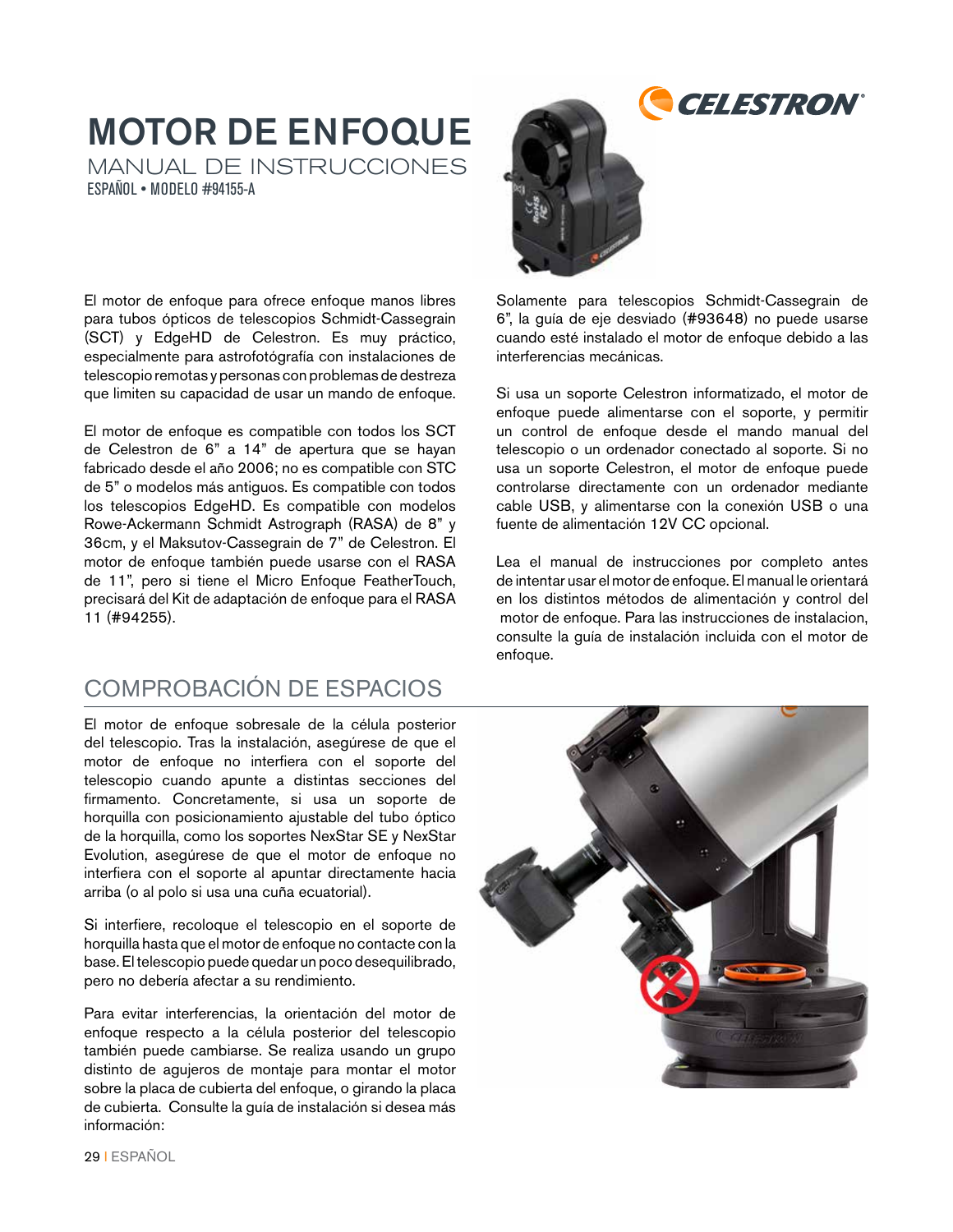# MOTOR DE ENFOQUE

MANUAL DE INSTRUCCIONES

ESPAÑOL • MODELO #94155-A

El motor de enfoque para ofrece enfoque manos libres para tubos ópticos de telescopios Schmidt-Cassegrain (SCT) y EdgeHD de Celestron. Es muy práctico, especialmente para astrofotógrafía con instalaciones de telescopio remotas y personas con problemas de destreza que limiten su capacidad de usar un mando de enfoque.

El motor de enfoque es compatible con todos los SCT de Celestron de 6" a 14" de apertura que se hayan fabricado desde el año 2006; no es compatible con STC de 5" o modelos más antiguos. Es compatible con todos los telescopios EdgeHD. Es compatible con modelos Rowe-Ackermann Schmidt Astrograph (RASA) de 8" y 36cm, y el Maksutov-Cassegrain de 7" de Celestron. El motor de enfoque también puede usarse con el RASA de 11", pero si tiene el Micro Enfoque FeatherTouch, precisará del Kit de adaptación de enfoque para el RASA 11 (#94255).

Solamente para telescopios Schmidt-Cassegrain de 6", la guía de eje desviado (#93648) no puede usarse cuando esté instalado el motor de enfoque debido a las interferencias mecánicas.

Si usa un soporte Celestron informatizado, el motor de enfoque puede alimentarse con el soporte, y permitir un control de enfoque desde el mando manual del telescopio o un ordenador conectado al soporte. Si no usa un soporte Celestron, el motor de enfoque puede controlarse directamente con un ordenador mediante cable USB, y alimentarse con la conexión USB o una fuente de alimentación 12V CC opcional.

Lea el manual de instrucciones por completo antes de intentar usar el motor de enfoque. El manual le orientará en los distintos métodos de alimentación y control del motor de enfoque. Para las instrucciones de instalacion, consulte la guía de instalación incluida con el motor de enfoque.

## COMPROBACIÓN DE ESPACIOS

El motor de enfoque sobresale de la célula posterior del telescopio. Tras la instalación, asegúrese de que el motor de enfoque no interfiera con el soporte del telescopio cuando apunte a distintas secciones del firmamento. Concretamente, si usa un soporte de horquilla con posicionamiento ajustable del tubo óptico de la horquilla, como los soportes NexStar SE y NexStar Evolution, asegúrese de que el motor de enfoque no interfiera con el soporte al apuntar directamente hacia arriba (o al polo si usa una cuña ecuatorial).

Si interfiere, recoloque el telescopio en el soporte de horquilla hasta que el motor de enfoque no contacte con la base. El telescopio puede quedar un poco desequilibrado, pero no debería afectar a su rendimiento.

Para evitar interferencias, la orientación del motor de enfoque respecto a la célula posterior del telescopio también puede cambiarse. Se realiza usando un grupo distinto de agujeros de montaje para montar el motor sobre la placa de cubierta del enfoque, o girando la placa de cubierta. Consulte la guía de instalación si desea más información: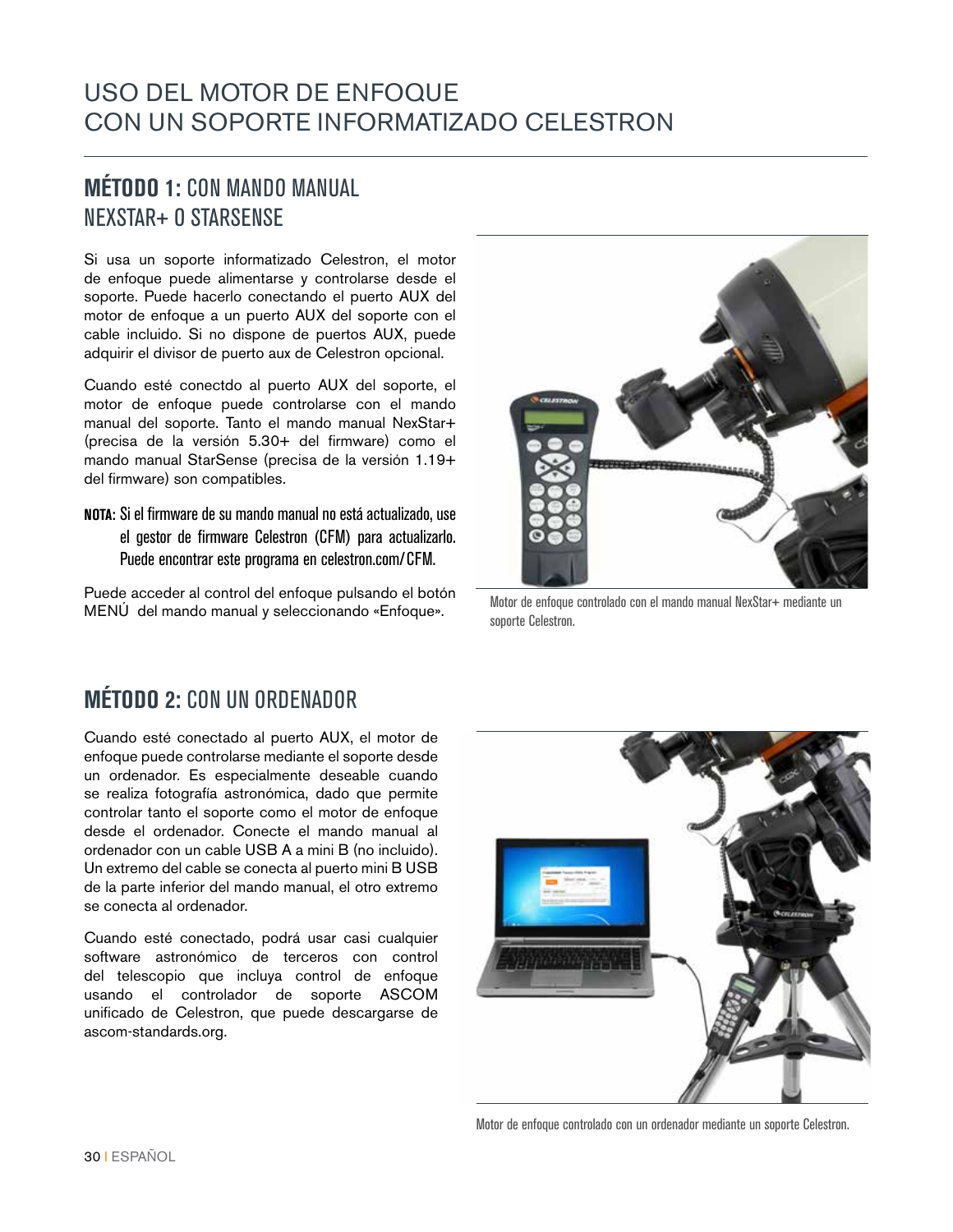# USO DEL MOTOR DE ENFOQUE CON UN SOPORTE INFORMATIZADO CELESTRON

## **MÉTODO 1:** CON MANDO MANUAL NEXSTAR+ O STARSENSE

Si usa un soporte informatizado Celestron, el motor de enfoque puede alimentarse y controlarse desde el soporte. Puede hacerlo conectando el puerto AUX del motor de enfoque a un puerto AUX del soporte con el cable incluido. Si no dispone de puertos AUX, puede adquirir el divisor de puerto aux de Celestron opcional.

Cuando esté conectdo al puerto AUX del soporte, el motor de enfoque puede controlarse con el mando manual del soporte. Tanto el mando manual NexStar+ (precisa de la versión 5.30+ del firmware) como el mando manual StarSense (precisa de la versión 1.19+ del firmware) son compatibles.

**NOTA:** Si el firmware de su mando manual no está actualizado, use el gestor de firmware Celestron (CFM) para actualizarlo. Puede encontrar este programa en celestron.com/CFM.

Puede acceder al control del enfoque pulsando el botón MENÚ del mando manual y seleccionando «Enfoque».

Motor de enfoque controlado con el mando manual NexStar+ mediante un soporte Celestron.

## **MÉTODO 2:** CON UN ORDENADOR

Cuando esté conectado al puerto AUX, el motor de enfoque puede controlarse mediante el soporte desde un ordenador. Es especialmente deseable cuando se realiza fotografía astronómica, dado que permite controlar tanto el soporte como el motor de enfoque desde el ordenador. Conecte el mando manual al ordenador con un cable USB A a mini B (no incluido). Un extremo del cable se conecta al puerto mini B USB de la parte inferior del mando manual, el otro extremo se conecta al ordenador.

Cuando esté conectado, podrá usar casi cualquier software astronómico de terceros con control del telescopio que incluya control de enfoque usando el controlador de soporte ASCOM unificado de Celestron, que puede descargarse de ascom-standards.org.

Motor de enfoque controlado con un ordenador mediante un soporte Celestron.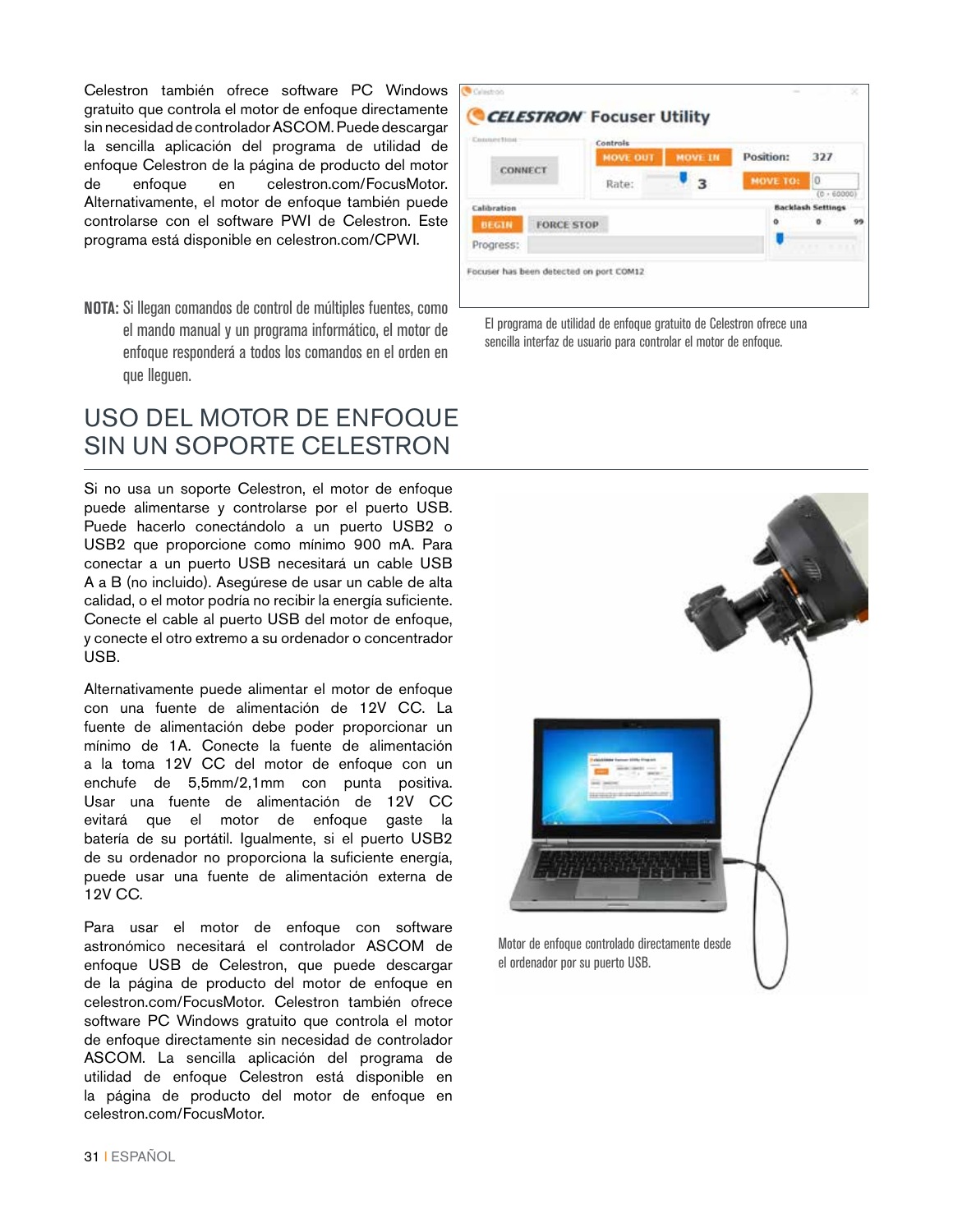Celestron también ofrece software PC Windows gratuito que controla el motor de enfoque directamente sin necesidad de controlador ASCOM. Puede descargar la sencilla aplicación del programa de utilidad de enfoque Celestron de la página de producto del motor de enfoque en celestron.com/FocusMotor. Alternativamente, el motor de enfoque también puede controlarse con el software PWI de Celestron. Este programa está disponible en celestron.com/CPWI.

El programa de utilidad de enfoque gratuito de Celestron ofrece una sencilla interfaz de usuario para controlar el motor de enfoque.

**NOTA:** Si llegan comandos de control de múltiples fuentes, como el mando manual y un programa informático, el motor de enfoque responderá a todos los comandos en el orden en que lleguen.

# USO DEL MOTOR DE ENFOQUE SIN UN SOPORTE CELESTRON

Si no usa un soporte Celestron, el motor de enfoque puede alimentarse y controlarse por el puerto USB. Puede hacerlo conectándolo a un puerto USB2 o USB2 que proporcione como mínimo 900 mA. Para conectar a un puerto USB necesitará un cable USB A a B (no incluido). Asegúrese de usar un cable de alta calidad, o el motor podría no recibir la energía suficiente. Conecte el cable al puerto USB del motor de enfoque, y conecte el otro extremo a su ordenador o concentrador USB.

Alternativamente puede alimentar el motor de enfoque con una fuente de alimentación de 12V CC. La fuente de alimentación debe poder proporcionar un mínimo de 1A. Conecte la fuente de alimentación a la toma 12V CC del motor de enfoque con un enchufe de 5,5mm/2,1mm con punta positiva. Usar una fuente de alimentación de 12V CC evitará que el motor de enfoque gaste la batería de su portátil. Igualmente, si el puerto USB2 de su ordenador no proporciona la suficiente energía, puede usar una fuente de alimentación externa de 12V CC.

Para usar el motor de enfoque con software astronómico necesitará el controlador ASCOM de enfoque USB de Celestron, que puede descargar de la página de producto del motor de enfoque en celestron.com/FocusMotor. Celestron también ofrece software PC Windows gratuito que controla el motor de enfoque directamente sin necesidad de controlador ASCOM. La sencilla aplicación del programa de utilidad de enfoque Celestron está disponible en la página de producto del motor de enfoque en celestron.com/FocusMotor.

Motor de enfoque controlado directamente desde el ordenador por su puerto USB.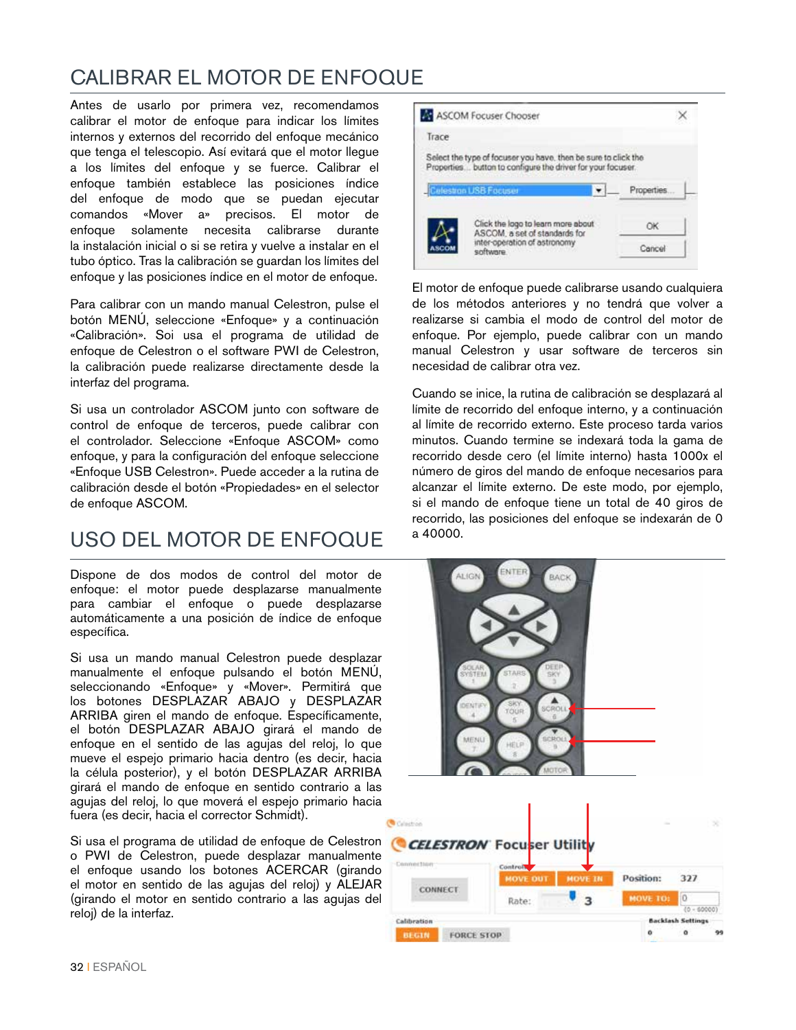# CALIBRAR EL MOTOR DE ENFOQUE

Antes de usarlo por primera vez, recomendamos calibrar el motor de enfoque para indicar los límites internos y externos del recorrido del enfoque mecánico que tenga el telescopio. Así evitará que el motor llegue a los límites del enfoque y se fuerce. Calibrar el enfoque también establece las posiciones índice del enfoque de modo que se puedan ejecutar comandos «Mover a» precisos. El motor de enfoque solamente necesita calibrarse durante la instalación inicial o si se retira y vuelve a instalar en el tubo óptico. Tras la calibración se guardan los límites del enfoque y las posiciones índice en el motor de enfoque.

Para calibrar con un mando manual Celestron, pulse el botón MENÚ, seleccione «Enfoque» y a continuación «Calibración». Soi usa el programa de utilidad de enfoque de Celestron o el software PWI de Celestron, la calibración puede realizarse directamente desde la interfaz del programa.

Si usa un controlador ASCOM junto con software de control de enfoque de terceros, puede calibrar con el controlador. Seleccione «Enfoque ASCOM» como enfoque, y para la configuración del enfoque seleccione «Enfoque USB Celestron». Puede acceder a la rutina de calibración desde el botón «Propiedades» en el selector de enfoque ASCOM.

El motor de enfoque puede calibrarse usando cualquiera de los métodos anteriores y no tendrá que volver a realizarse si cambia el modo de control del motor de enfoque. Por ejemplo, puede calibrar con un mando manual Celestron y usar software de terceros sin necesidad de calibrar otra vez.

Cuando se inice, la rutina de calibración se desplazará al límite de recorrido del enfoque interno, y a continuación al límite de recorrido externo. Este proceso tarda varios minutos. Cuando termine se indexará toda la gama de recorrido desde cero (el límite interno) hasta 1000x el número de giros del mando de enfoque necesarios para alcanzar el límite externo. De este modo, por ejemplo, si el mando de enfoque tiene un total de 40 giros de recorrido, las posiciones del enfoque se indexarán de 0 a 40000.

# USO DEL MOTOR DE ENFOQUE

Dispone de dos modos de control del motor de enfoque: el motor puede desplazarse manualmente para cambiar el enfoque o puede desplazarse automáticamente a una posición de índice de enfoque específica.

Si usa un mando manual Celestron puede desplazar manualmente el enfoque pulsando el botón MENÚ, seleccionando «Enfoque» y «Mover». Permitirá que los botones DESPLAZAR ABAJO y DESPLAZAR ARRIBA giren el mando de enfoque. Específicamente, el botón DESPLAZAR ABAJO girará el mando de enfoque en el sentido de las agujas del reloj, lo que mueve el espejo primario hacia dentro (es decir, hacia la célula posterior), y el botón DESPLAZAR ARRIBA girará el mando de enfoque en sentido contrario a las agujas del reloj, lo que moverá el espejo primario hacia fuera (es decir, hacia el corrector Schmidt).

Si usa el programa de utilidad de enfoque de Celestron o PWI de Celestron, puede desplazar manualmente el enfoque usando los botones ACERCAR (girando el motor en sentido de las agujas del reloj) y ALEJAR (girando el motor en sentido contrario a las agujas del reloj) de la interfaz.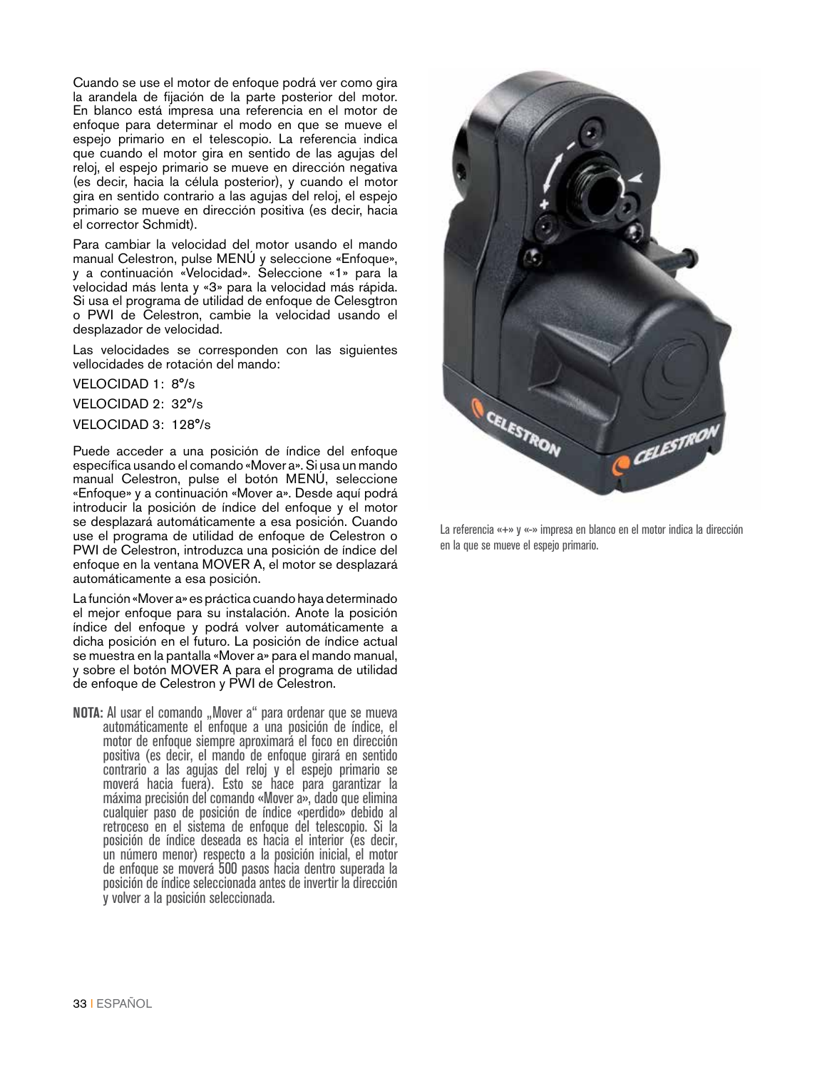Cuando se use el motor de enfoque podrá ver como gira la arandela de fijación de la parte posterior del motor. En blanco está impresa una referencia en el motor de enfoque para determinar el modo en que se mueve el espejo primario en el telescopio. La referencia indica que cuando el motor gira en sentido de las agujas del reloj, el espejo primario se mueve en dirección negativa (es decir, hacia la célula posterior), y cuando el motor gira en sentido contrario a las agujas del reloj, el espejo primario se mueve en dirección positiva (es decir, hacia el corrector Schmidt).

Para cambiar la velocidad del motor usando el mando manual Celestron, pulse MENÚ y seleccione «Enfoque», y a continuación «Velocidad». Seleccione «1» para la velocidad más lenta y «3» para la velocidad más rápida. Si usa el programa de utilidad de enfoque de Celesgtron o PWI de Celestron, cambie la velocidad usando el desplazador de velocidad.

Las velocidades se corresponden con las siguientes vellocidades de rotación del mando:

VELOCIDAD 1: 8°/s

VELOCIDAD 2: 32°/s

VELOCIDAD 3: 128°/s

Puede acceder a una posición de índice del enfoque específica usando el comando «Mover a». Si usa un mando manual Celestron, pulse el botón MENÚ, seleccione «Enfoque» y a continuación «Mover a». Desde aquí podrá introducir la posición de índice del enfoque y el motor se desplazará automáticamente a esa posición. Cuando use el programa de utilidad de enfoque de Celestron o PWI de Celestron, introduzca una posición de índice del enfoque en la ventana MOVER A, el motor se desplazará automáticamente a esa posición.

La función «Mover a» es práctica cuando haya determinado el mejor enfoque para su instalación. Anote la posición índice del enfoque y podrá volver automáticamente a dicha posición en el futuro. La posición de índice actual se muestra en la pantalla «Mover a» para el mando manual, y sobre el botón MOVER A para el programa de utilidad de enfoque de Celestron y PWI de Celestron.

**NOTA:** Al usar el comando „Mover a" para ordenar que se mueva automáticamente el enfoque a una posición de índice, el motor de enfoque siempre aproximará el foco en dirección positiva (es decir, el mando de enfoque girará en sentido contrario a las agujas del reloj y el espejo primario se moverá hacia fuera). Esto se hace para garantizar la máxima precisión del comando «Mover a», dado que elimina cualquier paso de posición de índice «perdido» debido al retroceso en el sistema de enfoque del telescopio. Si la posición de índice deseada es hacia el interior (es decir, un número menor) respecto a la posición inicial, el motor de enfoque se moverá 500 pasos hacia dentro superada la posición de índice seleccionada antes de invertir la dirección y volver a la posición seleccionada.

La referencia «+» y «-» impresa en blanco en el motor indica la dirección en la que se mueve el espejo primario.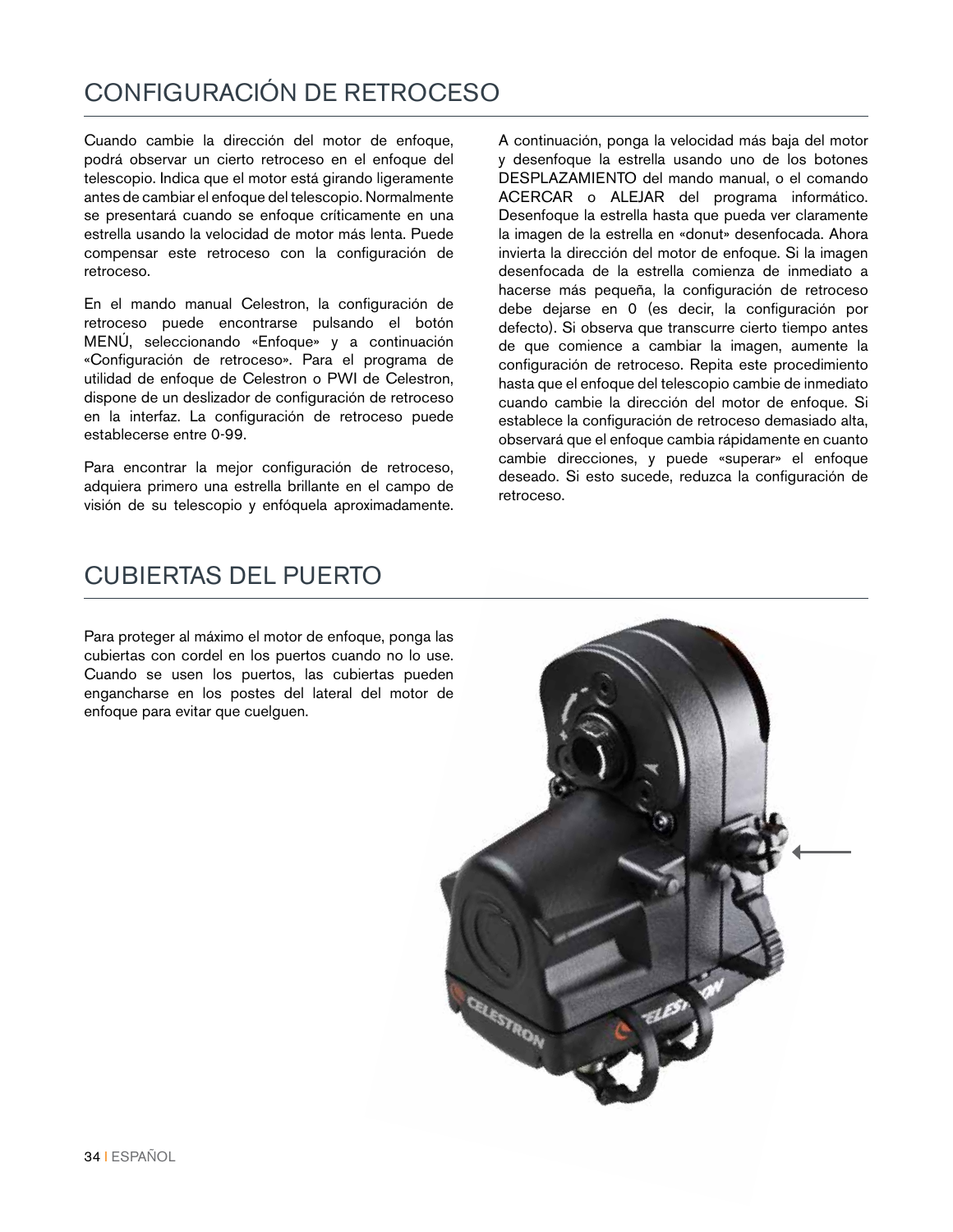## CONFIGURACIÓN DE RETROCESO

Cuando cambie la dirección del motor de enfoque, podrá observar un cierto retroceso en el enfoque del telescopio. Indica que el motor está girando ligeramente antes de cambiar el enfoque del telescopio. Normalmente se presentará cuando se enfoque críticamente en una estrella usando la velocidad de motor más lenta. Puede compensar este retroceso con la configuración de retroceso.

En el mando manual Celestron, la configuración de retroceso puede encontrarse pulsando el botón MENÚ, seleccionando «Enfoque» y a continuación «Configuración de retroceso». Para el programa de utilidad de enfoque de Celestron o PWI de Celestron, dispone de un deslizador de configuración de retroceso en la interfaz. La configuración de retroceso puede establecerse entre 0-99.

Para encontrar la mejor configuración de retroceso, adquiera primero una estrella brillante en el campo de visión de su telescopio y enfóquela aproximadamente. A continuación, ponga la velocidad más baja del motor y desenfoque la estrella usando uno de los botones DESPLAZAMIENTO del mando manual, o el comando ACERCAR o ALEJAR del programa informático. Desenfoque la estrella hasta que pueda ver claramente la imagen de la estrella en «donut» desenfocada. Ahora invierta la dirección del motor de enfoque. Si la imagen desenfocada de la estrella comienza de inmediato a hacerse más pequeña, la configuración de retroceso debe dejarse en 0 (es decir, la configuración por defecto). Si observa que transcurre cierto tiempo antes de que comience a cambiar la imagen, aumente la configuración de retroceso. Repita este procedimiento hasta que el enfoque del telescopio cambie de inmediato cuando cambie la dirección del motor de enfoque. Si establece la configuración de retroceso demasiado alta, observará que el enfoque cambia rápidamente en cuanto cambie direcciones, y puede «superar» el enfoque deseado. Si esto sucede, reduzca la configuración de retroceso.

## CUBIERTAS DEL PUERTO

Para proteger al máximo el motor de enfoque, ponga las cubiertas con cordel en los puertos cuando no lo use. Cuando se usen los puertos, las cubiertas pueden engancharse en los postes del lateral del motor de enfoque para evitar que cuelguen.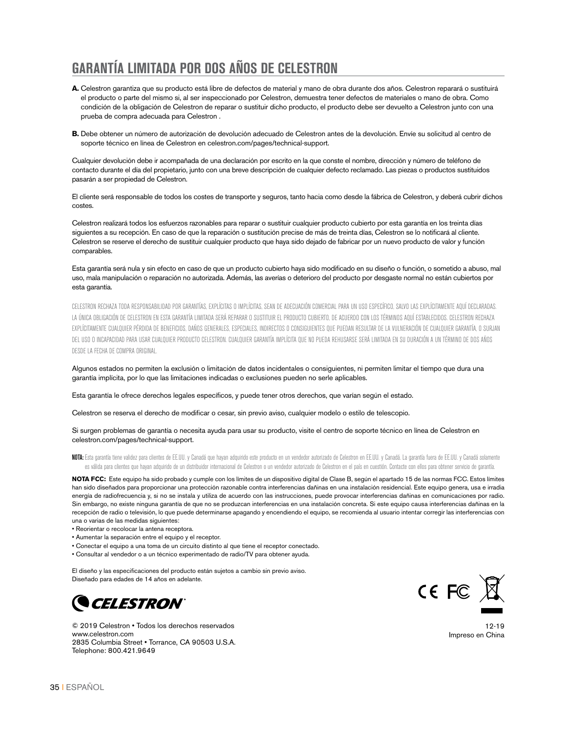# GARANTÍA LIMITADA POR DOS AÑOS DE CELESTRON

**A.** Celestron garantiza que su producto está libre de defectos de material y mano de obra durante dos años. Celestron reparará o sustituirá el producto o parte del mismo si, al ser inspeccionado por Celestron, demuestra tener defectos de materiales o mano de obra. Como condición de la obligación de Celestron de reparar o sustituir dicho producto, el producto debe ser devuelto a Celestron junto con una prueba de compra adecuada para Celestron .

**B.** Debe obtener un número de autorización de devolución adecuado de Celestron antes de la devolución. Envíe su solicitud al centro de soporte técnico en línea de Celestron en celestron.com/pages/technical-support.

Cualquier devolución debe ir acompañada de una declaración por escrito en la que conste el nombre, dirección y número de teléfono de contacto durante el día del propietario, junto con una breve descripción de cualquier defecto reclamado. Las piezas o productos sustituidos pasarán a ser propiedad de Celestron.

El cliente será responsable de todos los costes de transporte y seguros, tanto hacia como desde la fábrica de Celestron, y deberá cubrir dichos costes.

Celestron realizará todos los esfuerzos razonables para reparar o sustituir cualquier producto cubierto por esta garantía en los treinta días siguientes a su recepción. En caso de que la reparación o sustitución precise de más de treinta días, Celestron se lo notificará al cliente. Celestron se reserve el derecho de sustituir cualquier producto que haya sido dejado de fabricar por un nuevo producto de valor y función comparables.

Esta garantía será nula y sin efecto en caso de que un producto cubierto haya sido modificado en su diseño o función, o sometido a abuso, mal uso, mala manipulación o reparación no autorizada. Además, las averías o deterioro del producto por desgaste normal no están cubiertos por esta garantía.

CELESTRON RECHAZA TODA RESPONSABILIDAD POR GARANTÍAS, EXPLÍCITAS O IMPLÍCITAS, SEAN DE ADECUACIÓN COMERCIAL PARA UN USO ESPECÍFICO, SALVO LAS EXPLÍCITAMENTE AQUÍ DECLARADAS. LA ÚNICA OBLIGACIÓN DE CELESTRON EN ESTA GARANTÍA LIMITADA SERÁ REPARAR O SUSTITUIR EL PRODUCTO CUBIERTO, DE ACUERDO CON LOS TÉRMINOS AQUÍ ESTABLECIDOS. CELESTRON RECHAZA EXPLÍCITAMENTE CUALQUIER PÉRDIDA DE BENEFICIOS, DAÑOS GENERALES, ESPECIALES, INDIRECTOS O CONSIGUIENTES QUE PUEDAN RESULTAR DE LA VULNERACIÓN DE CUALQUIER GARANTÍA, O SURJAN DEL USO O INCAPACIDAD PARA USAR CUALQUIER PRODUCTO CELESTRON. CUALQUIER GARANTÍA IMPLÍCITA QUE NO PUEDA REHUSARSE SERÁ LIMITADA EN SU DURACIÓN A UN TÉRMINO DE DOS AÑOS DESDE LA FECHA DE COMPRA ORIGINAL.

Algunos estados no permiten la exclusión o limitación de datos incidentales o consiguientes, ni permiten limitar el tiempo que dura una garantía implícita, por lo que las limitaciones indicadas o exclusiones pueden no serle aplicables.

Esta garantía le ofrece derechos legales específicos, y puede tener otros derechos, que varían según el estado.

Celestron se reserva el derecho de modificar o cesar, sin previo aviso, cualquier modelo o estilo de telescopio.

Si surgen problemas de garantía o necesita ayuda para usar su producto, visite el centro de soporte técnico en línea de Celestron en celestron.com/pages/technical-support.

**NOTA:** Esta garantía tiene validez para clientes de EE.UU. y Canadá que hayan adquirido este producto en un vendedor autorizado de Celestron en EE.UU. y Canadá. La garantía fuera de EE.UU. y Canadá solamente es válida para clientes que hayan adquirido de un distribuidor internacional de Celestron o un vendedor autorizado de Celestron en el país en cuestión. Contacte con ellos para obtener servicio de garantía.

**NOTA FCC:** Este equipo ha sido probado y cumple con los límites de un dispositivo digital de Clase B, según el apartado 15 de las normas FCC. Estos límites han sido diseñados para proporcionar una protección razonable contra interferencias dañinas en una instalación residencial. Este equipo genera, usa e irradia energía de radiofrecuencia y, si no se instala y utiliza de acuerdo con las instrucciones, puede provocar interferencias dañinas en comunicaciones por radio. Sin embargo, no existe ninguna garantía de que no se produzcan interferencias en una instalación concreta. Si este equipo causa interferencias dañinas en la recepción de radio o televisión, lo que puede determinarse apagando y encendiendo el equipo, se recomienda al usuario intentar corregir las interferencias con una o varias de las medidas siguientes:

- Reorientar o recolocar la antena receptora.
- Aumentar la separación entre el equipo y el receptor.
- Conectar el equipo a una toma de un circuito distinto al que tiene el receptor conectado.
- Consultar al vendedor o a un técnico experimentado de radio/TV para obtener ayuda.

El diseño y las especificaciones del producto están sujetos a cambio sin previo aviso.
Diseñado para edades de 14 años en adelante.

CELESTRON

© 2019 Celestron • Todos los derechos reservados
www.celestron.com
2835 Columbia Street • Torrance, CA 90503 U.S.A.
Telephone: 800.421.9649

12-19
Impreso en China